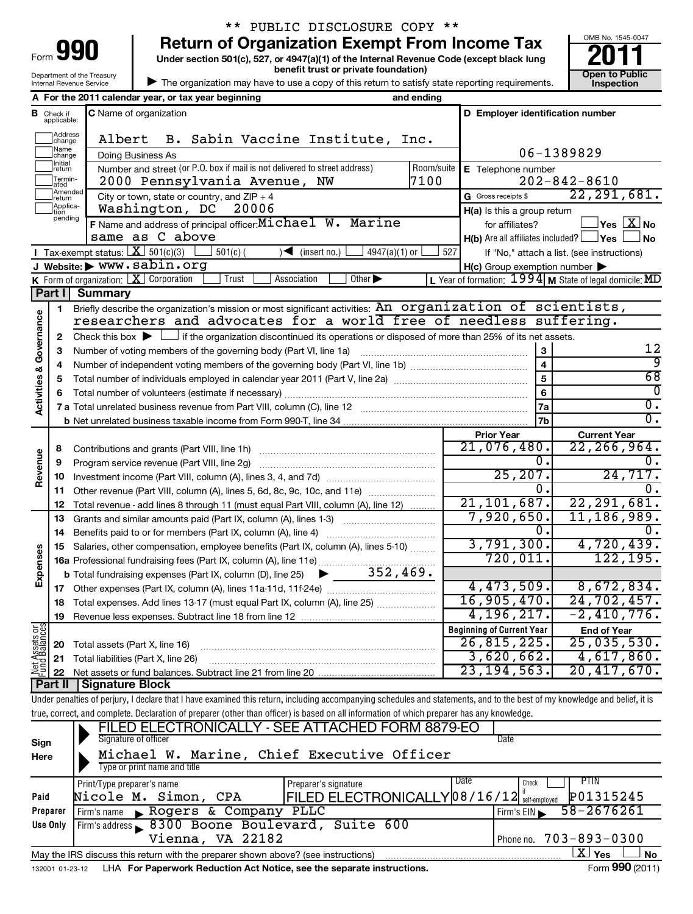\*\* PUBLIC DISCLOSURE COPY \*\*

# Form 990 — Return of Organization Exempt From Income Tax

Under section 501(c), 527, or 4947(a)(1) of the Internal Revenue Code (except black lung benefit trust or private foundation)

Department of the Treasury
Internal Revenue Service

▶ The organization may have to use a copy of this return to satisfy state reporting requirements.

OMB No. 1545-0047

**2011**

**Open to Public Inspection**

**A** For the 2011 calendar year, or tax year beginning and ending

**B** Check if applicable: Address change / Name change / Initial return / Terminated / Amended return / Application pending

**C** Name of organization: Albert B. Sabin Vaccine Institute, Inc.

Doing Business As

Number and street (or P.O. box if mail is not delivered to street address): 2000 Pennsylvania Avenue, NW — Room/suite: 7100

City or town, state or country, and ZIP + 4: Washington, DC 20006

**D** Employer identification number: 06-1389829

**E** Telephone number: 202-842-8610

**G** Gross receipts $ 22,291,681.

**F** Name and address of principal officer: Michael W. Marine, same as C above

**H(a)** Is this a group return for affiliates? ☐ Yes ☒ No

**H(b)** Are all affiliates included? ☐ Yes ☐ No — If "No," attach a list. (see instructions)

**H(c)** Group exemption number ▶

**I** Tax-exempt status: ☒ 501(c)(3) ☐ 501(c) ( ) ◀ (insert no.) ☐ 4947(a)(1) or ☐ 527

**J** Website: ▶ www.sabin.org

**K** Form of organization: ☒ Corporation ☐ Trust ☐ Association ☐ Other ▶

**L** Year of formation: 1994 **M** State of legal domicile: MD

## Part I Summary

**Activities & Governance**

1. Briefly describe the organization's mission or most significant activities: An organization of scientists, researchers and advocates for a world free of needless suffering.
2. Check this box ▶ ☐ if the organization discontinued its operations or disposed of more than 25% of its net assets.

| Line | Description | | Value |
|---|---|---|---|
| 3 | Number of voting members of the governing body (Part VI, line 1a) | 3 | 12 |
| 4 | Number of independent voting members of the governing body (Part VI, line 1b) | 4 | 9 |
| 5 | Total number of individuals employed in calendar year 2011 (Part V, line 2a) | 5 | 68 |
| 6 | Total number of volunteers (estimate if necessary) | 6 | 0 |
| 7a | Total unrelated business revenue from Part VIII, column (C), line 12 | 7a | 0. |
| 7b | Net unrelated business taxable income from Form 990-T, line 34 | 7b | 0. |

| Line | Description | Prior Year | Current Year |
|---|---|---|---|
| **Revenue** | | | |
| 8 | Contributions and grants (Part VIII, line 1h) | 21,076,480. | 22,266,964. |
| 9 | Program service revenue (Part VIII, line 2g) | 0. | 0. |
| 10 | Investment income (Part VIII, column (A), lines 3, 4, and 7d) | 25,207. | 24,717. |
| 11 | Other revenue (Part VIII, column (A), lines 5, 6d, 8c, 9c, 10c, and 11e) | 0. | 0. |
| 12 | Total revenue - add lines 8 through 11 (must equal Part VIII, column (A), line 12) | 21,101,687. | 22,291,681. |
| **Expenses** | | | |
| 13 | Grants and similar amounts paid (Part IX, column (A), lines 1-3) | 7,920,650. | 11,186,989. |
| 14 | Benefits paid to or for members (Part IX, column (A), line 4) | 0. | 0. |
| 15 | Salaries, other compensation, employee benefits (Part IX, column (A), lines 5-10) | 3,791,300. | 4,720,439. |
| 16a | Professional fundraising fees (Part IX, column (A), line 11e) | 720,011. | 122,195. |
| 16b | Total fundraising expenses (Part IX, column (D), line 25) ▶ 352,469. | | |
| 17 | Other expenses (Part IX, column (A), lines 11a-11d, 11f-24e) | 4,473,509. | 8,672,834. |
| 18 | Total expenses. Add lines 13-17 (must equal Part IX, column (A), line 25) | 16,905,470. | 24,702,457. |
| 19 | Revenue less expenses. Subtract line 18 from line 12 | 4,196,217. | -2,410,776. |

| Line | Net Assets or Fund Balances | Beginning of Current Year | End of Year |
|---|---|---|---|
| 20 | Total assets (Part X, line 16) | 26,815,225. | 25,035,530. |
| 21 | Total liabilities (Part X, line 26) | 3,620,662. | 4,617,860. |
| 22 | Net assets or fund balances. Subtract line 21 from line 20 | 23,194,563. | 20,417,670. |

## Part II Signature Block

Under penalties of perjury, I declare that I have examined this return, including accompanying schedules and statements, and to the best of my knowledge and belief, it is true, correct, and complete. Declaration of preparer (other than officer) is based on all information of which preparer has any knowledge.

**Sign Here**

FILED ELECTRONICALLY - SEE ATTACHED FORM 8879-EO
Signature of officer — Date

Michael W. Marine, Chief Executive Officer
Type or print name and title

**Paid Preparer Use Only**

| Print/Type preparer's name | Preparer's signature | Date | Check if self-employed | PTIN |
|---|---|---|---|---|
| Nicole M. Simon, CPA | FILED ELECTRONICALLY | 08/16/12 | ☐ | P01315245 |

Firm's name ▶ Rogers & Company PLLC — Firm's EIN ▶ 58-2676261

Firm's address ▶ 8300 Boone Boulevard, Suite 600, Vienna, VA 22182 — Phone no. 703-893-0300

May the IRS discuss this return with the preparer shown above? (see instructions) ☒ Yes ☐ No

132001 01-23-12 LHA For Paperwork Reduction Act Notice, see the separate instructions. Form **990** (2011)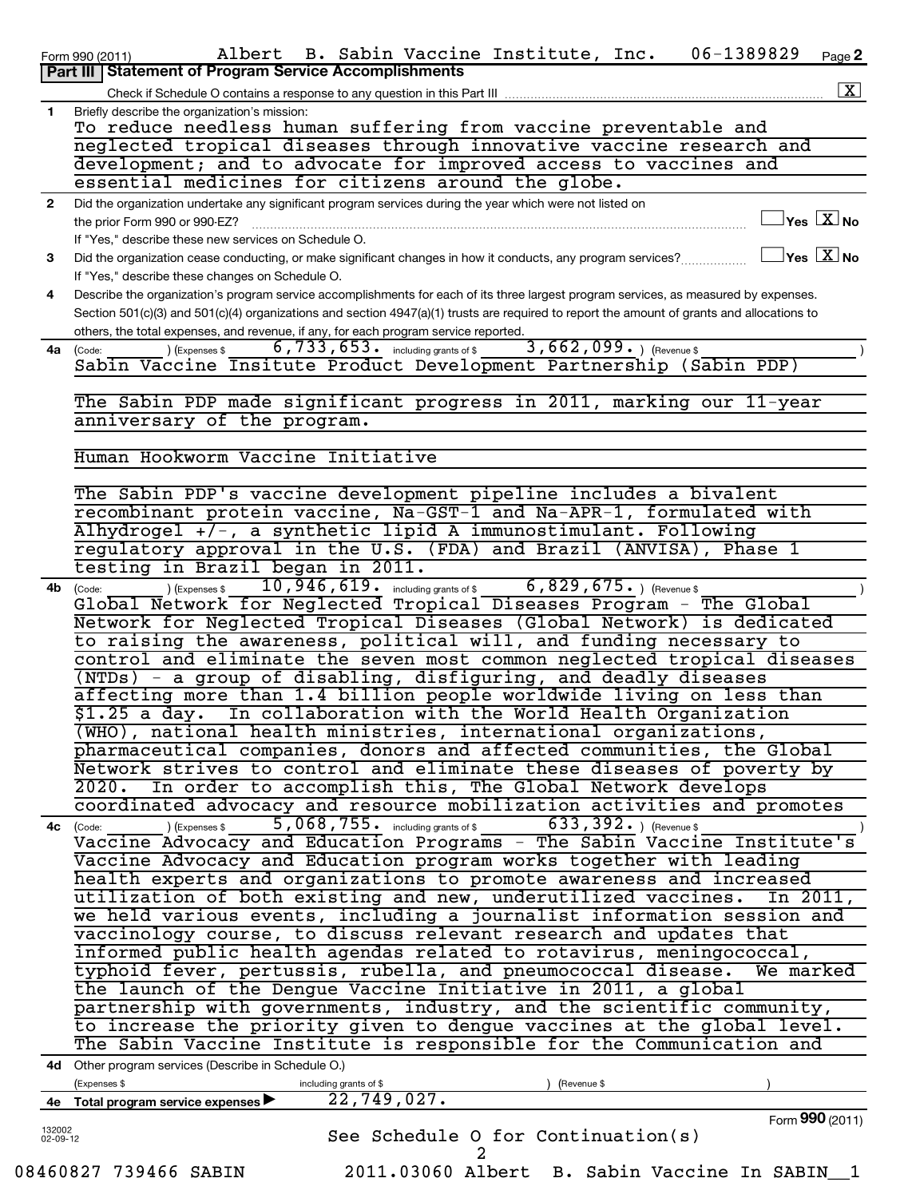Form 990 (2011) Albert B. Sabin Vaccine Institute, Inc. 06-1389829 Page 2

## Part III | Statement of Program Service Accomplishments

Check if Schedule O contains a response to any question in this Part III [X]

**1** Briefly describe the organization's mission:

To reduce needless human suffering from vaccine preventable and neglected tropical diseases through innovative vaccine research and development; and to advocate for improved access to vaccines and essential medicines for citizens around the globe.

**2** Did the organization undertake any significant program services during the year which were not listed on the prior Form 990 or 990-EZ? [ ] Yes [X] No

If "Yes," describe these new services on Schedule O.

**3** Did the organization cease conducting, or make significant changes in how it conducts, any program services? [ ] Yes [X] No

If "Yes," describe these changes on Schedule O.

**4** Describe the organization's program service accomplishments for each of its three largest program services, as measured by expenses. Section 501(c)(3) and 501(c)(4) organizations and section 4947(a)(1) trusts are required to report the amount of grants and allocations to others, the total expenses, and revenue, if any, for each program service reported.

**4a** (Code: ) (Expenses $ 6,733,653. including grants of $ 3,662,099. ) (Revenue $ )

Sabin Vaccine Insitute Product Development Partnership (Sabin PDP)

The Sabin PDP made significant progress in 2011, marking our 11-year anniversary of the program.

Human Hookworm Vaccine Initiative

The Sabin PDP's vaccine development pipeline includes a bivalent recombinant protein vaccine, Na-GST-1 and Na-APR-1, formulated with Alhydrogel +/-, a synthetic lipid A immunostimulant. Following regulatory approval in the U.S. (FDA) and Brazil (ANVISA), Phase 1 testing in Brazil began in 2011.

**4b** (Code: ) (Expenses $ 10,946,619. including grants of $ 6,829,675. ) (Revenue $ )

Global Network for Neglected Tropical Diseases Program - The Global Network for Neglected Tropical Diseases (Global Network) is dedicated to raising the awareness, political will, and funding necessary to control and eliminate the seven most common neglected tropical diseases (NTDs) - a group of disabling, disfiguring, and deadly diseases affecting more than 1.4 billion people worldwide living on less than $1.25 a day. In collaboration with the World Health Organization (WHO), national health ministries, international organizations, pharmaceutical companies, donors and affected communities, the Global Network strives to control and eliminate these diseases of poverty by 2020. In order to accomplish this, The Global Network develops coordinated advocacy and resource mobilization activities and promotes

**4c** (Code: ) (Expenses $ 5,068,755. including grants of $ 633,392. ) (Revenue $ )

Vaccine Advocacy and Education Programs - The Sabin Vaccine Institute's Vaccine Advocacy and Education program works together with leading health experts and organizations to promote awareness and increased utilization of both existing and new, underutilized vaccines. In 2011, we held various events, including a journalist information session and vaccinology course, to discuss relevant research and updates that informed public health agendas related to rotavirus, meningococcal, typhoid fever, pertussis, rubella, and pneumococcal disease. We marked the launch of the Dengue Vaccine Initiative in 2011, a global partnership with governments, industry, and the scientific community, to increase the priority given to dengue vaccines at the global level. The Sabin Vaccine Institute is responsible for the Communication and

**4d** Other program services (Describe in Schedule O.)

(Expenses $ including grants of $ ) (Revenue $ )

**4e** Total program service expenses ▶ 22,749,027.

Form **990** (2011)

See Schedule O for Continuation(s)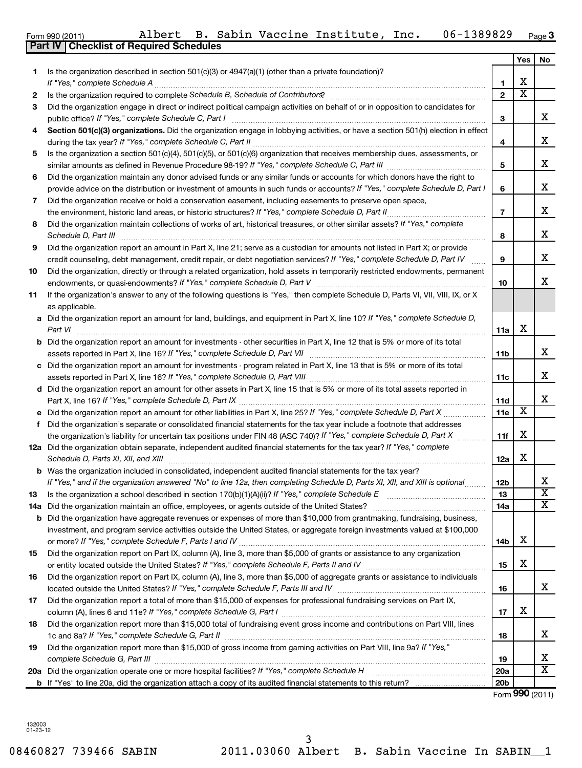Form 990 (2011) Albert B. Sabin Vaccine Institute, Inc. 06-1389829 Page 3

**Part IV Checklist of Required Schedules**

| | | | Yes | No |
|---|---|---|---|---|
| 1 | Is the organization described in section 501(c)(3) or 4947(a)(1) (other than a private foundation)? *If "Yes," complete Schedule A* | 1 | X | |
| 2 | Is the organization required to complete *Schedule B, Schedule of Contributors*? | 2 | X | |
| 3 | Did the organization engage in direct or indirect political campaign activities on behalf of or in opposition to candidates for public office? *If "Yes," complete Schedule C, Part I* | 3 | | X |
| 4 | **Section 501(c)(3) organizations.** Did the organization engage in lobbying activities, or have a section 501(h) election in effect during the tax year? *If "Yes," complete Schedule C, Part II* | 4 | | X |
| 5 | Is the organization a section 501(c)(4), 501(c)(5), or 501(c)(6) organization that receives membership dues, assessments, or similar amounts as defined in Revenue Procedure 98-19? *If "Yes," complete Schedule C, Part III* | 5 | | X |
| 6 | Did the organization maintain any donor advised funds or any similar funds or accounts for which donors have the right to provide advice on the distribution or investment of amounts in such funds or accounts? *If "Yes," complete Schedule D, Part I* | 6 | | X |
| 7 | Did the organization receive or hold a conservation easement, including easements to preserve open space, the environment, historic land areas, or historic structures? *If "Yes," complete Schedule D, Part II* | 7 | | X |
| 8 | Did the organization maintain collections of works of art, historical treasures, or other similar assets? *If "Yes," complete Schedule D, Part III* | 8 | | X |
| 9 | Did the organization report an amount in Part X, line 21; serve as a custodian for amounts not listed in Part X; or provide credit counseling, debt management, credit repair, or debt negotiation services? *If "Yes," complete Schedule D, Part IV* | 9 | | X |
| 10 | Did the organization, directly or through a related organization, hold assets in temporarily restricted endowments, permanent endowments, or quasi-endowments? *If "Yes," complete Schedule D, Part V* | 10 | | X |
| 11 | If the organization's answer to any of the following questions is "Yes," then complete Schedule D, Parts VI, VII, VIII, IX, or X as applicable. | | | |
| a | Did the organization report an amount for land, buildings, and equipment in Part X, line 10? *If "Yes," complete Schedule D, Part VI* | 11a | X | |
| b | Did the organization report an amount for investments - other securities in Part X, line 12 that is 5% or more of its total assets reported in Part X, line 16? *If "Yes," complete Schedule D, Part VII* | 11b | | X |
| c | Did the organization report an amount for investments - program related in Part X, line 13 that is 5% or more of its total assets reported in Part X, line 16? *If "Yes," complete Schedule D, Part VIII* | 11c | | X |
| d | Did the organization report an amount for other assets in Part X, line 15 that is 5% or more of its total assets reported in Part X, line 16? *If "Yes," complete Schedule D, Part IX* | 11d | | X |
| e | Did the organization report an amount for other liabilities in Part X, line 25? *If "Yes," complete Schedule D, Part X* | 11e | X | |
| f | Did the organization's separate or consolidated financial statements for the tax year include a footnote that addresses the organization's liability for uncertain tax positions under FIN 48 (ASC 740)? *If "Yes," complete Schedule D, Part X* | 11f | X | |
| 12a | Did the organization obtain separate, independent audited financial statements for the tax year? *If "Yes," complete Schedule D, Parts XI, XII, and XIII* | 12a | X | |
| b | Was the organization included in consolidated, independent audited financial statements for the tax year? *If "Yes," and if the organization answered "No" to line 12a, then completing Schedule D, Parts XI, XII, and XIII is optional* | 12b | | X |
| 13 | Is the organization a school described in section 170(b)(1)(A)(ii)? *If "Yes," complete Schedule E* | 13 | | X |
| 14a | Did the organization maintain an office, employees, or agents outside of the United States? | 14a | | X |
| b | Did the organization have aggregate revenues or expenses of more than $10,000 from grantmaking, fundraising, business, investment, and program service activities outside the United States, or aggregate foreign investments valued at $100,000 or more? *If "Yes," complete Schedule F, Parts I and IV* | 14b | X | |
| 15 | Did the organization report on Part IX, column (A), line 3, more than $5,000 of grants or assistance to any organization or entity located outside the United States? *If "Yes," complete Schedule F, Parts II and IV* | 15 | X | |
| 16 | Did the organization report on Part IX, column (A), line 3, more than $5,000 of aggregate grants or assistance to individuals located outside the United States? *If "Yes," complete Schedule F, Parts III and IV* | 16 | | X |
| 17 | Did the organization report a total of more than $15,000 of expenses for professional fundraising services on Part IX, column (A), lines 6 and 11e? *If "Yes," complete Schedule G, Part I* | 17 | X | |
| 18 | Did the organization report more than $15,000 total of fundraising event gross income and contributions on Part VIII, lines 1c and 8a? *If "Yes," complete Schedule G, Part II* | 18 | | X |
| 19 | Did the organization report more than $15,000 of gross income from gaming activities on Part VIII, line 9a? *If "Yes," complete Schedule G, Part III* | 19 | | X |
| 20a | Did the organization operate one or more hospital facilities? *If "Yes," complete Schedule H* | 20a | | X |
| b | If "Yes" to line 20a, did the organization attach a copy of its audited financial statements to this return? | 20b | | |

Form **990** (2011)

132003 01-23-12

08460827 739466 SABIN 2011.03060 Albert B. Sabin Vaccine In SABIN__1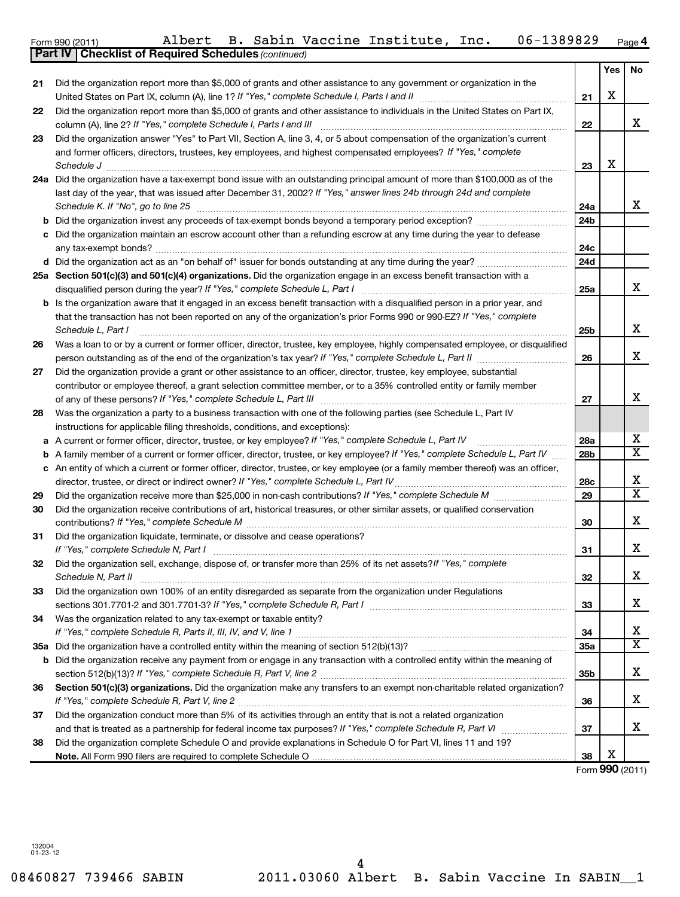Form 990 (2011) Albert B. Sabin Vaccine Institute, Inc. 06-1389829 Page 4

**Part IV Checklist of Required Schedules** *(continued)*

| | | | Yes | No |
|---|---|---|---|---|
| 21 | Did the organization report more than $5,000 of grants and other assistance to any government or organization in the United States on Part IX, column (A), line 1? *If "Yes," complete Schedule I, Parts I and II* | 21 | X | |
| 22 | Did the organization report more than $5,000 of grants and other assistance to individuals in the United States on Part IX, column (A), line 2? *If "Yes," complete Schedule I, Parts I and III* | 22 | | X |
| 23 | Did the organization answer "Yes" to Part VII, Section A, line 3, 4, or 5 about compensation of the organization's current and former officers, directors, trustees, key employees, and highest compensated employees? *If "Yes," complete Schedule J* | 23 | X | |
| 24a | Did the organization have a tax-exempt bond issue with an outstanding principal amount of more than $100,000 as of the last day of the year, that was issued after December 31, 2002? *If "Yes," answer lines 24b through 24d and complete Schedule K. If "No", go to line 25* | 24a | | X |
| b | Did the organization invest any proceeds of tax-exempt bonds beyond a temporary period exception? | 24b | | |
| c | Did the organization maintain an escrow account other than a refunding escrow at any time during the year to defease any tax-exempt bonds? | 24c | | |
| d | Did the organization act as an "on behalf of" issuer for bonds outstanding at any time during the year? | 24d | | |
| 25a | **Section 501(c)(3) and 501(c)(4) organizations.** Did the organization engage in an excess benefit transaction with a disqualified person during the year? *If "Yes," complete Schedule L, Part I* | 25a | | X |
| b | Is the organization aware that it engaged in an excess benefit transaction with a disqualified person in a prior year, and that the transaction has not been reported on any of the organization's prior Forms 990 or 990-EZ? *If "Yes," complete Schedule L, Part I* | 25b | | X |
| 26 | Was a loan to or by a current or former officer, director, trustee, key employee, highly compensated employee, or disqualified person outstanding as of the end of the organization's tax year? *If "Yes," complete Schedule L, Part II* | 26 | | X |
| 27 | Did the organization provide a grant or other assistance to an officer, director, trustee, key employee, substantial contributor or employee thereof, a grant selection committee member, or to a 35% controlled entity or family member of any of these persons? *If "Yes," complete Schedule L, Part III* | 27 | | X |
| 28 | Was the organization a party to a business transaction with one of the following parties (see Schedule L, Part IV instructions for applicable filing thresholds, conditions, and exceptions): | | | |
| a | A current or former officer, director, trustee, or key employee? *If "Yes," complete Schedule L, Part IV* | 28a | | X |
| b | A family member of a current or former officer, director, trustee, or key employee? *If "Yes," complete Schedule L, Part IV* | 28b | | X |
| c | An entity of which a current or former officer, director, trustee, or key employee (or a family member thereof) was an officer, director, trustee, or direct or indirect owner? *If "Yes," complete Schedule L, Part IV* | 28c | | X |
| 29 | Did the organization receive more than $25,000 in non-cash contributions? *If "Yes," complete Schedule M* | 29 | | X |
| 30 | Did the organization receive contributions of art, historical treasures, or other similar assets, or qualified conservation contributions? *If "Yes," complete Schedule M* | 30 | | X |
| 31 | Did the organization liquidate, terminate, or dissolve and cease operations? *If "Yes," complete Schedule N, Part I* | 31 | | X |
| 32 | Did the organization sell, exchange, dispose of, or transfer more than 25% of its net assets? *If "Yes," complete Schedule N, Part II* | 32 | | X |
| 33 | Did the organization own 100% of an entity disregarded as separate from the organization under Regulations sections 301.7701-2 and 301.7701-3? *If "Yes," complete Schedule R, Part I* | 33 | | X |
| 34 | Was the organization related to any tax-exempt or taxable entity? *If "Yes," complete Schedule R, Parts II, III, IV, and V, line 1* | 34 | | X |
| 35a | Did the organization have a controlled entity within the meaning of section 512(b)(13)? | 35a | | X |
| b | Did the organization receive any payment from or engage in any transaction with a controlled entity within the meaning of section 512(b)(13)? *If "Yes," complete Schedule R, Part V, line 2* | 35b | | X |
| 36 | **Section 501(c)(3) organizations.** Did the organization make any transfers to an exempt non-charitable related organization? *If "Yes," complete Schedule R, Part V, line 2* | 36 | | X |
| 37 | Did the organization conduct more than 5% of its activities through an entity that is not a related organization and that is treated as a partnership for federal income tax purposes? *If "Yes," complete Schedule R, Part VI* | 37 | | X |
| 38 | Did the organization complete Schedule O and provide explanations in Schedule O for Part VI, lines 11 and 19? **Note.** All Form 990 filers are required to complete Schedule O | 38 | X | |

Form **990** (2011)

132004
01-23-12

08460827 739466 SABIN 2011.03060 Albert B. Sabin Vaccine In SABIN__1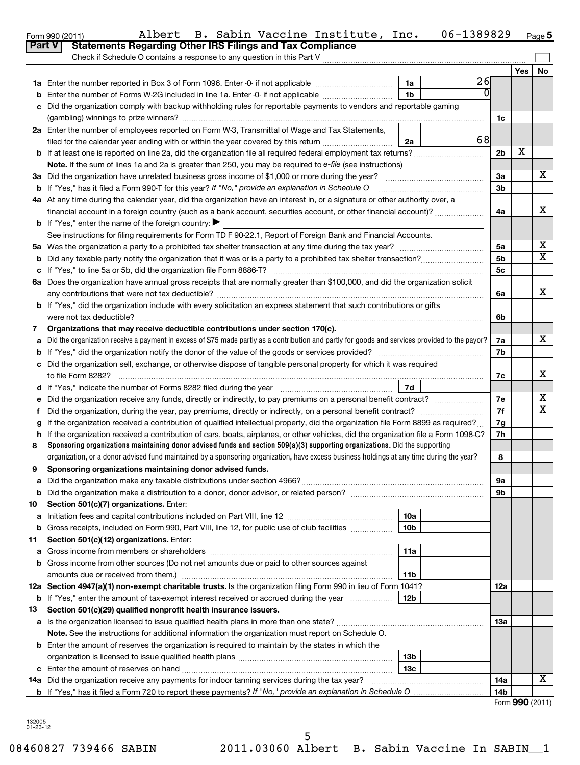Form 990 (2011) Albert B. Sabin Vaccine Institute, Inc. 06-1389829 Page 5

## Part V Statements Regarding Other IRS Filings and Tax Compliance

Check if Schedule O contains a response to any question in this Part V

| | | | | | Yes | No |
|---|---|---|---|---|---|---|
| **1a** | Enter the number reported in Box 3 of Form 1096. Enter -0- if not applicable | 1a | 26 | | | |
| **b** | Enter the number of Forms W-2G included in line 1a. Enter -0- if not applicable | 1b | 0 | | | |
| **c** | Did the organization comply with backup withholding rules for reportable payments to vendors and reportable gaming (gambling) winnings to prize winners? | | | 1c | | |
| **2a** | Enter the number of employees reported on Form W-3, Transmittal of Wage and Tax Statements, filed for the calendar year ending with or within the year covered by this return | 2a | 68 | | | |
| **b** | If at least one is reported on line 2a, did the organization file all required federal employment tax returns? | | | 2b | X | |
| | **Note.** If the sum of lines 1a and 2a is greater than 250, you may be required to *e-file* (see instructions) | | | | | |
| **3a** | Did the organization have unrelated business gross income of $1,000 or more during the year? | | | 3a | | X |
| **b** | If "Yes," has it filed a Form 990-T for this year? *If "No," provide an explanation in Schedule O* | | | 3b | | |
| **4a** | At any time during the calendar year, did the organization have an interest in, or a signature or other authority over, a financial account in a foreign country (such as a bank account, securities account, or other financial account)? | | | 4a | | X |
| **b** | If "Yes," enter the name of the foreign country: ▶ | | | | | |
| | See instructions for filing requirements for Form TD F 90-22.1, Report of Foreign Bank and Financial Accounts. | | | | | |
| **5a** | Was the organization a party to a prohibited tax shelter transaction at any time during the tax year? | | | 5a | | X |
| **b** | Did any taxable party notify the organization that it was or is a party to a prohibited tax shelter transaction? | | | 5b | | X |
| **c** | If "Yes," to line 5a or 5b, did the organization file Form 8886-T? | | | 5c | | |
| **6a** | Does the organization have annual gross receipts that are normally greater than $100,000, and did the organization solicit any contributions that were not tax deductible? | | | 6a | | X |
| **b** | If "Yes," did the organization include with every solicitation an express statement that such contributions or gifts were not tax deductible? | | | 6b | | |
| **7** | **Organizations that may receive deductible contributions under section 170(c).** | | | | | |
| **a** | Did the organization receive a payment in excess of $75 made partly as a contribution and partly for goods and services provided to the payor? | | | 7a | | X |
| **b** | If "Yes," did the organization notify the donor of the value of the goods or services provided? | | | 7b | | |
| **c** | Did the organization sell, exchange, or otherwise dispose of tangible personal property for which it was required to file Form 8282? | | | 7c | | X |
| **d** | If "Yes," indicate the number of Forms 8282 filed during the year | 7d | | | | |
| **e** | Did the organization receive any funds, directly or indirectly, to pay premiums on a personal benefit contract? | | | 7e | | X |
| **f** | Did the organization, during the year, pay premiums, directly or indirectly, on a personal benefit contract? | | | 7f | | X |
| **g** | If the organization received a contribution of qualified intellectual property, did the organization file Form 8899 as required? | | | 7g | | |
| **h** | If the organization received a contribution of cars, boats, airplanes, or other vehicles, did the organization file a Form 1098-C? | | | 7h | | |
| **8** | **Sponsoring organizations maintaining donor advised funds and section 509(a)(3) supporting organizations.** Did the supporting organization, or a donor advised fund maintained by a sponsoring organization, have excess business holdings at any time during the year? | | | 8 | | |
| **9** | **Sponsoring organizations maintaining donor advised funds.** | | | | | |
| **a** | Did the organization make any taxable distributions under section 4966? | | | 9a | | |
| **b** | Did the organization make a distribution to a donor, donor advisor, or related person? | | | 9b | | |
| **10** | **Section 501(c)(7) organizations.** Enter: | | | | | |
| **a** | Initiation fees and capital contributions included on Part VIII, line 12 | 10a | | | | |
| **b** | Gross receipts, included on Form 990, Part VIII, line 12, for public use of club facilities | 10b | | | | |
| **11** | **Section 501(c)(12) organizations.** Enter: | | | | | |
| **a** | Gross income from members or shareholders | 11a | | | | |
| **b** | Gross income from other sources (Do not net amounts due or paid to other sources against amounts due or received from them.) | 11b | | | | |
| **12a** | **Section 4947(a)(1) non-exempt charitable trusts.** Is the organization filing Form 990 in lieu of Form 1041? | | | 12a | | |
| **b** | If "Yes," enter the amount of tax-exempt interest received or accrued during the year | 12b | | | | |
| **13** | **Section 501(c)(29) qualified nonprofit health insurance issuers.** | | | | | |
| **a** | Is the organization licensed to issue qualified health plans in more than one state? | | | 13a | | |
| | **Note.** See the instructions for additional information the organization must report on Schedule O. | | | | | |
| **b** | Enter the amount of reserves the organization is required to maintain by the states in which the organization is licensed to issue qualified health plans | 13b | | | | |
| **c** | Enter the amount of reserves on hand | 13c | | | | |
| **14a** | Did the organization receive any payments for indoor tanning services during the tax year? | | | 14a | | X |
| **b** | If "Yes," has it filed a Form 720 to report these payments? *If "No," provide an explanation in Schedule O* | | | 14b | | |

Form **990** (2011)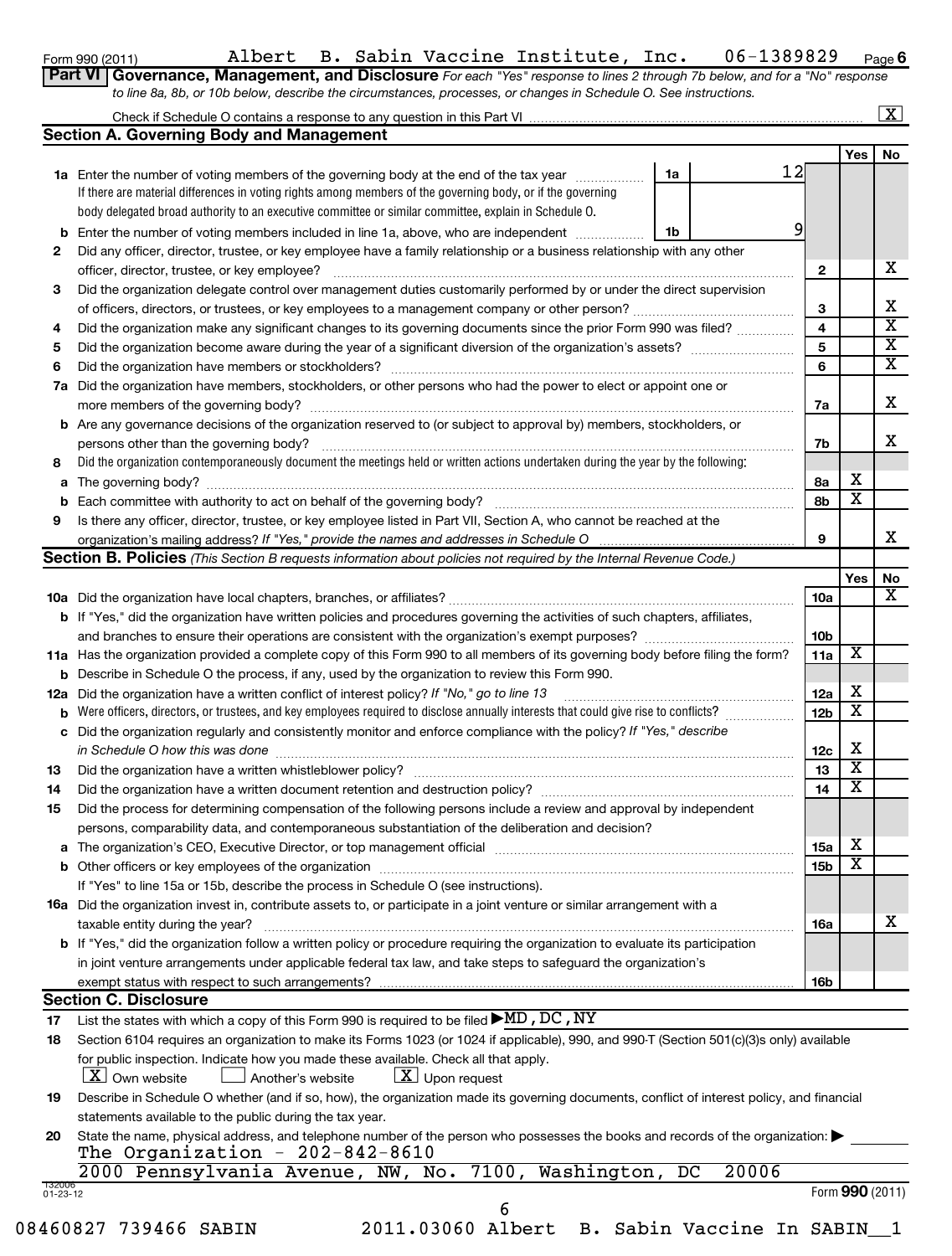Form 990 (2011) Albert B. Sabin Vaccine Institute, Inc. 06-1389829 Page 6

**Part VI Governance, Management, and Disclosure** *For each "Yes" response to lines 2 through 7b below, and for a "No" response to line 8a, 8b, or 10b below, describe the circumstances, processes, or changes in Schedule O. See instructions.*

Check if Schedule O contains a response to any question in this Part VI .......... [X]

## Section A. Governing Body and Management

| | | | | | Yes | No |
|---|---|---|---|---|---|---|
| **1a** | Enter the number of voting members of the governing body at the end of the tax year. If there are material differences in voting rights among members of the governing body, or if the governing body delegated broad authority to an executive committee or similar committee, explain in Schedule O. | 1a | 12 | | | |
| **b** | Enter the number of voting members included in line 1a, above, who are independent | 1b | 9 | | | |
| **2** | Did any officer, director, trustee, or key employee have a family relationship or a business relationship with any other officer, director, trustee, or key employee? | | | 2 | | X |
| **3** | Did the organization delegate control over management duties customarily performed by or under the direct supervision of officers, directors, or trustees, or key employees to a management company or other person? | | | 3 | | X |
| **4** | Did the organization make any significant changes to its governing documents since the prior Form 990 was filed? | | | 4 | | X |
| **5** | Did the organization become aware during the year of a significant diversion of the organization's assets? | | | 5 | | X |
| **6** | Did the organization have members or stockholders? | | | 6 | | X |
| **7a** | Did the organization have members, stockholders, or other persons who had the power to elect or appoint one or more members of the governing body? | | | 7a | | X |
| **b** | Are any governance decisions of the organization reserved to (or subject to approval by) members, stockholders, or persons other than the governing body? | | | 7b | | X |
| **8** | Did the organization contemporaneously document the meetings held or written actions undertaken during the year by the following: | | | | | |
| **a** | The governing body? | | | 8a | X | |
| **b** | Each committee with authority to act on behalf of the governing body? | | | 8b | X | |
| **9** | Is there any officer, director, trustee, or key employee listed in Part VII, Section A, who cannot be reached at the organization's mailing address? *If "Yes," provide the names and addresses in Schedule O* | | | 9 | | X |

## Section B. Policies *(This Section B requests information about policies not required by the Internal Revenue Code.)*

| | | | Yes | No |
|---|---|---|---|---|
| **10a** | Did the organization have local chapters, branches, or affiliates? | 10a | | X |
| **b** | If "Yes," did the organization have written policies and procedures governing the activities of such chapters, affiliates, and branches to ensure their operations are consistent with the organization's exempt purposes? | 10b | | |
| **11a** | Has the organization provided a complete copy of this Form 990 to all members of its governing body before filing the form? | 11a | X | |
| **b** | Describe in Schedule O the process, if any, used by the organization to review this Form 990. | | | |
| **12a** | Did the organization have a written conflict of interest policy? *If "No," go to line 13* | 12a | X | |
| **b** | Were officers, directors, or trustees, and key employees required to disclose annually interests that could give rise to conflicts? | 12b | X | |
| **c** | Did the organization regularly and consistently monitor and enforce compliance with the policy? *If "Yes," describe in Schedule O how this was done* | 12c | X | |
| **13** | Did the organization have a written whistleblower policy? | 13 | X | |
| **14** | Did the organization have a written document retention and destruction policy? | 14 | X | |
| **15** | Did the process for determining compensation of the following persons include a review and approval by independent persons, comparability data, and contemporaneous substantiation of the deliberation and decision? | | | |
| **a** | The organization's CEO, Executive Director, or top management official | 15a | X | |
| **b** | Other officers or key employees of the organization | 15b | X | |
| | If "Yes" to line 15a or 15b, describe the process in Schedule O (see instructions). | | | |
| **16a** | Did the organization invest in, contribute assets to, or participate in a joint venture or similar arrangement with a taxable entity during the year? | 16a | | X |
| **b** | If "Yes," did the organization follow a written policy or procedure requiring the organization to evaluate its participation in joint venture arrangements under applicable federal tax law, and take steps to safeguard the organization's exempt status with respect to such arrangements? | 16b | | |

## Section C. Disclosure

**17** List the states with which a copy of this Form 990 is required to be filed ▶ MD, DC, NY

**18** Section 6104 requires an organization to make its Forms 1023 (or 1024 if applicable), 990, and 990-T (Section 501(c)(3)s only) available for public inspection. Indicate how you made these available. Check all that apply.

[X] Own website [ ] Another's website [X] Upon request

**19** Describe in Schedule O whether (and if so, how), the organization made its governing documents, conflict of interest policy, and financial statements available to the public during the tax year.

**20** State the name, physical address, and telephone number of the person who possesses the books and records of the organization: ▶
The Organization - 202-842-8610
2000 Pennsylvania Avenue, NW, No. 7100, Washington, DC 20006

Form **990** (2011)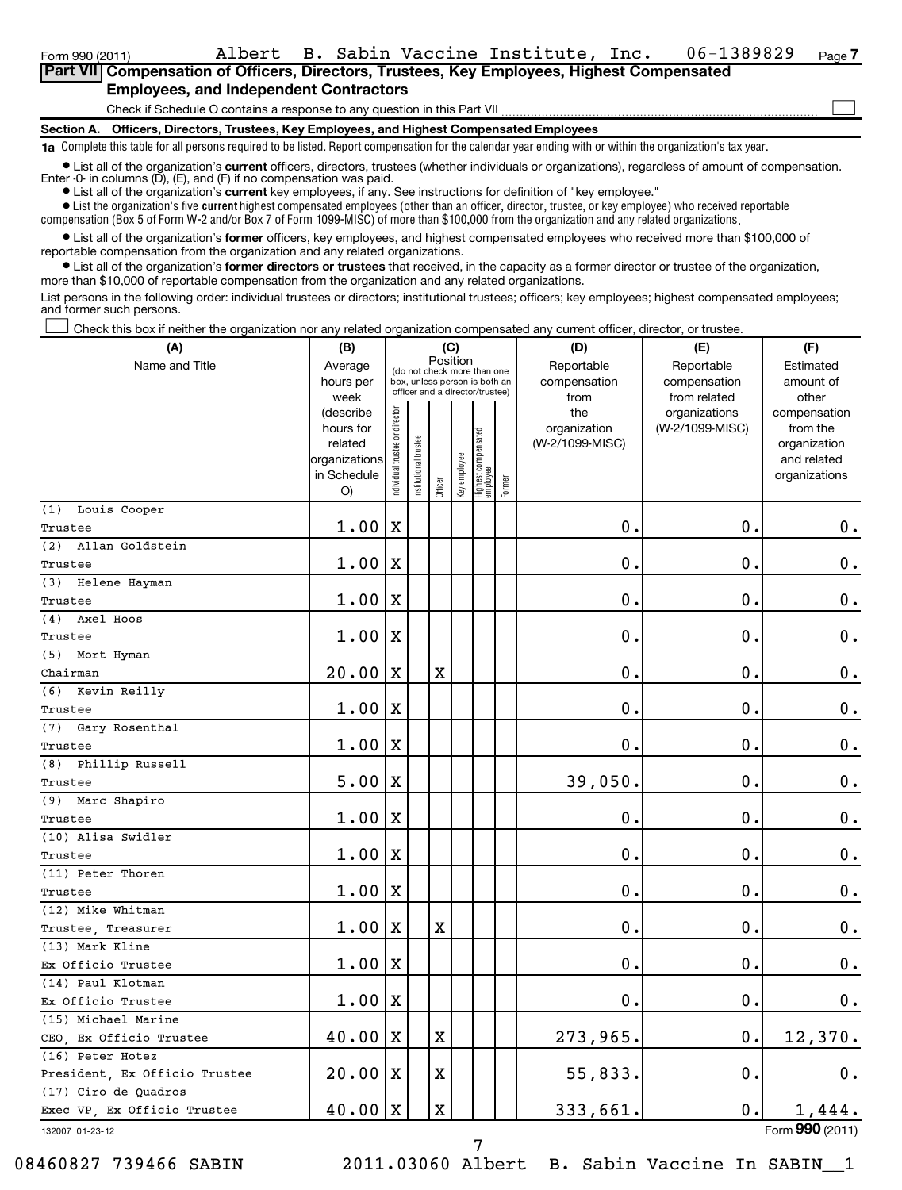Form 990 (2011) Albert B. Sabin Vaccine Institute, Inc. 06-1389829 Page 7

## Part VII Compensation of Officers, Directors, Trustees, Key Employees, Highest Compensated Employees, and Independent Contractors

Check if Schedule O contains a response to any question in this Part VII ☐

### Section A. Officers, Directors, Trustees, Key Employees, and Highest Compensated Employees

**1a** Complete this table for all persons required to be listed. Report compensation for the calendar year ending with or within the organization's tax year.

- List all of the organization's **current** officers, directors, trustees (whether individuals or organizations), regardless of amount of compensation. Enter -0- in columns (D), (E), and (F) if no compensation was paid.
- List all of the organization's **current** key employees, if any. See instructions for definition of "key employee."
- List the organization's five **current** highest compensated employees (other than an officer, director, trustee, or key employee) who received reportable compensation (Box 5 of Form W-2 and/or Box 7 of Form 1099-MISC) of more than $100,000 from the organization and any related organizations.
- List all of the organization's **former** officers, key employees, and highest compensated employees who received more than $100,000 of reportable compensation from the organization and any related organizations.
- List all of the organization's **former directors or trustees** that received, in the capacity as a former director or trustee of the organization, more than $10,000 of reportable compensation from the organization and any related organizations.

List persons in the following order: individual trustees or directors; institutional trustees; officers; key employees; highest compensated employees; and former such persons.

☐ Check this box if neither the organization nor any related organization compensated any current officer, director, or trustee.

| (A) Name and Title | (B) Average hours per week (describe hours for related organizations in Schedule O) | (C) Position: Individual trustee or director | Institutional trustee | Officer | Key employee | Highest compensated employee | Former | (D) Reportable compensation from the organization (W-2/1099-MISC) | (E) Reportable compensation from related organizations (W-2/1099-MISC) | (F) Estimated amount of other compensation from the organization and related organizations |
|---|---|---|---|---|---|---|---|---|---|---|
| (1) Louis Cooper<br>Trustee | 1.00 | X | | | | | | 0. | 0. | 0. |
| (2) Allan Goldstein<br>Trustee | 1.00 | X | | | | | | 0. | 0. | 0. |
| (3) Helene Hayman<br>Trustee | 1.00 | X | | | | | | 0. | 0. | 0. |
| (4) Axel Hoos<br>Trustee | 1.00 | X | | | | | | 0. | 0. | 0. |
| (5) Mort Hyman<br>Chairman | 20.00 | X | | X | | | | 0. | 0. | 0. |
| (6) Kevin Reilly<br>Trustee | 1.00 | X | | | | | | 0. | 0. | 0. |
| (7) Gary Rosenthal<br>Trustee | 1.00 | X | | | | | | 0. | 0. | 0. |
| (8) Phillip Russell<br>Trustee | 5.00 | X | | | | | | 39,050. | 0. | 0. |
| (9) Marc Shapiro<br>Trustee | 1.00 | X | | | | | | 0. | 0. | 0. |
| (10) Alisa Swidler<br>Trustee | 1.00 | X | | | | | | 0. | 0. | 0. |
| (11) Peter Thoren<br>Trustee | 1.00 | X | | | | | | 0. | 0. | 0. |
| (12) Mike Whitman<br>Trustee, Treasurer | 1.00 | X | | X | | | | 0. | 0. | 0. |
| (13) Mark Kline<br>Ex Officio Trustee | 1.00 | X | | | | | | 0. | 0. | 0. |
| (14) Paul Klotman<br>Ex Officio Trustee | 1.00 | X | | | | | | 0. | 0. | 0. |
| (15) Michael Marine<br>CEO, Ex Officio Trustee | 40.00 | X | | X | | | | 273,965. | 0. | 12,370. |
| (16) Peter Hotez<br>President, Ex Officio Trustee | 20.00 | X | | X | | | | 55,833. | 0. | 0. |
| (17) Ciro de Quadros<br>Exec VP, Ex Officio Trustee | 40.00 | X | | X | | | | 333,661. | 0. | 1,444. |

132007 01-23-12 Form 990 (2011)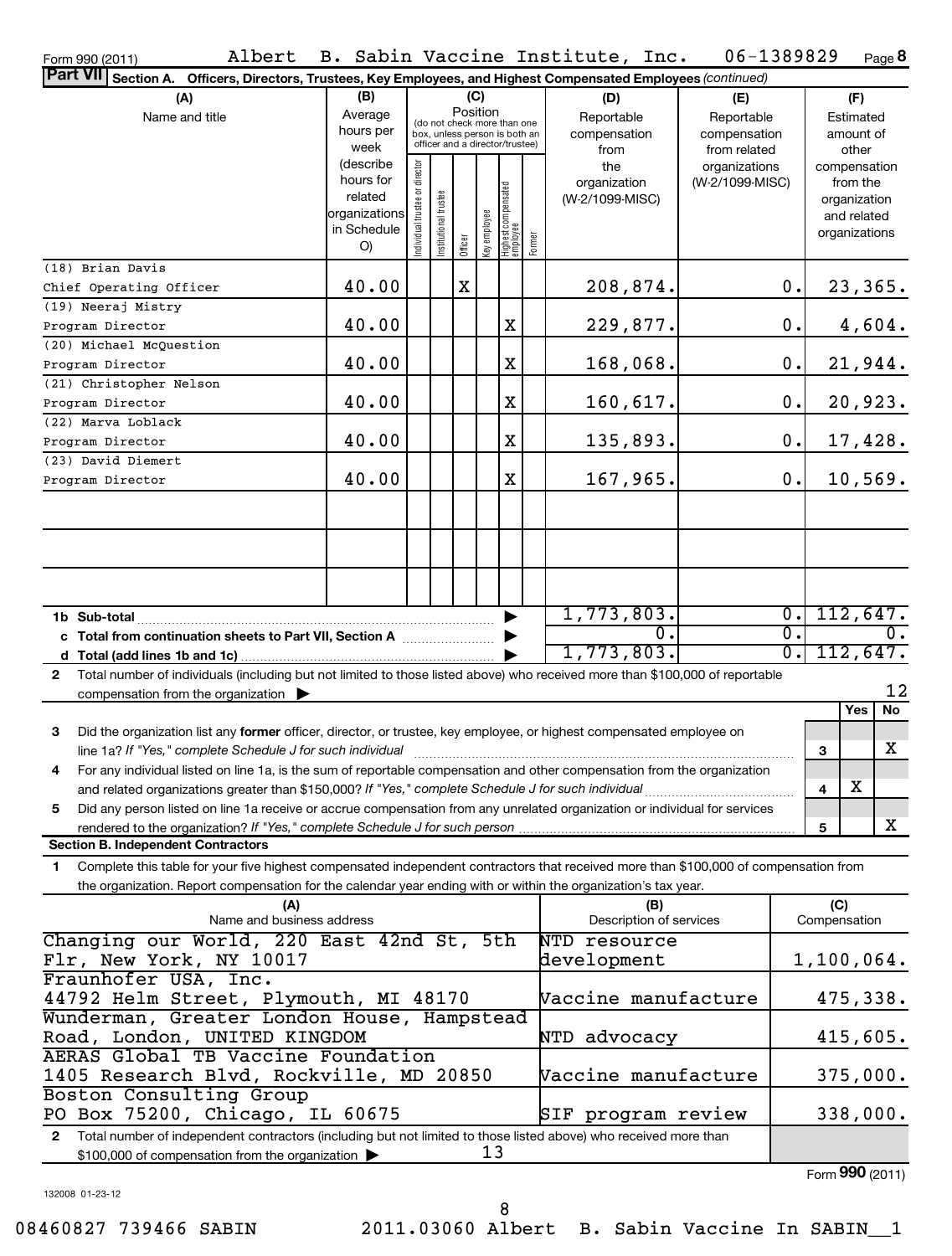Form 990 (2011) Albert B. Sabin Vaccine Institute, Inc. 06-1389829 Page 8

**Part VII Section A. Officers, Directors, Trustees, Key Employees, and Highest Compensated Employees** *(continued)*

| (A) Name and title | (B) Average hours per week (describe hours for related organizations in Schedule O) | (C) Position: Individual trustee or director | Institutional trustee | Officer | Key employee | Highest compensated employee | Former | (D) Reportable compensation from the organization (W-2/1099-MISC) | (E) Reportable compensation from related organizations (W-2/1099-MISC) | (F) Estimated amount of other compensation from the organization and related organizations |
|---|---|---|---|---|---|---|---|---|---|---|
| (18) Brian Davis Chief Operating Officer | 40.00 | | | X | | | | 208,874. | 0. | 23,365. |
| (19) Neeraj Mistry Program Director | 40.00 | | | | | X | | 229,877. | 0. | 4,604. |
| (20) Michael McQuestion Program Director | 40.00 | | | | | X | | 168,068. | 0. | 21,944. |
| (21) Christopher Nelson Program Director | 40.00 | | | | | X | | 160,617. | 0. | 20,923. |
| (22) Marva Loblack Program Director | 40.00 | | | | | X | | 135,893. | 0. | 17,428. |
| (23) David Diemert Program Director | 40.00 | | | | | X | | 167,965. | 0. | 10,569. |
| **1b Sub-total** | | | | | | | | 1,773,803. | 0. | 112,647. |
| **c Total from continuation sheets to Part VII, Section A** | | | | | | | | 0. | 0. | 0. |
| **d Total (add lines 1b and 1c)** | | | | | | | | 1,773,803. | 0. | 112,647. |

**2** Total number of individuals (including but not limited to those listed above) who received more than $100,000 of reportable compensation from the organization ▶ 12

| | | | Yes | No |
|---|---|---|---|---|
| **3** | Did the organization list any **former** officer, director, or trustee, key employee, or highest compensated employee on line 1a? *If "Yes," complete Schedule J for such individual* | 3 | | X |
| **4** | For any individual listed on line 1a, is the sum of reportable compensation and other compensation from the organization and related organizations greater than $150,000? *If "Yes," complete Schedule J for such individual* | 4 | X | |
| **5** | Did any person listed on line 1a receive or accrue compensation from any unrelated organization or individual for services rendered to the organization? *If "Yes," complete Schedule J for such person* | 5 | | X |

**Section B. Independent Contractors**

**1** Complete this table for your five highest compensated independent contractors that received more than $100,000 of compensation from the organization. Report compensation for the calendar year ending with or within the organization's tax year.

| (A) Name and business address | (B) Description of services | (C) Compensation |
|---|---|---|
| Changing our World, 220 East 42nd St, 5th Flr, New York, NY 10017 | NTD resource development | 1,100,064. |
| Fraunhofer USA, Inc. 44792 Helm Street, Plymouth, MI 48170 | Vaccine manufacture | 475,338. |
| Wunderman, Greater London House, Hampstead Road, London, UNITED KINGDOM | NTD advocacy | 415,605. |
| AERAS Global TB Vaccine Foundation 1405 Research Blvd, Rockville, MD 20850 | Vaccine manufacture | 375,000. |
| Boston Consulting Group PO Box 75200, Chicago, IL 60675 | SIF program review | 338,000. |

**2** Total number of independent contractors (including but not limited to those listed above) who received more than $100,000 of compensation from the organization ▶ 13

Form **990** (2011)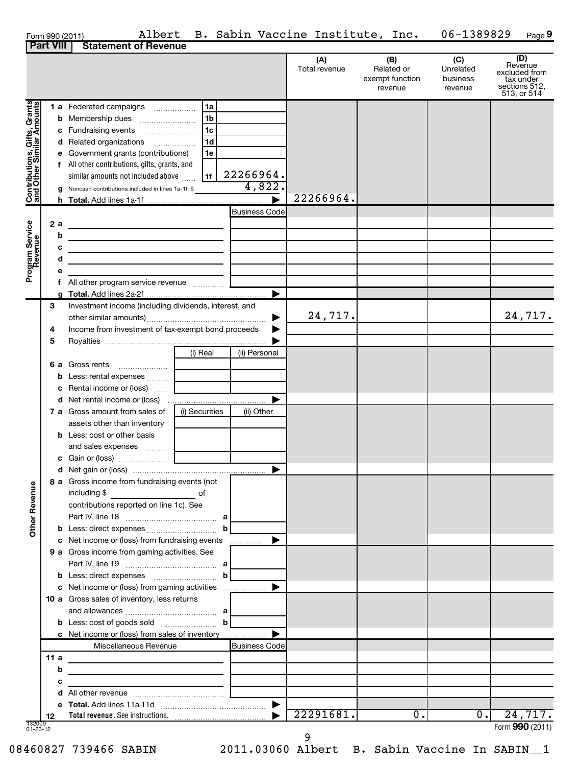Form 990 (2011) Albert B. Sabin Vaccine Institute, Inc. 06-1389829 Page 9

## Part VIII Statement of Revenue

| | | | (A) Total revenue | (B) Related or exempt function revenue | (C) Unrelated business revenue | (D) Revenue excluded from tax under sections 512, 513, or 514 |
|---|---|---|---|---|---|---|
| **Contributions, Gifts, Grants and Other Similar Amounts** | | | | | | |
| 1 a Federated campaigns | 1a | | | | | |
| b Membership dues | 1b | | | | | |
| c Fundraising events | 1c | | | | | |
| d Related organizations | 1d | | | | | |
| e Government grants (contributions) | 1e | | | | | |
| f All other contributions, gifts, grants, and similar amounts not included above | 1f | 22266964. | | | | |
| g Noncash contributions included in lines 1a-1f: $ | | 4,822. | | | | |
| h **Total.** Add lines 1a-1f | | ▶ | 22266964. | | | |
| **Program Service Revenue** | | Business Code | | | | |
| 2 a | | | | | | |
| b | | | | | | |
| c | | | | | | |
| d | | | | | | |
| e | | | | | | |
| f All other program service revenue | | | | | | |
| g **Total.** Add lines 2a-2f | | ▶ | | | | |
| **Other Revenue** | | | | | | |
| 3 Investment income (including dividends, interest, and other similar amounts) | | ▶ | 24,717. | | | 24,717. |
| 4 Income from investment of tax-exempt bond proceeds | | ▶ | | | | |
| 5 Royalties | | ▶ | | | | |
| | (i) Real | (ii) Personal | | | | |
| 6 a Gross rents | | | | | | |
| b Less: rental expenses | | | | | | |
| c Rental income or (loss) | | | | | | |
| d Net rental income or (loss) | | ▶ | | | | |
| 7 a Gross amount from sales of assets other than inventory | (i) Securities | (ii) Other | | | | |
| b Less: cost or other basis and sales expenses | | | | | | |
| c Gain or (loss) | | | | | | |
| d Net gain or (loss) | | ▶ | | | | |
| 8 a Gross income from fundraising events (not including $ \_\_\_\_\_\_\_\_ of contributions reported on line 1c). See Part IV, line 18 | a | | | | | |
| b Less: direct expenses | b | | | | | |
| c Net income or (loss) from fundraising events | | ▶ | | | | |
| 9 a Gross income from gaming activities. See Part IV, line 19 | a | | | | | |
| b Less: direct expenses | b | | | | | |
| c Net income or (loss) from gaming activities | | ▶ | | | | |
| 10 a Gross sales of inventory, less returns and allowances | a | | | | | |
| b Less: cost of goods sold | b | | | | | |
| c Net income or (loss) from sales of inventory | | ▶ | | | | |
| Miscellaneous Revenue | | Business Code | | | | |
| 11 a | | | | | | |
| b | | | | | | |
| c | | | | | | |
| d All other revenue | | | | | | |
| e **Total.** Add lines 11a-11d | | ▶ | | | | |
| 12 **Total revenue.** See instructions. | | ▶ | 22291681. | 0. | 0. | 24,717. |

132009 01-23-12

Form **990** (2011)

08460827 739466 SABIN 2011.03060 Albert B. Sabin Vaccine In SABIN__1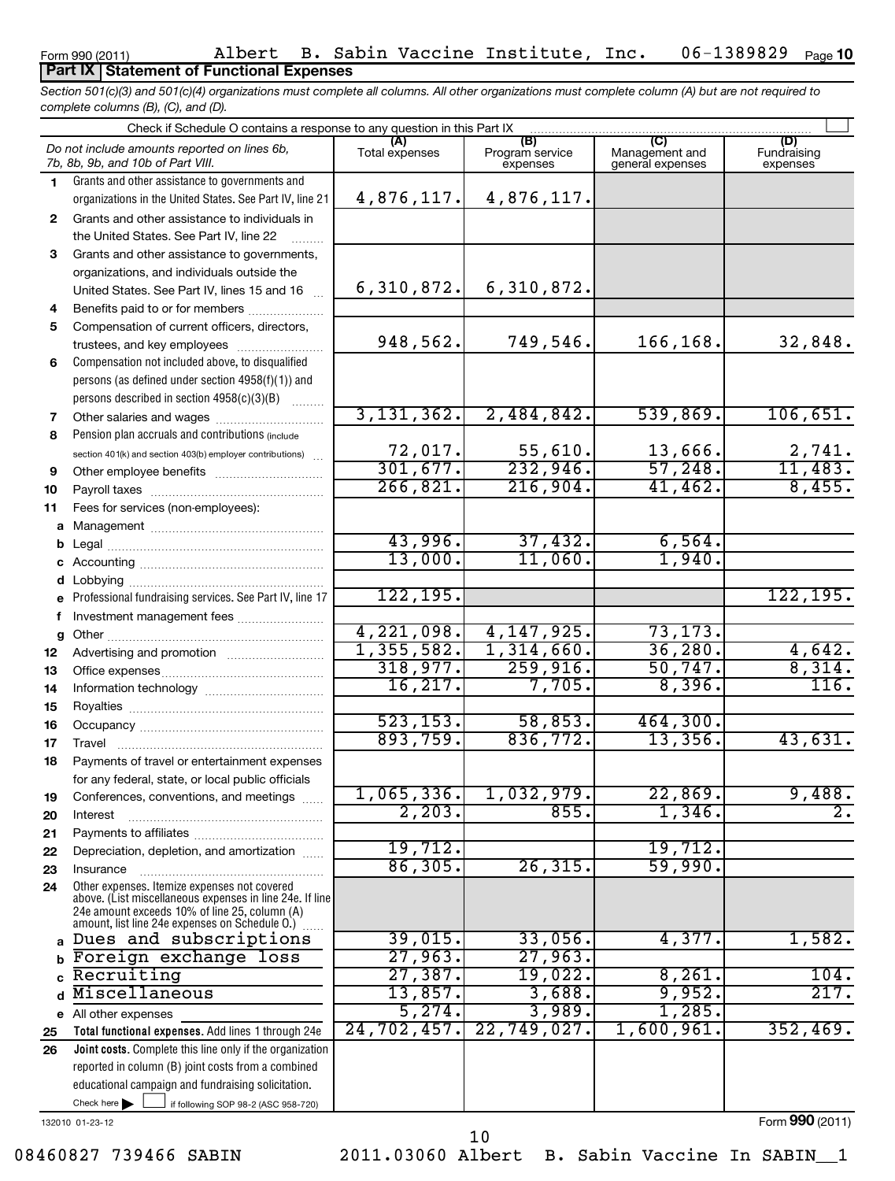Form 990 (2011) Albert B. Sabin Vaccine Institute, Inc. 06-1389829 Page 10

## Part IX Statement of Functional Expenses

*Section 501(c)(3) and 501(c)(4) organizations must complete all columns. All other organizations must complete column (A) but are not required to complete columns (B), (C), and (D).*

Check if Schedule O contains a response to any question in this Part IX ☐

| | *Do not include amounts reported on lines 6b, 7b, 8b, 9b, and 10b of Part VIII.* | (A) Total expenses | (B) Program service expenses | (C) Management and general expenses | (D) Fundraising expenses |
|---|---|---|---|---|---|
| 1 | Grants and other assistance to governments and organizations in the United States. See Part IV, line 21 | 4,876,117. | 4,876,117. | | |
| 2 | Grants and other assistance to individuals in the United States. See Part IV, line 22 | | | | |
| 3 | Grants and other assistance to governments, organizations, and individuals outside the United States. See Part IV, lines 15 and 16 | 6,310,872. | 6,310,872. | | |
| 4 | Benefits paid to or for members | | | | |
| 5 | Compensation of current officers, directors, trustees, and key employees | 948,562. | 749,546. | 166,168. | 32,848. |
| 6 | Compensation not included above, to disqualified persons (as defined under section 4958(f)(1)) and persons described in section 4958(c)(3)(B) | | | | |
| 7 | Other salaries and wages | 3,131,362. | 2,484,842. | 539,869. | 106,651. |
| 8 | Pension plan accruals and contributions (include section 401(k) and section 403(b) employer contributions) | 72,017. | 55,610. | 13,666. | 2,741. |
| 9 | Other employee benefits | 301,677. | 232,946. | 57,248. | 11,483. |
| 10 | Payroll taxes | 266,821. | 216,904. | 41,462. | 8,455. |
| 11 | Fees for services (non-employees): | | | | |
| a | Management | | | | |
| b | Legal | 43,996. | 37,432. | 6,564. | |
| c | Accounting | 13,000. | 11,060. | 1,940. | |
| d | Lobbying | | | | |
| e | Professional fundraising services. See Part IV, line 17 | 122,195. | | | 122,195. |
| f | Investment management fees | | | | |
| g | Other | 4,221,098. | 4,147,925. | 73,173. | |
| 12 | Advertising and promotion | 1,355,582. | 1,314,660. | 36,280. | 4,642. |
| 13 | Office expenses | 318,977. | 259,916. | 50,747. | 8,314. |
| 14 | Information technology | 16,217. | 7,705. | 8,396. | 116. |
| 15 | Royalties | | | | |
| 16 | Occupancy | 523,153. | 58,853. | 464,300. | |
| 17 | Travel | 893,759. | 836,772. | 13,356. | 43,631. |
| 18 | Payments of travel or entertainment expenses for any federal, state, or local public officials | | | | |
| 19 | Conferences, conventions, and meetings | 1,065,336. | 1,032,979. | 22,869. | 9,488. |
| 20 | Interest | 2,203. | 855. | 1,346. | 2. |
| 21 | Payments to affiliates | | | | |
| 22 | Depreciation, depletion, and amortization | 19,712. | | 19,712. | |
| 23 | Insurance | 86,305. | 26,315. | 59,990. | |
| 24 | Other expenses. Itemize expenses not covered above. (List miscellaneous expenses in line 24e. If line 24e amount exceeds 10% of line 25, column (A) amount, list line 24e expenses on Schedule O.) | | | | |
| a | Dues and subscriptions | 39,015. | 33,056. | 4,377. | 1,582. |
| b | Foreign exchange loss | 27,963. | 27,963. | | |
| c | Recruiting | 27,387. | 19,022. | 8,261. | 104. |
| d | Miscellaneous | 13,857. | 3,688. | 9,952. | 217. |
| e | All other expenses | 5,274. | 3,989. | 1,285. | |
| 25 | **Total functional expenses.** Add lines 1 through 24e | 24,702,457. | 22,749,027. | 1,600,961. | 352,469. |
| 26 | **Joint costs.** Complete this line only if the organization reported in column (B) joint costs from a combined educational campaign and fundraising solicitation. Check here ☐ if following SOP 98-2 (ASC 958-720) | | | | |

132010 01-23-12

Form **990** (2011)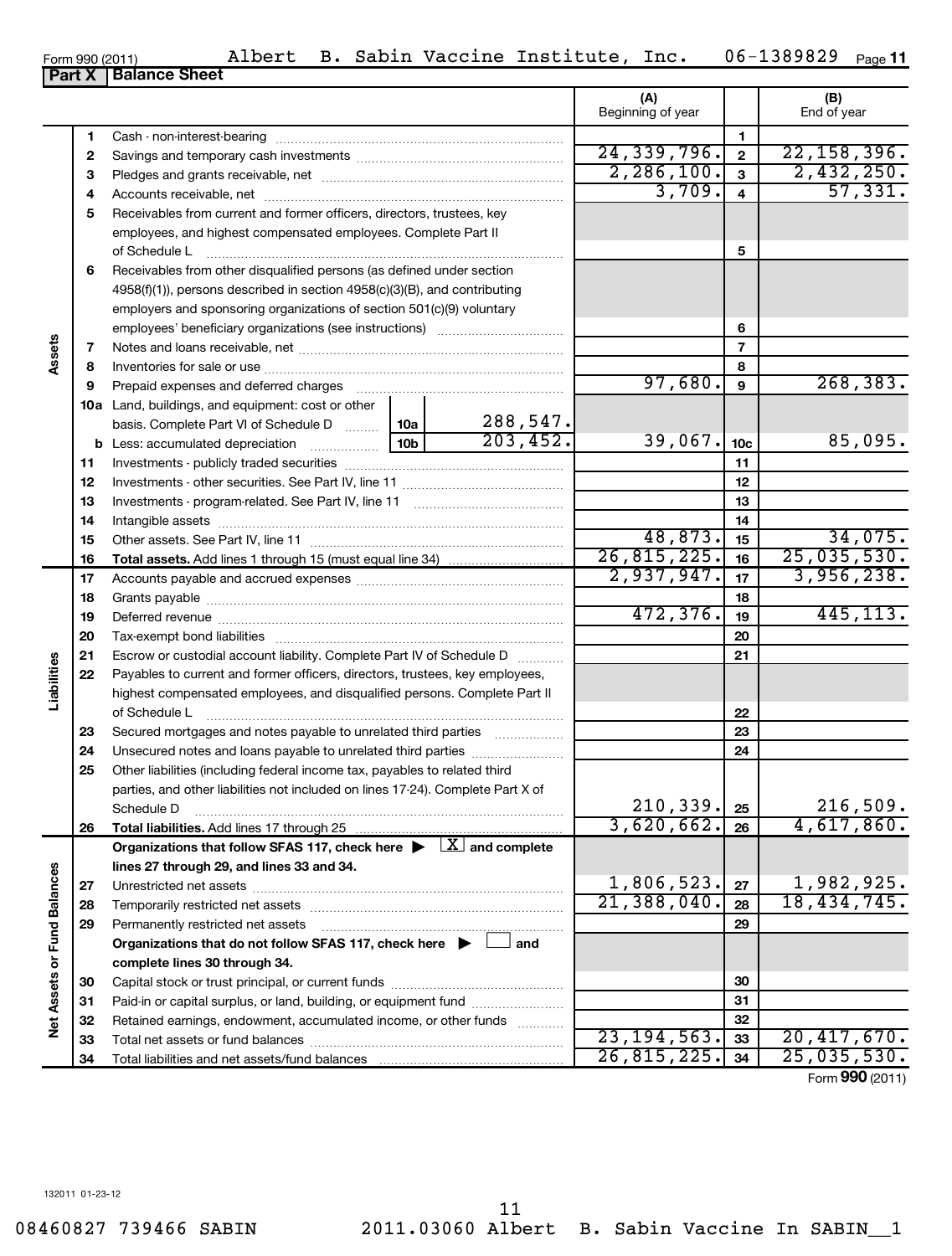Form 990 (2011) Albert B. Sabin Vaccine Institute, Inc. 06-1389829 Page 11

## Part X Balance Sheet

| | | | | (A) Beginning of year | | (B) End of year |
|---|---|---|---|---|---|---|
| **Assets** | 1 | Cash - non-interest-bearing | | | 1 | |
| | 2 | Savings and temporary cash investments | | 24,339,796. | 2 | 22,158,396. |
| | 3 | Pledges and grants receivable, net | | 2,286,100. | 3 | 2,432,250. |
| | 4 | Accounts receivable, net | | 3,709. | 4 | 57,331. |
| | 5 | Receivables from current and former officers, directors, trustees, key employees, and highest compensated employees. Complete Part II of Schedule L | | | 5 | |
| | 6 | Receivables from other disqualified persons (as defined under section 4958(f)(1)), persons described in section 4958(c)(3)(B), and contributing employers and sponsoring organizations of section 501(c)(9) voluntary employees' beneficiary organizations (see instructions) | | | 6 | |
| | 7 | Notes and loans receivable, net | | | 7 | |
| | 8 | Inventories for sale or use | | | 8 | |
| | 9 | Prepaid expenses and deferred charges | | 97,680. | 9 | 268,383. |
| | 10a | Land, buildings, and equipment: cost or other basis. Complete Part VI of Schedule D | 10a 288,547. | | | |
| | b | Less: accumulated depreciation | 10b 203,452. | 39,067. | 10c | 85,095. |
| | 11 | Investments - publicly traded securities | | | 11 | |
| | 12 | Investments - other securities. See Part IV, line 11 | | | 12 | |
| | 13 | Investments - program-related. See Part IV, line 11 | | | 13 | |
| | 14 | Intangible assets | | | 14 | |
| | 15 | Other assets. See Part IV, line 11 | | 48,873. | 15 | 34,075. |
| | 16 | **Total assets.** Add lines 1 through 15 (must equal line 34) | | 26,815,225. | 16 | 25,035,530. |
| **Liabilities** | 17 | Accounts payable and accrued expenses | | 2,937,947. | 17 | 3,956,238. |
| | 18 | Grants payable | | | 18 | |
| | 19 | Deferred revenue | | 472,376. | 19 | 445,113. |
| | 20 | Tax-exempt bond liabilities | | | 20 | |
| | 21 | Escrow or custodial account liability. Complete Part IV of Schedule D | | | 21 | |
| | 22 | Payables to current and former officers, directors, trustees, key employees, highest compensated employees, and disqualified persons. Complete Part II of Schedule L | | | 22 | |
| | 23 | Secured mortgages and notes payable to unrelated third parties | | | 23 | |
| | 24 | Unsecured notes and loans payable to unrelated third parties | | | 24 | |
| | 25 | Other liabilities (including federal income tax, payables to related third parties, and other liabilities not included on lines 17-24). Complete Part X of Schedule D | | 210,339. | 25 | 216,509. |
| | 26 | **Total liabilities.** Add lines 17 through 25 | | 3,620,662. | 26 | 4,617,860. |
| **Net Assets or Fund Balances** | | **Organizations that follow SFAS 117, check here ▶ [X] and complete lines 27 through 29, and lines 33 and 34.** | | | | |
| | 27 | Unrestricted net assets | | 1,806,523. | 27 | 1,982,925. |
| | 28 | Temporarily restricted net assets | | 21,388,040. | 28 | 18,434,745. |
| | 29 | Permanently restricted net assets | | | 29 | |
| | | **Organizations that do not follow SFAS 117, check here ▶ [ ] and complete lines 30 through 34.** | | | | |
| | 30 | Capital stock or trust principal, or current funds | | | 30 | |
| | 31 | Paid-in or capital surplus, or land, building, or equipment fund | | | 31 | |
| | 32 | Retained earnings, endowment, accumulated income, or other funds | | | 32 | |
| | 33 | Total net assets or fund balances | | 23,194,563. | 33 | 20,417,670. |
| | 34 | Total liabilities and net assets/fund balances | | 26,815,225. | 34 | 25,035,530. |

Form **990** (2011)

132011 01-23-12

08460827 739466 SABIN 2011.03060 Albert B. Sabin Vaccine In SABIN__1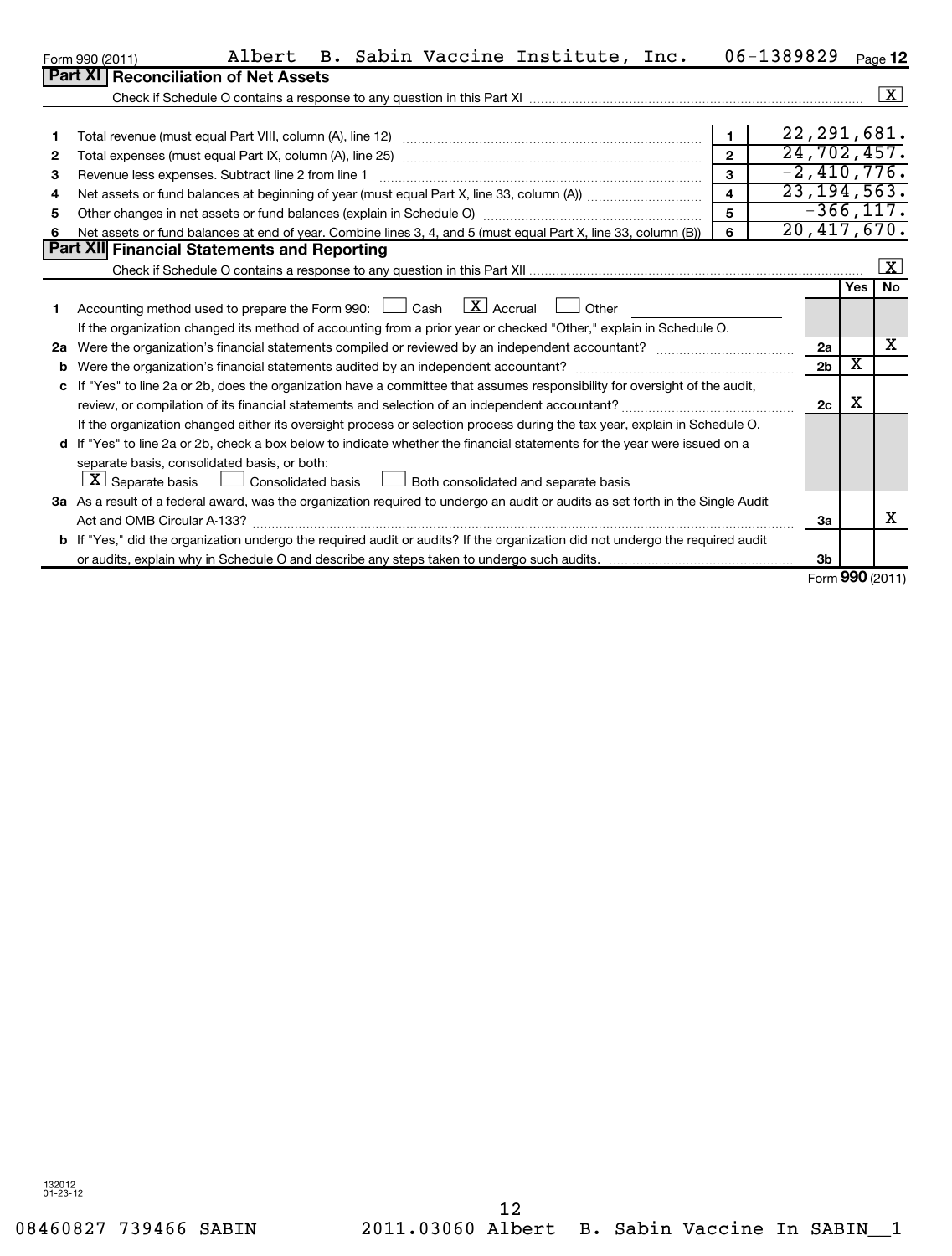Form 990 (2011) Albert B. Sabin Vaccine Institute, Inc. 06-1389829 Page 12

## Part XI Reconciliation of Net Assets

Check if Schedule O contains a response to any question in this Part XI .......... [X]

| | | | |
|---|---|---|---|
| 1 | Total revenue (must equal Part VIII, column (A), line 12) | 1 | 22,291,681. |
| 2 | Total expenses (must equal Part IX, column (A), line 25) | 2 | 24,702,457. |
| 3 | Revenue less expenses. Subtract line 2 from line 1 | 3 | -2,410,776. |
| 4 | Net assets or fund balances at beginning of year (must equal Part X, line 33, column (A)) | 4 | 23,194,563. |
| 5 | Other changes in net assets or fund balances (explain in Schedule O) | 5 | -366,117. |
| 6 | Net assets or fund balances at end of year. Combine lines 3, 4, and 5 (must equal Part X, line 33, column (B)) | 6 | 20,417,670. |

## Part XII Financial Statements and Reporting

Check if Schedule O contains a response to any question in this Part XII .......... [X]

| | | | Yes | No |
|---|---|---|---|---|
| 1 | Accounting method used to prepare the Form 990: [ ] Cash [X] Accrual [ ] Other<br>If the organization changed its method of accounting from a prior year or checked "Other," explain in Schedule O. | | | |
| 2a | Were the organization's financial statements compiled or reviewed by an independent accountant? | 2a | | X |
| b | Were the organization's financial statements audited by an independent accountant? | 2b | X | |
| c | If "Yes" to line 2a or 2b, does the organization have a committee that assumes responsibility for oversight of the audit, review, or compilation of its financial statements and selection of an independent accountant?<br>If the organization changed either its oversight process or selection process during the tax year, explain in Schedule O. | 2c | X | |
| d | If "Yes" to line 2a or 2b, check a box below to indicate whether the financial statements for the year were issued on a separate basis, consolidated basis, or both:<br>[X] Separate basis [ ] Consolidated basis [ ] Both consolidated and separate basis | | | |
| 3a | As a result of a federal award, was the organization required to undergo an audit or audits as set forth in the Single Audit Act and OMB Circular A-133? | 3a | | X |
| b | If "Yes," did the organization undergo the required audit or audits? If the organization did not undergo the required audit or audits, explain why in Schedule O and describe any steps taken to undergo such audits. | 3b | | |

Form 990 (2011)

132012 01-23-12

08460827 739466 SABIN 2011.03060 Albert B. Sabin Vaccine In SABIN__1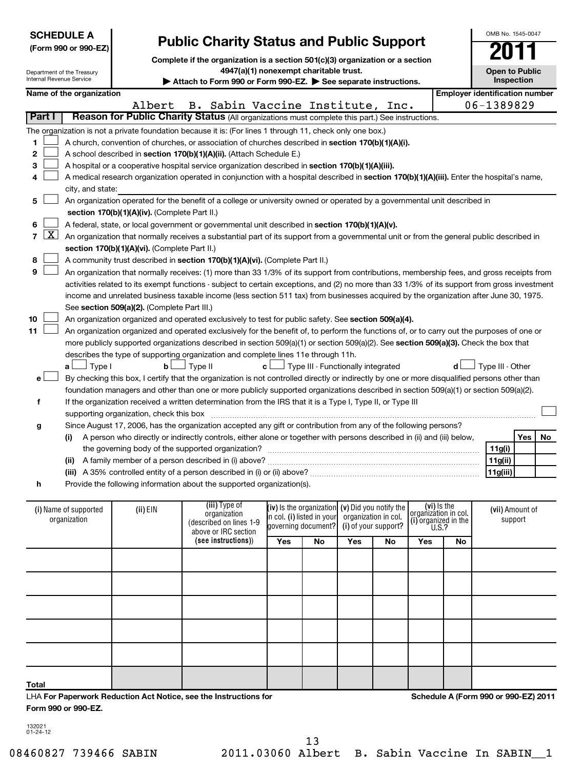**SCHEDULE A**
**(Form 990 or 990-EZ)**

Department of the Treasury
Internal Revenue Service

# Public Charity Status and Public Support

**Complete if the organization is a section 501(c)(3) organization or a section 4947(a)(1) nonexempt charitable trust.**
**▶ Attach to Form 990 or Form 990-EZ. ▶ See separate instructions.**

OMB No. 1545-0047
**2011**
**Open to Public Inspection**

**Name of the organization:** Albert B. Sabin Vaccine Institute, Inc.
**Employer identification number:** 06-1389829

**Part I — Reason for Public Charity Status** (All organizations must complete this part.) See instructions.

The organization is not a private foundation because it is: (For lines 1 through 11, check only one box.)

1. ☐ A church, convention of churches, or association of churches described in **section 170(b)(1)(A)(i).**
2. ☐ A school described in **section 170(b)(1)(A)(ii).** (Attach Schedule E.)
3. ☐ A hospital or a cooperative hospital service organization described in **section 170(b)(1)(A)(iii).**
4. ☐ A medical research organization operated in conjunction with a hospital described in **section 170(b)(1)(A)(iii).** Enter the hospital's name, city, and state:
5. ☐ An organization operated for the benefit of a college or university owned or operated by a governmental unit described in **section 170(b)(1)(A)(iv).** (Complete Part II.)
6. ☐ A federal, state, or local government or governmental unit described in **section 170(b)(1)(A)(v).**
7. ☒ An organization that normally receives a substantial part of its support from a governmental unit or from the general public described in **section 170(b)(1)(A)(vi).** (Complete Part II.)
8. ☐ A community trust described in **section 170(b)(1)(A)(vi).** (Complete Part II.)
9. ☐ An organization that normally receives: (1) more than 33 1/3% of its support from contributions, membership fees, and gross receipts from activities related to its exempt functions - subject to certain exceptions, and (2) no more than 33 1/3% of its support from gross investment income and unrelated business taxable income (less section 511 tax) from businesses acquired by the organization after June 30, 1975. See **section 509(a)(2).** (Complete Part III.)
10. ☐ An organization organized and operated exclusively to test for public safety. See **section 509(a)(4).**
11. ☐ An organization organized and operated exclusively for the benefit of, to perform the functions of, or to carry out the purposes of one or more publicly supported organizations described in section 509(a)(1) or section 509(a)(2). See **section 509(a)(3).** Check the box that describes the type of supporting organization and complete lines 11e through 11h.
    - **a** ☐ Type I  **b** ☐ Type II  **c** ☐ Type III - Functionally integrated  **d** ☐ Type III - Other
    - **e** ☐ By checking this box, I certify that the organization is not controlled directly or indirectly by one or more disqualified persons other than foundation managers and other than one or more publicly supported organizations described in section 509(a)(1) or section 509(a)(2).
    - **f** If the organization received a written determination from the IRS that it is a Type I, Type II, or Type III supporting organization, check this box ☐
    - **g** Since August 17, 2006, has the organization accepted any gift or contribution from any of the following persons?

| | | Yes | No |
|---|---|---|---|
| (i) A person who directly or indirectly controls, either alone or together with persons described in (ii) and (iii) below, the governing body of the supported organization? | 11g(i) | | |
| (ii) A family member of a person described in (i) above? | 11g(ii) | | |
| (iii) A 35% controlled entity of a person described in (i) or (ii) above? | 11g(iii) | | |

- **h** Provide the following information about the supported organization(s).

| (i) Name of supported organization | (ii) EIN | (iii) Type of organization (described on lines 1-9 above or IRC section (see instructions)) | (iv) Is the organization in col. (i) listed in your governing document? Yes | No | (v) Did you notify the organization in col. (i) of your support? Yes | No | (vi) Is the organization in col. (i) organized in the U.S.? Yes | No | (vii) Amount of support |
|---|---|---|---|---|---|---|---|---|---|
| | | | | | | | | | |
| | | | | | | | | | |
| | | | | | | | | | |
| | | | | | | | | | |
| | | | | | | | | | |
| **Total** | | | | | | | | | |

LHA **For Paperwork Reduction Act Notice, see the Instructions for Form 990 or 990-EZ.**

**Schedule A (Form 990 or 990-EZ) 2011**

132021
01-24-12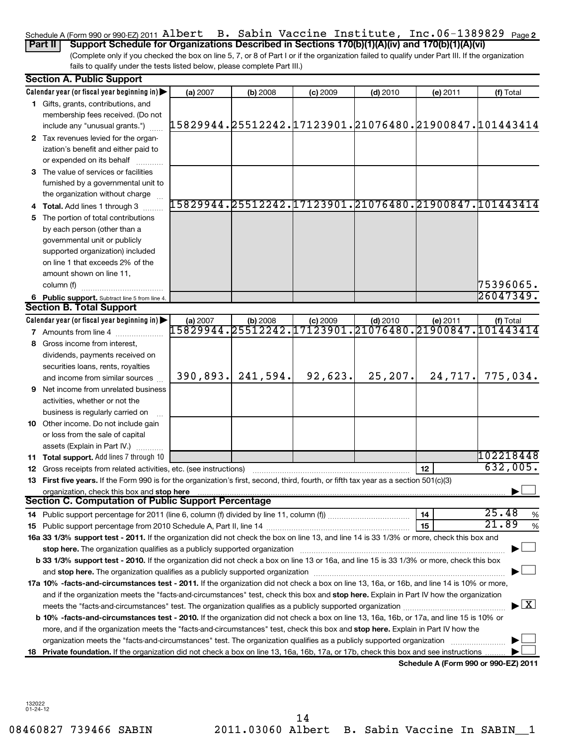Schedule A (Form 990 or 990-EZ) 2011 Albert B. Sabin Vaccine Institute, Inc. 06-1389829 Page 2

**Part II** **Support Schedule for Organizations Described in Sections 170(b)(1)(A)(iv) and 170(b)(1)(A)(vi)**

(Complete only if you checked the box on line 5, 7, or 8 of Part I or if the organization failed to qualify under Part III. If the organization fails to qualify under the tests listed below, please complete Part III.)

## Section A. Public Support

| Calendar year (or fiscal year beginning in) ▶ | (a) 2007 | (b) 2008 | (c) 2009 | (d) 2010 | (e) 2011 | (f) Total |
|---|---|---|---|---|---|---|
| **1** Gifts, grants, contributions, and membership fees received. (Do not include any "unusual grants.") | 15829944. | 25512242. | 17123901. | 21076480. | 21900847. | 101443414 |
| **2** Tax revenues levied for the organization's benefit and either paid to or expended on its behalf | | | | | | |
| **3** The value of services or facilities furnished by a governmental unit to the organization without charge | | | | | | |
| **4** **Total.** Add lines 1 through 3 | 15829944. | 25512242. | 17123901. | 21076480. | 21900847. | 101443414 |
| **5** The portion of total contributions by each person (other than a governmental unit or publicly supported organization) included on line 1 that exceeds 2% of the amount shown on line 11, column (f) | | | | | | 75396065. |
| **6** **Public support.** Subtract line 5 from line 4. | | | | | | 26047349. |

## Section B. Total Support

| Calendar year (or fiscal year beginning in) ▶ | (a) 2007 | (b) 2008 | (c) 2009 | (d) 2010 | (e) 2011 | (f) Total |
|---|---|---|---|---|---|---|
| **7** Amounts from line 4 | 15829944. | 25512242. | 17123901. | 21076480. | 21900847. | 101443414 |
| **8** Gross income from interest, dividends, payments received on securities loans, rents, royalties and income from similar sources | 390,893. | 241,594. | 92,623. | 25,207. | 24,717. | 775,034. |
| **9** Net income from unrelated business activities, whether or not the business is regularly carried on | | | | | | |
| **10** Other income. Do not include gain or loss from the sale of capital assets (Explain in Part IV.) | | | | | | |
| **11** **Total support.** Add lines 7 through 10 | | | | | | 102218448 |

**12** Gross receipts from related activities, etc. (see instructions) ..... **12** 632,005.

**13** **First five years.** If the Form 990 is for the organization's first, second, third, fourth, or fifth tax year as a section 501(c)(3) organization, check this box and **stop here** ▶ ☐

## Section C. Computation of Public Support Percentage

**14** Public support percentage for 2011 (line 6, column (f) divided by line 11, column (f)) ..... **14** 25.48 %

**15** Public support percentage from 2010 Schedule A, Part II, line 14 ..... **15** 21.89 %

**16a 33 1/3% support test - 2011.** If the organization did not check the box on line 13, and line 14 is 33 1/3% or more, check this box and **stop here.** The organization qualifies as a publicly supported organization ▶ ☐

**b 33 1/3% support test - 2010.** If the organization did not check a box on line 13 or 16a, and line 15 is 33 1/3% or more, check this box and **stop here.** The organization qualifies as a publicly supported organization ▶ ☐

**17a 10% -facts-and-circumstances test - 2011.** If the organization did not check a box on line 13, 16a, or 16b, and line 14 is 10% or more, and if the organization meets the "facts-and-circumstances" test, check this box and **stop here.** Explain in Part IV how the organization meets the "facts-and-circumstances" test. The organization qualifies as a publicly supported organization ▶ ☒

**b 10% -facts-and-circumstances test - 2010.** If the organization did not check a box on line 13, 16a, 16b, or 17a, and line 15 is 10% or more, and if the organization meets the "facts-and-circumstances" test, check this box and **stop here.** Explain in Part IV how the organization meets the "facts-and-circumstances" test. The organization qualifies as a publicly supported organization ▶ ☐

**18** **Private foundation.** If the organization did not check a box on line 13, 16a, 16b, 17a, or 17b, check this box and see instructions ▶ ☐

**Schedule A (Form 990 or 990-EZ) 2011**

132022
01-24-12

08460827 739466 SABIN 2011.03060 Albert B. Sabin Vaccine In SABIN__1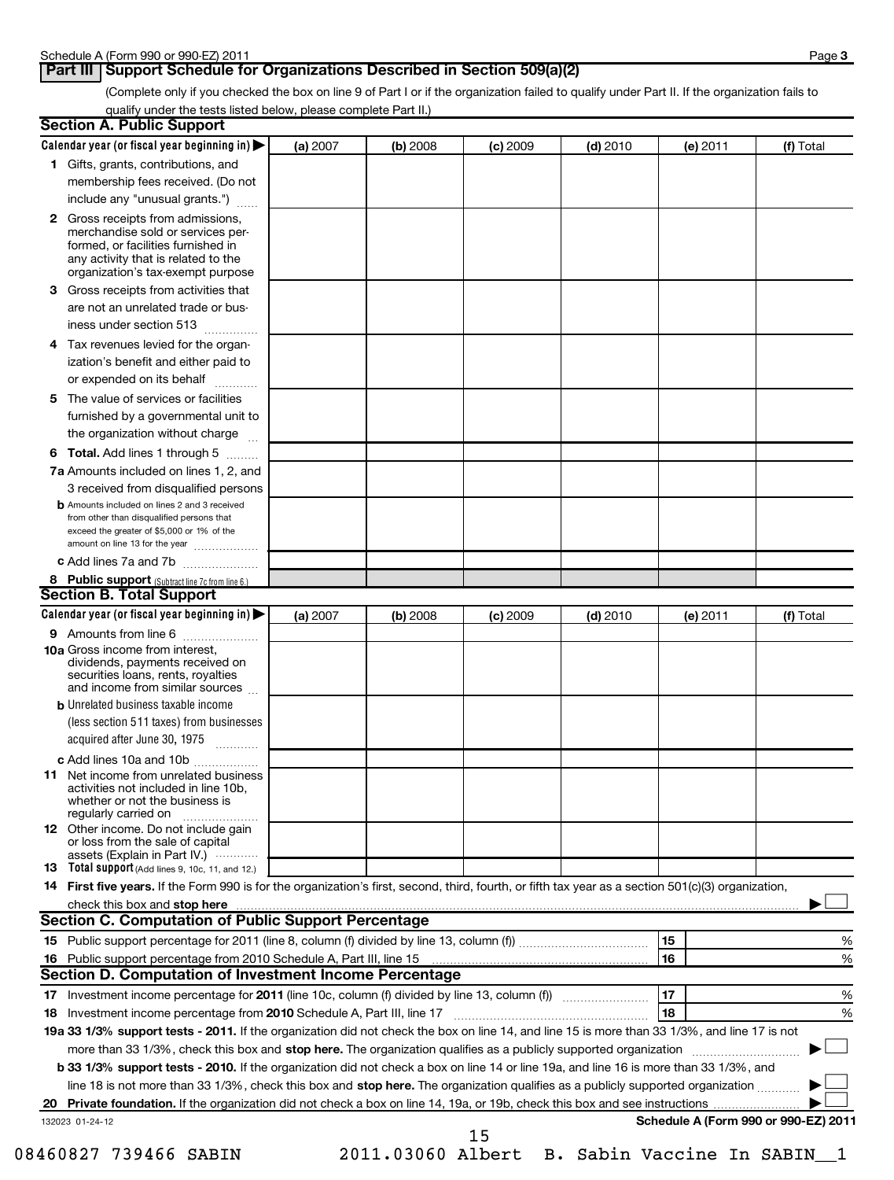Schedule A (Form 990 or 990-EZ) 2011 Page **3**

## Part III | Support Schedule for Organizations Described in Section 509(a)(2)

(Complete only if you checked the box on line 9 of Part I or if the organization failed to qualify under Part II. If the organization fails to qualify under the tests listed below, please complete Part II.)

### Section A. Public Support

| Calendar year (or fiscal year beginning in) ▶ | (a) 2007 | (b) 2008 | (c) 2009 | (d) 2010 | (e) 2011 | (f) Total |
|---|---|---|---|---|---|---|
| **1** Gifts, grants, contributions, and membership fees received. (Do not include any "unusual grants.") | | | | | | |
| **2** Gross receipts from admissions, merchandise sold or services performed, or facilities furnished in any activity that is related to the organization's tax-exempt purpose | | | | | | |
| **3** Gross receipts from activities that are not an unrelated trade or business under section 513 | | | | | | |
| **4** Tax revenues levied for the organization's benefit and either paid to or expended on its behalf | | | | | | |
| **5** The value of services or facilities furnished by a governmental unit to the organization without charge | | | | | | |
| **6 Total.** Add lines 1 through 5 | | | | | | |
| **7a** Amounts included on lines 1, 2, and 3 received from disqualified persons | | | | | | |
| **b** Amounts included on lines 2 and 3 received from other than disqualified persons that exceed the greater of $5,000 or 1% of the amount on line 13 for the year | | | | | | |
| **c** Add lines 7a and 7b | | | | | | |
| **8 Public support** (Subtract line 7c from line 6.) | | | | | | |

### Section B. Total Support

| Calendar year (or fiscal year beginning in) ▶ | (a) 2007 | (b) 2008 | (c) 2009 | (d) 2010 | (e) 2011 | (f) Total |
|---|---|---|---|---|---|---|
| **9** Amounts from line 6 | | | | | | |
| **10a** Gross income from interest, dividends, payments received on securities loans, rents, royalties and income from similar sources | | | | | | |
| **b** Unrelated business taxable income (less section 511 taxes) from businesses acquired after June 30, 1975 | | | | | | |
| **c** Add lines 10a and 10b | | | | | | |
| **11** Net income from unrelated business activities not included in line 10b, whether or not the business is regularly carried on | | | | | | |
| **12** Other income. Do not include gain or loss from the sale of capital assets (Explain in Part IV.) | | | | | | |
| **13 Total support** (Add lines 9, 10c, 11, and 12.) | | | | | | |

**14 First five years.** If the Form 990 is for the organization's first, second, third, fourth, or fifth tax year as a section 501(c)(3) organization, check this box and **stop here** ▶ ☐

### Section C. Computation of Public Support Percentage

| | | | |
|---|---|---|---|
| **15** | Public support percentage for 2011 (line 8, column (f) divided by line 13, column (f)) | 15 | % |
| **16** | Public support percentage from 2010 Schedule A, Part III, line 15 | 16 | % |

### Section D. Computation of Investment Income Percentage

| | | | |
|---|---|---|---|
| **17** | Investment income percentage for **2011** (line 10c, column (f) divided by line 13, column (f)) | 17 | % |
| **18** | Investment income percentage from **2010** Schedule A, Part III, line 17 | 18 | % |

**19a 33 1/3% support tests - 2011.** If the organization did not check the box on line 14, and line 15 is more than 33 1/3%, and line 17 is not more than 33 1/3%, check this box and **stop here.** The organization qualifies as a publicly supported organization ▶ ☐

**b 33 1/3% support tests - 2010.** If the organization did not check a box on line 14 or line 19a, and line 16 is more than 33 1/3%, and line 18 is not more than 33 1/3%, check this box and **stop here.** The organization qualifies as a publicly supported organization ▶ ☐

**20 Private foundation.** If the organization did not check a box on line 14, 19a, or 19b, check this box and see instructions ▶ ☐

132023 01-24-12 **Schedule A (Form 990 or 990-EZ) 2011**

08460827 739466 SABIN 2011.03060 Albert B. Sabin Vaccine In SABIN__1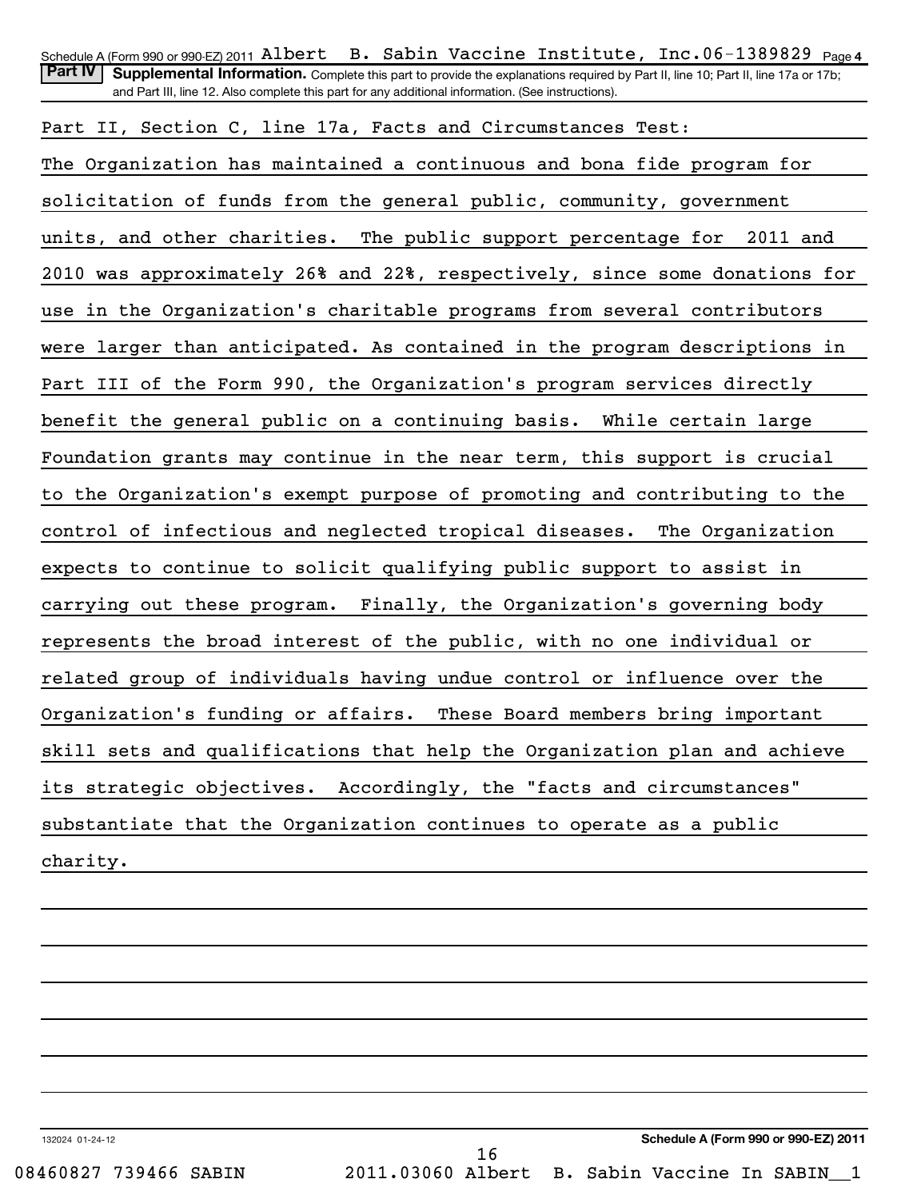**Part IV** **Supplemental Information.** Complete this part to provide the explanations required by Part II, line 10; Part II, line 17a or 17b; and Part III, line 12. Also complete this part for any additional information. (See instructions).

Part II, Section C, line 17a, Facts and Circumstances Test:

The Organization has maintained a continuous and bona fide program for solicitation of funds from the general public, community, government units, and other charities. The public support percentage for 2011 and 2010 was approximately 26% and 22%, respectively, since some donations for use in the Organization's charitable programs from several contributors were larger than anticipated. As contained in the program descriptions in Part III of the Form 990, the Organization's program services directly benefit the general public on a continuing basis. While certain large Foundation grants may continue in the near term, this support is crucial to the Organization's exempt purpose of promoting and contributing to the control of infectious and neglected tropical diseases. The Organization expects to continue to solicit qualifying public support to assist in carrying out these program. Finally, the Organization's governing body represents the broad interest of the public, with no one individual or related group of individuals having undue control or influence over the Organization's funding or affairs. These Board members bring important skill sets and qualifications that help the Organization plan and achieve its strategic objectives. Accordingly, the "facts and circumstances" substantiate that the Organization continues to operate as a public charity.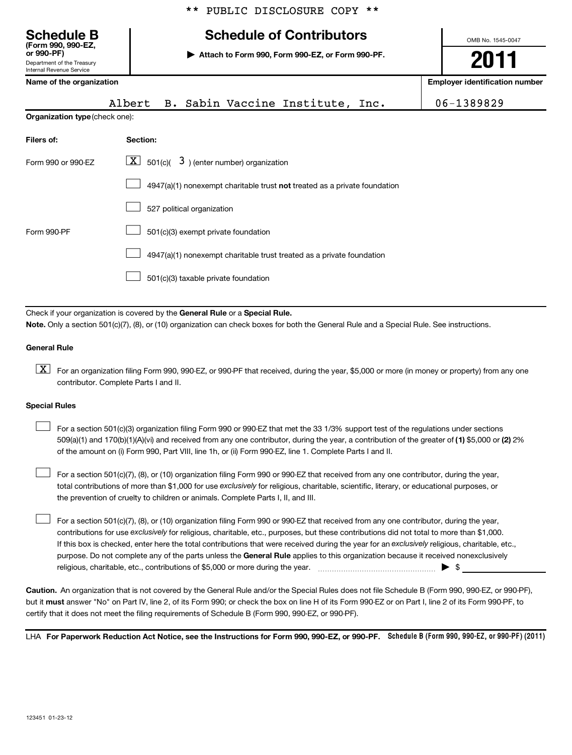** PUBLIC DISCLOSURE COPY **

# Schedule B

**(Form 990, 990-EZ, or 990-PF)**

Department of the Treasury
Internal Revenue Service

## Schedule of Contributors

▶ **Attach to Form 990, Form 990-EZ, or Form 990-PF.**

OMB No. 1545-0047

**2011**

| Name of the organization | Employer identification number |
|---|---|
| Albert B. Sabin Vaccine Institute, Inc. | 06-1389829 |

**Organization type** (check one):

| Filers of: | Section: |
|---|---|
| Form 990 or 990-EZ | [X] 501(c)( 3 ) (enter number) organization |
| | [ ] 4947(a)(1) nonexempt charitable trust **not** treated as a private foundation |
| | [ ] 527 political organization |
| Form 990-PF | [ ] 501(c)(3) exempt private foundation |
| | [ ] 4947(a)(1) nonexempt charitable trust treated as a private foundation |
| | [ ] 501(c)(3) taxable private foundation |

Check if your organization is covered by the **General Rule** or a **Special Rule.**

**Note.** Only a section 501(c)(7), (8), or (10) organization can check boxes for both the General Rule and a Special Rule. See instructions.

**General Rule**

[X] For an organization filing Form 990, 990-EZ, or 990-PF that received, during the year, $5,000 or more (in money or property) from any one contributor. Complete Parts I and II.

**Special Rules**

[ ] For a section 501(c)(3) organization filing Form 990 or 990-EZ that met the 33 1/3% support test of the regulations under sections 509(a)(1) and 170(b)(1)(A)(vi) and received from any one contributor, during the year, a contribution of the greater of **(1)** $5,000 or **(2)** 2% of the amount on (i) Form 990, Part VIII, line 1h, or (ii) Form 990-EZ, line 1. Complete Parts I and II.

[ ] For a section 501(c)(7), (8), or (10) organization filing Form 990 or 990-EZ that received from any one contributor, during the year, total contributions of more than $1,000 for use *exclusively* for religious, charitable, scientific, literary, or educational purposes, or the prevention of cruelty to children or animals. Complete Parts I, II, and III.

[ ] For a section 501(c)(7), (8), or (10) organization filing Form 990 or 990-EZ that received from any one contributor, during the year, contributions for use *exclusively* for religious, charitable, etc., purposes, but these contributions did not total to more than $1,000. If this box is checked, enter here the total contributions that were received during the year for an *exclusively* religious, charitable, etc., purpose. Do not complete any of the parts unless the **General Rule** applies to this organization because it received nonexclusively religious, charitable, etc., contributions of $5,000 or more during the year. ▶ $

**Caution.** An organization that is not covered by the General Rule and/or the Special Rules does not file Schedule B (Form 990, 990-EZ, or 990-PF), but it **must** answer "No" on Part IV, line 2, of its Form 990; or check the box on line H of its Form 990-EZ or on Part I, line 2 of its Form 990-PF, to certify that it does not meet the filing requirements of Schedule B (Form 990, 990-EZ, or 990-PF).

LHA **For Paperwork Reduction Act Notice, see the Instructions for Form 990, 990-EZ, or 990-PF.** **Schedule B (Form 990, 990-EZ, or 990-PF) (2011)**

123451 01-23-12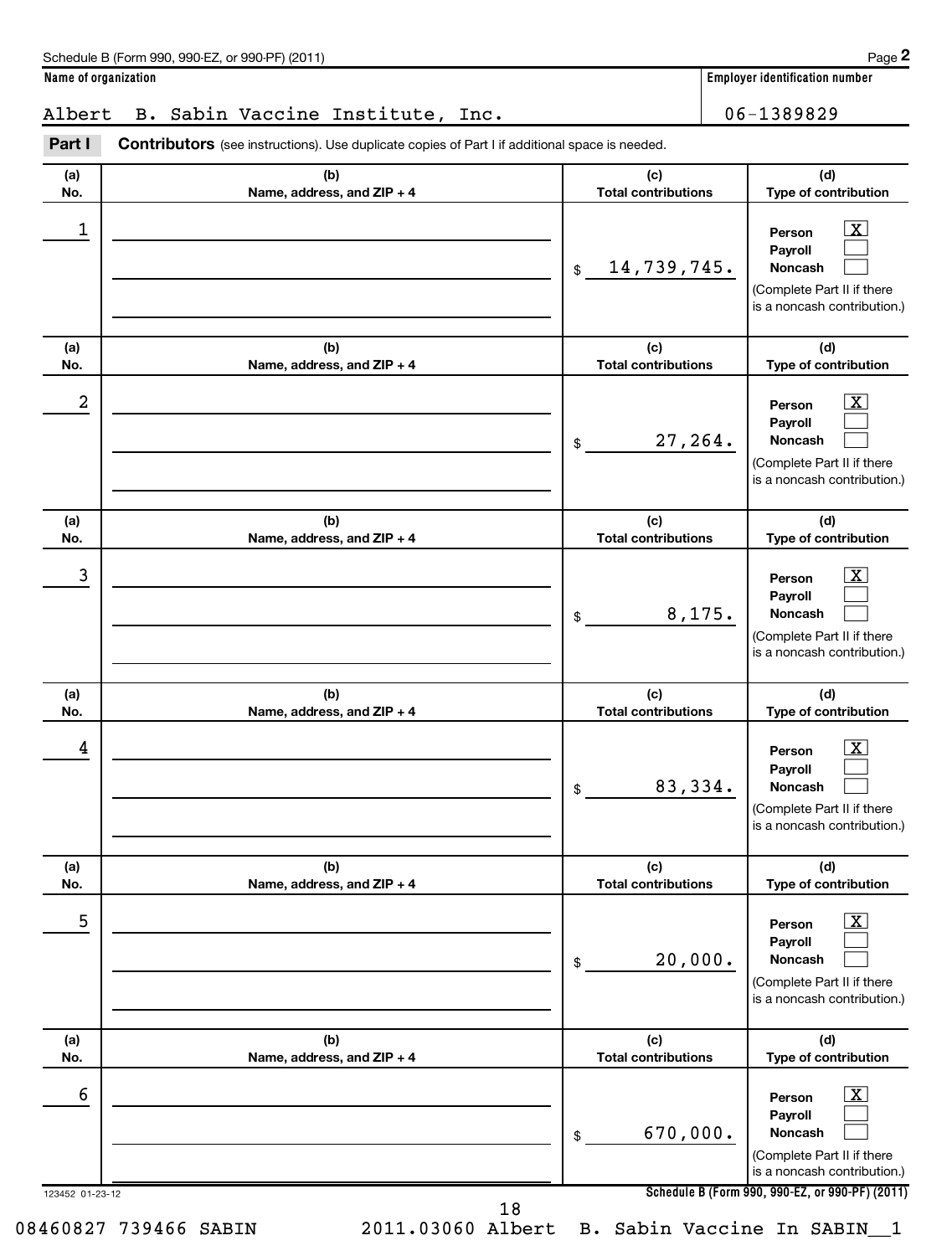Schedule B (Form 990, 990-EZ, or 990-PF) (2011)

**Name of organization**

Albert B. Sabin Vaccine Institute, Inc.

**Employer identification number**

06-1389829

**Part I** **Contributors** (see instructions). Use duplicate copies of Part I if additional space is needed.

| (a) No. | (b) Name, address, and ZIP + 4 | (c) Total contributions | (d) Type of contribution |
|---|---|---|---|
| 1 | | $ 14,739,745. | Person [X] Payroll [ ] Noncash [ ] (Complete Part II if there is a noncash contribution.) |
| 2 | | $ 27,264. | Person [X] Payroll [ ] Noncash [ ] (Complete Part II if there is a noncash contribution.) |
| 3 | | $ 8,175. | Person [X] Payroll [ ] Noncash [ ] (Complete Part II if there is a noncash contribution.) |
| 4 | | $ 83,334. | Person [X] Payroll [ ] Noncash [ ] (Complete Part II if there is a noncash contribution.) |
| 5 | | $ 20,000. | Person [X] Payroll [ ] Noncash [ ] (Complete Part II if there is a noncash contribution.) |
| 6 | | $ 670,000. | Person [X] Payroll [ ] Noncash [ ] (Complete Part II if there is a noncash contribution.) |

123452 01-23-12

Schedule B (Form 990, 990-EZ, or 990-PF) (2011)

08460827 739466 SABIN 2011.03060 Albert B. Sabin Vaccine In SABIN__1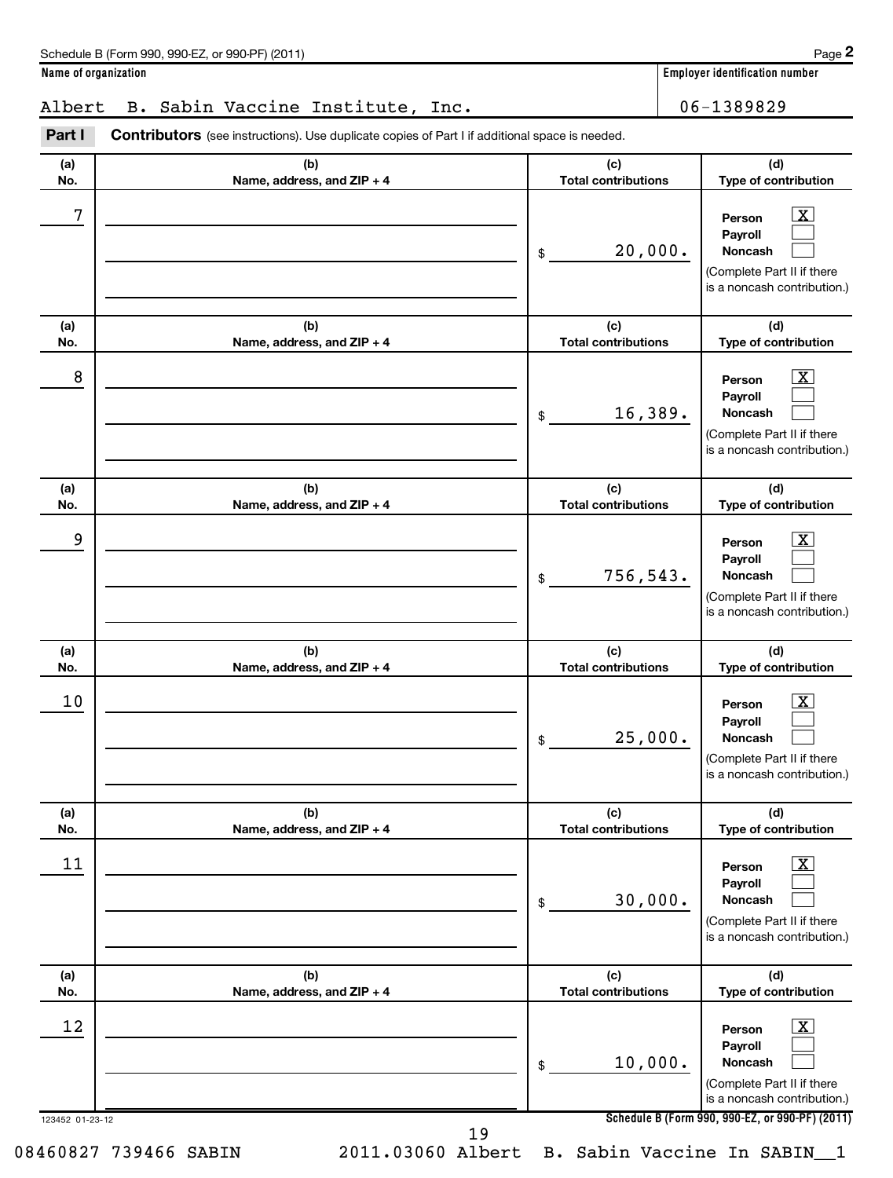Schedule B (Form 990, 990-EZ, or 990-PF) (2011) Page **2**

**Name of organization**

Albert B. Sabin Vaccine Institute, Inc.

**Employer identification number**

06-1389829

**Part I** **Contributors** (see instructions). Use duplicate copies of Part I if additional space is needed.

| (a) No. | (b) Name, address, and ZIP + 4 | (c) Total contributions | (d) Type of contribution |
|---|---|---|---|
| 7 | | $ 20,000. | Person [X] Payroll [ ] Noncash [ ] (Complete Part II if there is a noncash contribution.) |
| 8 | | $ 16,389. | Person [X] Payroll [ ] Noncash [ ] (Complete Part II if there is a noncash contribution.) |
| 9 | | $ 756,543. | Person [X] Payroll [ ] Noncash [ ] (Complete Part II if there is a noncash contribution.) |
| 10 | | $ 25,000. | Person [X] Payroll [ ] Noncash [ ] (Complete Part II if there is a noncash contribution.) |
| 11 | | $ 30,000. | Person [X] Payroll [ ] Noncash [ ] (Complete Part II if there is a noncash contribution.) |
| 12 | | $ 10,000. | Person [X] Payroll [ ] Noncash [ ] (Complete Part II if there is a noncash contribution.) |

123452 01-23-12 **Schedule B (Form 990, 990-EZ, or 990-PF) (2011)**

08460827 739466 SABIN 2011.03060 Albert B. Sabin Vaccine In SABIN__1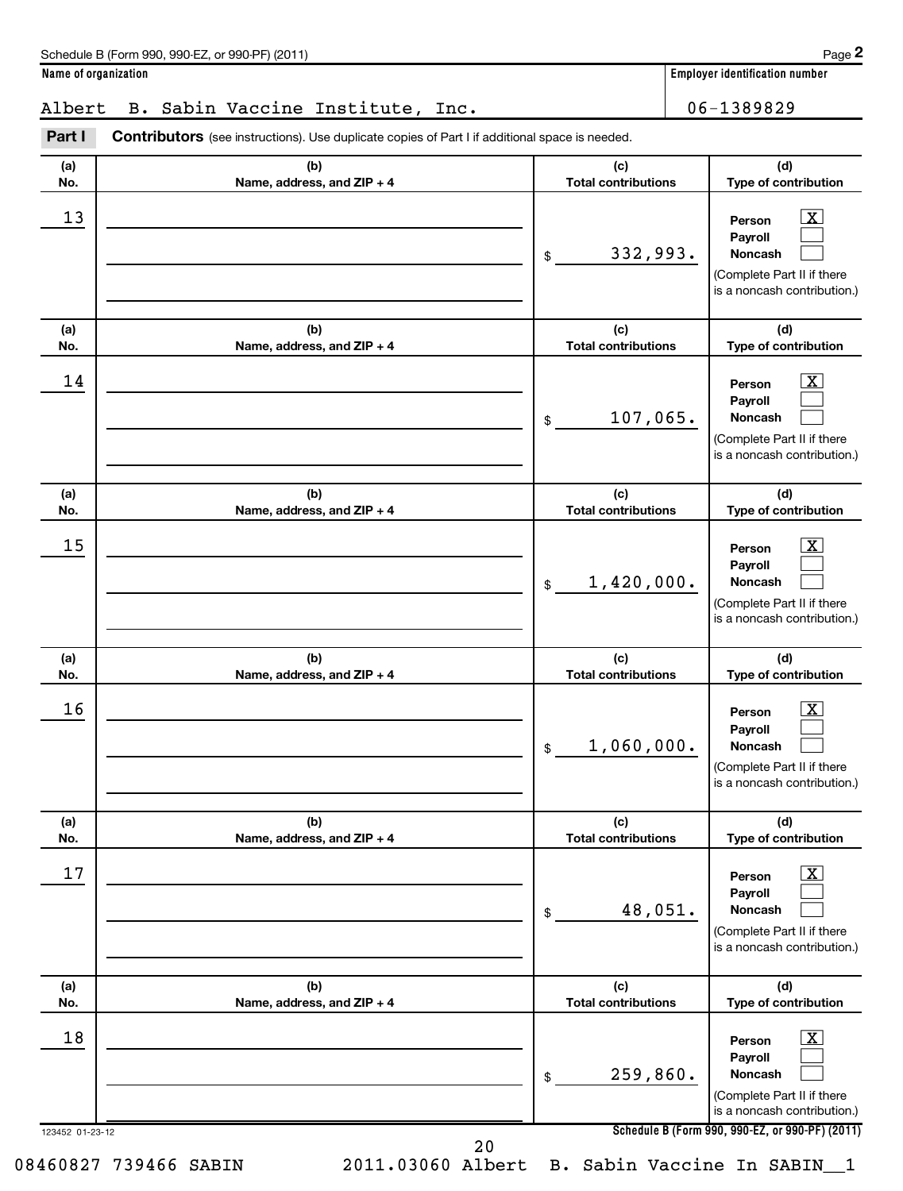Schedule B (Form 990, 990-EZ, or 990-PF) (2011)

| Name of organization | Employer identification number |
| --- | --- |
| Albert B. Sabin Vaccine Institute, Inc. | 06-1389829 |

**Part I** **Contributors** (see instructions). Use duplicate copies of Part I if additional space is needed.

| (a) No. | (b) Name, address, and ZIP + 4 | (c) Total contributions | (d) Type of contribution |
| --- | --- | --- | --- |
| 13 | | $ 332,993. | Person [X] Payroll [ ] Noncash [ ] (Complete Part II if there is a noncash contribution.) |
| 14 | | $ 107,065. | Person [X] Payroll [ ] Noncash [ ] (Complete Part II if there is a noncash contribution.) |
| 15 | | $ 1,420,000. | Person [X] Payroll [ ] Noncash [ ] (Complete Part II if there is a noncash contribution.) |
| 16 | | $ 1,060,000. | Person [X] Payroll [ ] Noncash [ ] (Complete Part II if there is a noncash contribution.) |
| 17 | | $ 48,051. | Person [X] Payroll [ ] Noncash [ ] (Complete Part II if there is a noncash contribution.) |
| 18 | | $ 259,860. | Person [X] Payroll [ ] Noncash [ ] (Complete Part II if there is a noncash contribution.) |

123452 01-23-12 Schedule B (Form 990, 990-EZ, or 990-PF) (2011)

08460827 739466 SABIN 2011.03060 Albert B. Sabin Vaccine In SABIN__1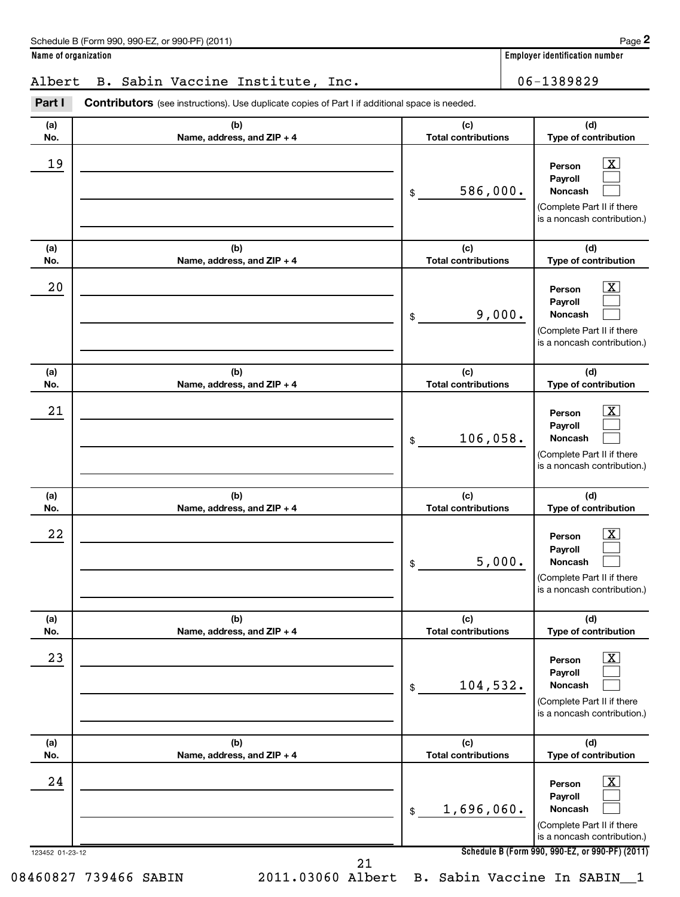Schedule B (Form 990, 990-EZ, or 990-PF) (2011)

**Name of organization**

Albert B. Sabin Vaccine Institute, Inc.

**Employer identification number**

06-1389829

**Part I** **Contributors** (see instructions). Use duplicate copies of Part I if additional space is needed.

| (a) No. | (b) Name, address, and ZIP + 4 | (c) Total contributions | (d) Type of contribution |
|---|---|---|---|
| 19 | | $ 586,000. | Person [X] Payroll [ ] Noncash [ ] (Complete Part II if there is a noncash contribution.) |
| 20 | | $ 9,000. | Person [X] Payroll [ ] Noncash [ ] (Complete Part II if there is a noncash contribution.) |
| 21 | | $ 106,058. | Person [X] Payroll [ ] Noncash [ ] (Complete Part II if there is a noncash contribution.) |
| 22 | | $ 5,000. | Person [X] Payroll [ ] Noncash [ ] (Complete Part II if there is a noncash contribution.) |
| 23 | | $ 104,532. | Person [X] Payroll [ ] Noncash [ ] (Complete Part II if there is a noncash contribution.) |
| 24 | | $ 1,696,060. | Person [X] Payroll [ ] Noncash [ ] (Complete Part II if there is a noncash contribution.) |

123452 01-23-12

08460827 739466 SABIN 2011.03060 Albert B. Sabin Vaccine In SABIN__1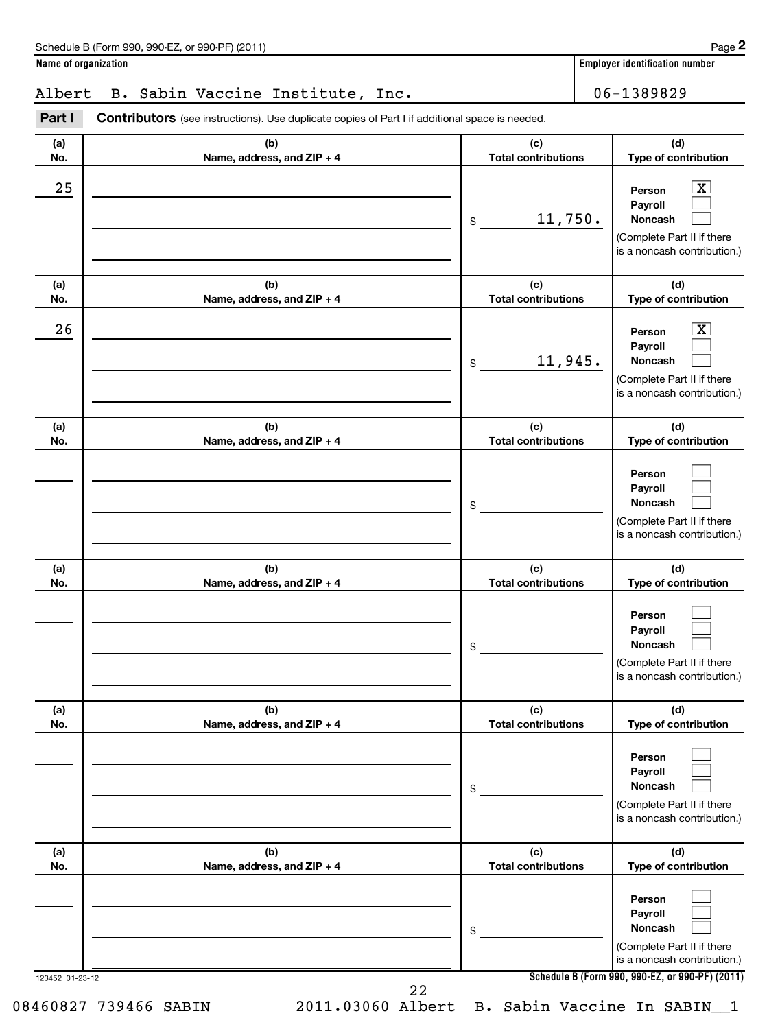Schedule B (Form 990, 990-EZ, or 990-PF) (2011)

**Name of organization**

Albert B. Sabin Vaccine Institute, Inc.

**Employer identification number**

06-1389829

**Part I** **Contributors** (see instructions). Use duplicate copies of Part I if additional space is needed.

| (a) No. | (b) Name, address, and ZIP + 4 | (c) Total contributions | (d) Type of contribution |
|---|---|---|---|
| 25 | | $ 11,750. | Person [X] Payroll [ ] Noncash [ ] (Complete Part II if there is a noncash contribution.) |
| 26 | | $ 11,945. | Person [X] Payroll [ ] Noncash [ ] (Complete Part II if there is a noncash contribution.) |
| | | $ | Person [ ] Payroll [ ] Noncash [ ] (Complete Part II if there is a noncash contribution.) |
| | | $ | Person [ ] Payroll [ ] Noncash [ ] (Complete Part II if there is a noncash contribution.) |
| | | $ | Person [ ] Payroll [ ] Noncash [ ] (Complete Part II if there is a noncash contribution.) |
| | | $ | Person [ ] Payroll [ ] Noncash [ ] (Complete Part II if there is a noncash contribution.) |

123452 01-23-12

**Schedule B (Form 990, 990-EZ, or 990-PF) (2011)**

08460827 739466 SABIN 2011.03060 Albert B. Sabin Vaccine In SABIN__1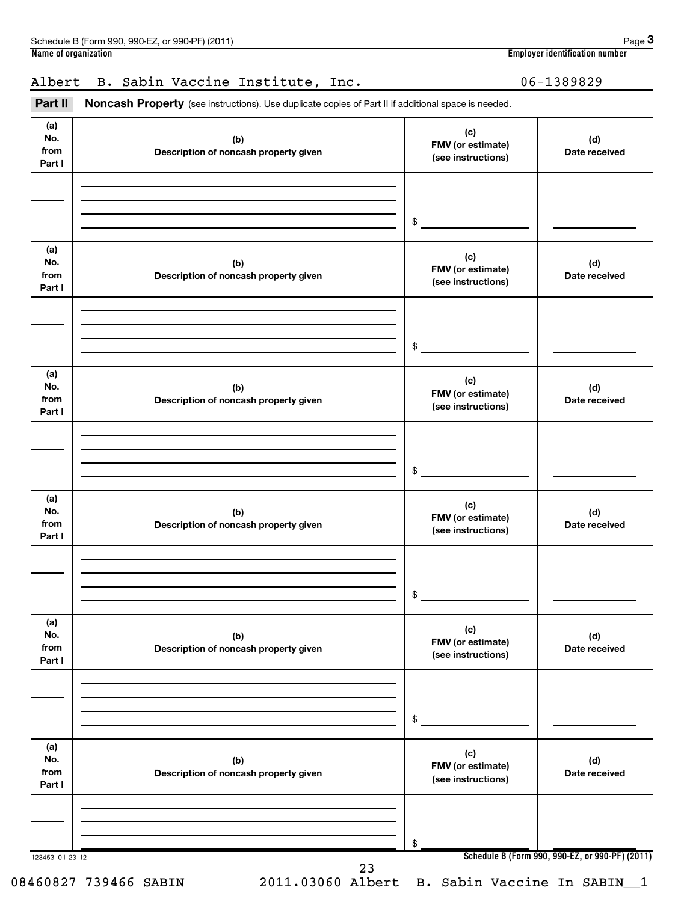Schedule B (Form 990, 990-EZ, or 990-PF) (2011) Page **3**

| Name of organization | Employer identification number |
| --- | --- |
| Albert B. Sabin Vaccine Institute, Inc. | 06-1389829 |

**Part II** **Noncash Property** (see instructions). Use duplicate copies of Part II if additional space is needed.

| (a) No. from Part I | (b) Description of noncash property given | (c) FMV (or estimate) (see instructions) | (d) Date received |
| --- | --- | --- | --- |
| | | $ | |

| (a) No. from Part I | (b) Description of noncash property given | (c) FMV (or estimate) (see instructions) | (d) Date received |
| --- | --- | --- | --- |
| | | $ | |

| (a) No. from Part I | (b) Description of noncash property given | (c) FMV (or estimate) (see instructions) | (d) Date received |
| --- | --- | --- | --- |
| | | $ | |

| (a) No. from Part I | (b) Description of noncash property given | (c) FMV (or estimate) (see instructions) | (d) Date received |
| --- | --- | --- | --- |
| | | $ | |

| (a) No. from Part I | (b) Description of noncash property given | (c) FMV (or estimate) (see instructions) | (d) Date received |
| --- | --- | --- | --- |
| | | $ | |

| (a) No. from Part I | (b) Description of noncash property given | (c) FMV (or estimate) (see instructions) | (d) Date received |
| --- | --- | --- | --- |
| | | $ | |

123453 01-23-12 **Schedule B (Form 990, 990-EZ, or 990-PF) (2011)**

08460827 739466 SABIN 2011.03060 Albert B. Sabin Vaccine In SABIN__1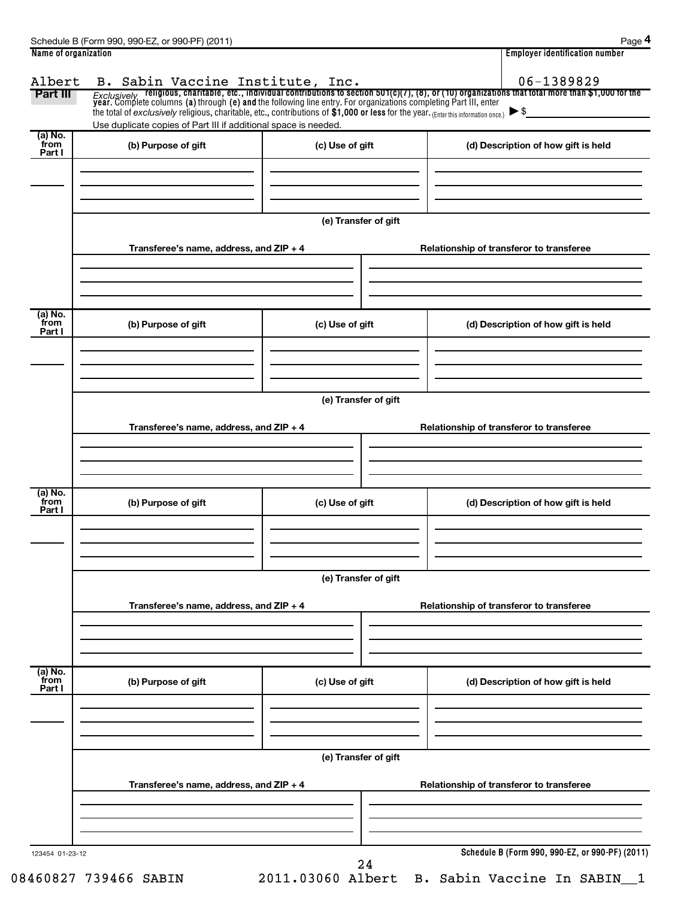Schedule B (Form 990, 990-EZ, or 990-PF) (2011)

| Name of organization | Employer identification number |
| --- | --- |
| Albert B. Sabin Vaccine Institute, Inc. | 06-1389829 |

**Part III** *Exclusively* **religious, charitable, etc., individual contributions to section 501(c)(7), (8), or (10) organizations that total more than $1,000 for the year.** Complete columns **(a)** through **(e) and** the following line entry. For organizations completing Part III, enter the total of *exclusively* religious, charitable, etc., contributions of **$1,000 or less** for the year. (Enter this information once.) ▶ $

Use duplicate copies of Part III if additional space is needed.

| (a) No. from Part I | (b) Purpose of gift | (c) Use of gift | (d) Description of how gift is held |
| --- | --- | --- | --- |
| | | | |

**(e) Transfer of gift**

| Transferee's name, address, and ZIP + 4 | Relationship of transferor to transferee |
| --- | --- |
| | |

| (a) No. from Part I | (b) Purpose of gift | (c) Use of gift | (d) Description of how gift is held |
| --- | --- | --- | --- |
| | | | |

**(e) Transfer of gift**

| Transferee's name, address, and ZIP + 4 | Relationship of transferor to transferee |
| --- | --- |
| | |

| (a) No. from Part I | (b) Purpose of gift | (c) Use of gift | (d) Description of how gift is held |
| --- | --- | --- | --- |
| | | | |

**(e) Transfer of gift**

| Transferee's name, address, and ZIP + 4 | Relationship of transferor to transferee |
| --- | --- |
| | |

| (a) No. from Part I | (b) Purpose of gift | (c) Use of gift | (d) Description of how gift is held |
| --- | --- | --- | --- |
| | | | |

**(e) Transfer of gift**

| Transferee's name, address, and ZIP + 4 | Relationship of transferor to transferee |
| --- | --- |
| | |

123454 01-23-12

**Schedule B (Form 990, 990-EZ, or 990-PF) (2011)**

08460827 739466 SABIN 2011.03060 Albert B. Sabin Vaccine In SABIN__1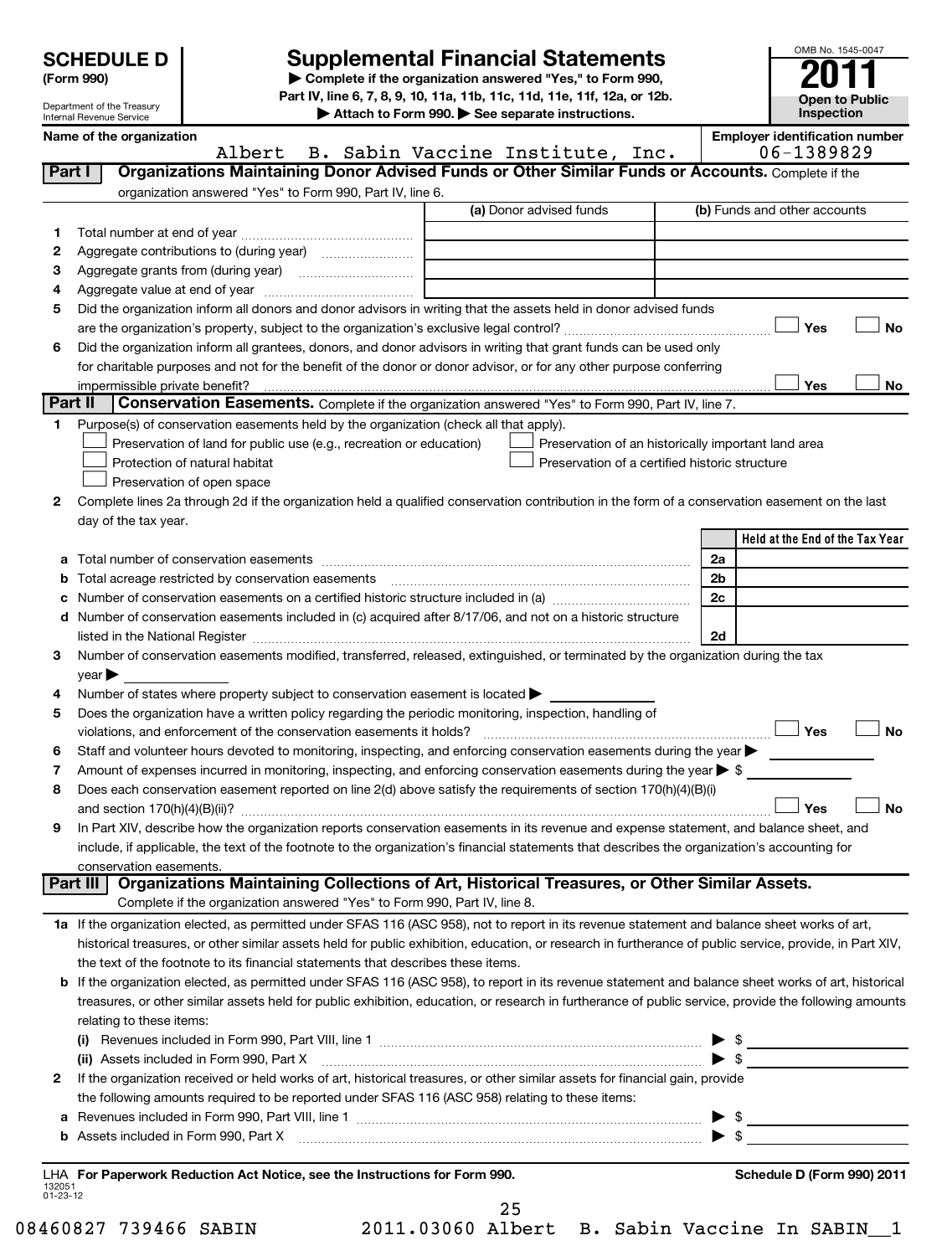**SCHEDULE D (Form 990)**

Department of the Treasury
Internal Revenue Service

# Supplemental Financial Statements

▶ Complete if the organization answered "Yes," to Form 990, Part IV, line 6, 7, 8, 9, 10, 11a, 11b, 11c, 11d, 11e, 11f, 12a, or 12b.
▶ Attach to Form 990. ▶ See separate instructions.

OMB No. 1545-0047

**2011**

**Open to Public Inspection**

**Name of the organization:** Albert B. Sabin Vaccine Institute, Inc.

**Employer identification number:** 06-1389829

## Part I Organizations Maintaining Donor Advised Funds or Other Similar Funds or Accounts.
Complete if the organization answered "Yes" to Form 990, Part IV, line 6.

| | | (a) Donor advised funds | (b) Funds and other accounts |
|---|---|---|---|
| 1 | Total number at end of year | | |
| 2 | Aggregate contributions to (during year) | | |
| 3 | Aggregate grants from (during year) | | |
| 4 | Aggregate value at end of year | | |

5 Did the organization inform all donors and donor advisors in writing that the assets held in donor advised funds are the organization's property, subject to the organization's exclusive legal control? ☐ Yes ☐ No

6 Did the organization inform all grantees, donors, and donor advisors in writing that grant funds can be used only for charitable purposes and not for the benefit of the donor or donor advisor, or for any other purpose conferring impermissible private benefit? ☐ Yes ☐ No

## Part II Conservation Easements.
Complete if the organization answered "Yes" to Form 990, Part IV, line 7.

1 Purpose(s) of conservation easements held by the organization (check all that apply).

- ☐ Preservation of land for public use (e.g., recreation or education)
- ☐ Preservation of an historically important land area
- ☐ Protection of natural habitat
- ☐ Preservation of a certified historic structure
- ☐ Preservation of open space

2 Complete lines 2a through 2d if the organization held a qualified conservation contribution in the form of a conservation easement on the last day of the tax year.

| | | | Held at the End of the Tax Year |
|---|---|---|---|
| a | Total number of conservation easements | 2a | |
| b | Total acreage restricted by conservation easements | 2b | |
| c | Number of conservation easements on a certified historic structure included in (a) | 2c | |
| d | Number of conservation easements included in (c) acquired after 8/17/06, and not on a historic structure listed in the National Register | 2d | |

3 Number of conservation easements modified, transferred, released, extinguished, or terminated by the organization during the tax year ▶

4 Number of states where property subject to conservation easement is located ▶

5 Does the organization have a written policy regarding the periodic monitoring, inspection, handling of violations, and enforcement of the conservation easements it holds? ☐ Yes ☐ No

6 Staff and volunteer hours devoted to monitoring, inspecting, and enforcing conservation easements during the year ▶

7 Amount of expenses incurred in monitoring, inspecting, and enforcing conservation easements during the year ▶ $

8 Does each conservation easement reported on line 2(d) above satisfy the requirements of section 170(h)(4)(B)(i) and section 170(h)(4)(B)(ii)? ☐ Yes ☐ No

9 In Part XIV, describe how the organization reports conservation easements in its revenue and expense statement, and balance sheet, and include, if applicable, the text of the footnote to the organization's financial statements that describes the organization's accounting for conservation easements.

## Part III Organizations Maintaining Collections of Art, Historical Treasures, or Other Similar Assets.
Complete if the organization answered "Yes" to Form 990, Part IV, line 8.

1a If the organization elected, as permitted under SFAS 116 (ASC 958), not to report in its revenue statement and balance sheet works of art, historical treasures, or other similar assets held for public exhibition, education, or research in furtherance of public service, provide, in Part XIV, the text of the footnote to its financial statements that describes these items.

b If the organization elected, as permitted under SFAS 116 (ASC 958), to report in its revenue statement and balance sheet works of art, historical treasures, or other similar assets held for public exhibition, education, or research in furtherance of public service, provide the following amounts relating to these items:

(i) Revenues included in Form 990, Part VIII, line 1 ▶ $

(ii) Assets included in Form 990, Part X ▶ $

2 If the organization received or held works of art, historical treasures, or other similar assets for financial gain, provide the following amounts required to be reported under SFAS 116 (ASC 958) relating to these items:

a Revenues included in Form 990, Part VIII, line 1 ▶ $

b Assets included in Form 990, Part X ▶ $

LHA For Paperwork Reduction Act Notice, see the Instructions for Form 990. **Schedule D (Form 990) 2011**

132051
01-23-12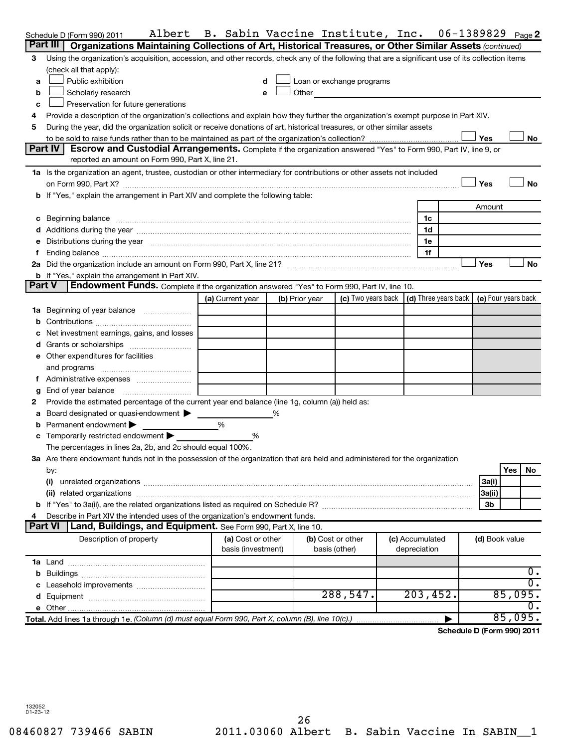Schedule D (Form 990) 2011 Albert B. Sabin Vaccine Institute, Inc. 06-1389829 Page 2

## Part III Organizations Maintaining Collections of Art, Historical Treasures, or Other Similar Assets *(continued)*

3 Using the organization's acquisition, accession, and other records, check any of the following that are a significant use of its collection items (check all that apply):

- a ☐ Public exhibition
- b ☐ Scholarly research
- c ☐ Preservation for future generations
- d ☐ Loan or exchange programs
- e ☐ Other

4 Provide a description of the organization's collections and explain how they further the organization's exempt purpose in Part XIV.

5 During the year, did the organization solicit or receive donations of art, historical treasures, or other similar assets to be sold to raise funds rather than to be maintained as part of the organization's collection? ☐ Yes ☐ No

## Part IV Escrow and Custodial Arrangements.

Complete if the organization answered "Yes" to Form 990, Part IV, line 9, or reported an amount on Form 990, Part X, line 21.

1a Is the organization an agent, trustee, custodian or other intermediary for contributions or other assets not included on Form 990, Part X? ☐ Yes ☐ No

b If "Yes," explain the arrangement in Part XIV and complete the following table:

| | | Amount |
|---|---|---|
| c Beginning balance | 1c | |
| d Additions during the year | 1d | |
| e Distributions during the year | 1e | |
| f Ending balance | 1f | |

2a Did the organization include an amount on Form 990, Part X, line 21? ☐ Yes ☐ No

b If "Yes," explain the arrangement in Part XIV.

## Part V Endowment Funds.

Complete if the organization answered "Yes" to Form 990, Part IV, line 10.

| | (a) Current year | (b) Prior year | (c) Two years back | (d) Three years back | (e) Four years back |
|---|---|---|---|---|---|
| 1a Beginning of year balance | | | | | |
| b Contributions | | | | | |
| c Net investment earnings, gains, and losses | | | | | |
| d Grants or scholarships | | | | | |
| e Other expenditures for facilities and programs | | | | | |
| f Administrative expenses | | | | | |
| g End of year balance | | | | | |

2 Provide the estimated percentage of the current year end balance (line 1g, column (a)) held as:

- a Board designated or quasi-endowment ▶ ______ %
- b Permanent endowment ▶ ______ %
- c Temporarily restricted endowment ▶ ______ %

The percentages in lines 2a, 2b, and 2c should equal 100%.

3a Are there endowment funds not in the possession of the organization that are held and administered for the organization by:

| | | Yes | No |
|---|---|---|---|
| (i) unrelated organizations | 3a(i) | | |
| (ii) related organizations | 3a(ii) | | |
| b If "Yes" to 3a(ii), are the related organizations listed as required on Schedule R? | 3b | | |

4 Describe in Part XIV the intended uses of the organization's endowment funds.

## Part VI Land, Buildings, and Equipment.

See Form 990, Part X, line 10.

| Description of property | (a) Cost or other basis (investment) | (b) Cost or other basis (other) | (c) Accumulated depreciation | (d) Book value |
|---|---|---|---|---|
| 1a Land | | | | |
| b Buildings | | | | 0. |
| c Leasehold improvements | | | | 0. |
| d Equipment | | 288,547. | 203,452. | 85,095. |
| e Other | | | | 0. |
| **Total.** Add lines 1a through 1e. *(Column (d) must equal Form 990, Part X, column (B), line 10(c).)* ▶ | | | | 85,095. |

**Schedule D (Form 990) 2011**

132052 01-23-12

08460827 739466 SABIN 2011.03060 Albert B. Sabin Vaccine In SABIN__1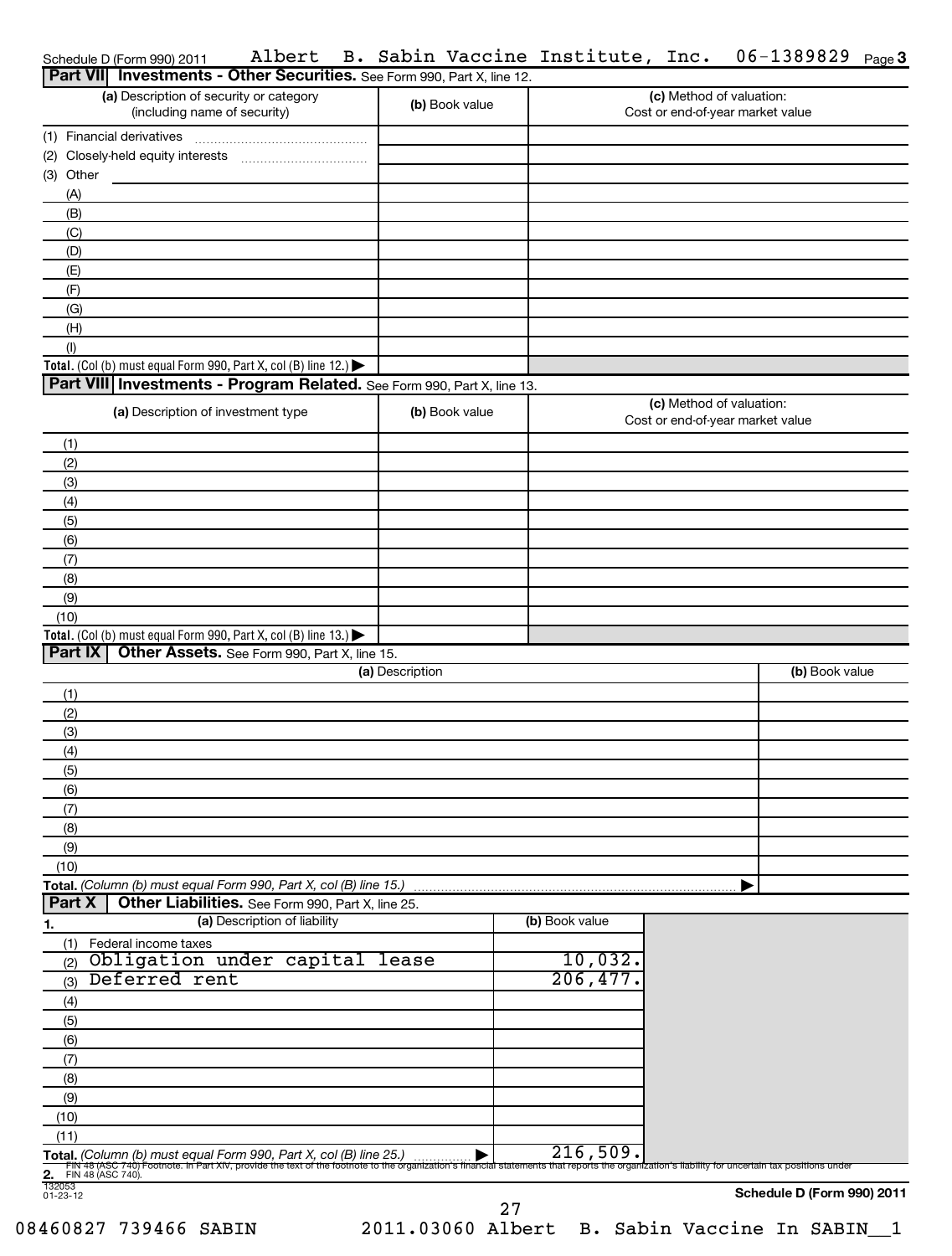Schedule D (Form 990) 2011 Albert B. Sabin Vaccine Institute, Inc. 06-1389829 Page 3

## Part VII Investments - Other Securities. See Form 990, Part X, line 12.

| (a) Description of security or category (including name of security) | (b) Book value | (c) Method of valuation: Cost or end-of-year market value |
|---|---|---|
| (1) Financial derivatives | | |
| (2) Closely-held equity interests | | |
| (3) Other | | |
| (A) | | |
| (B) | | |
| (C) | | |
| (D) | | |
| (E) | | |
| (F) | | |
| (G) | | |
| (H) | | |
| (I) | | |
| **Total.** (Col (b) must equal Form 990, Part X, col (B) line 12.) ▶ | | |

## Part VIII Investments - Program Related. See Form 990, Part X, line 13.

| (a) Description of investment type | (b) Book value | (c) Method of valuation: Cost or end-of-year market value |
|---|---|---|
| (1) | | |
| (2) | | |
| (3) | | |
| (4) | | |
| (5) | | |
| (6) | | |
| (7) | | |
| (8) | | |
| (9) | | |
| (10) | | |
| **Total.** (Col (b) must equal Form 990, Part X, col (B) line 13.) ▶ | | |

## Part IX Other Assets. See Form 990, Part X, line 15.

| (a) Description | (b) Book value |
|---|---|
| (1) | |
| (2) | |
| (3) | |
| (4) | |
| (5) | |
| (6) | |
| (7) | |
| (8) | |
| (9) | |
| (10) | |
| **Total.** *(Column (b) must equal Form 990, Part X, col (B) line 15.)* ▶ | |

## Part X Other Liabilities. See Form 990, Part X, line 25.

| 1. (a) Description of liability | (b) Book value |
|---|---|
| (1) Federal income taxes | |
| (2) Obligation under capital lease | 10,032. |
| (3) Deferred rent | 206,477. |
| (4) | |
| (5) | |
| (6) | |
| (7) | |
| (8) | |
| (9) | |
| (10) | |
| (11) | |
| **Total.** *(Column (b) must equal Form 990, Part X, col (B) line 25.)* ▶ | 216,509. |

**2.** FIN 48 (ASC 740) Footnote. In Part XIV, provide the text of the footnote to the organization's financial statements that reports the organization's liability for uncertain tax positions under FIN 48 (ASC 740).

132053 01-23-12

**Schedule D (Form 990) 2011**

08460827 739466 SABIN 2011.03060 Albert B. Sabin Vaccine In SABIN__1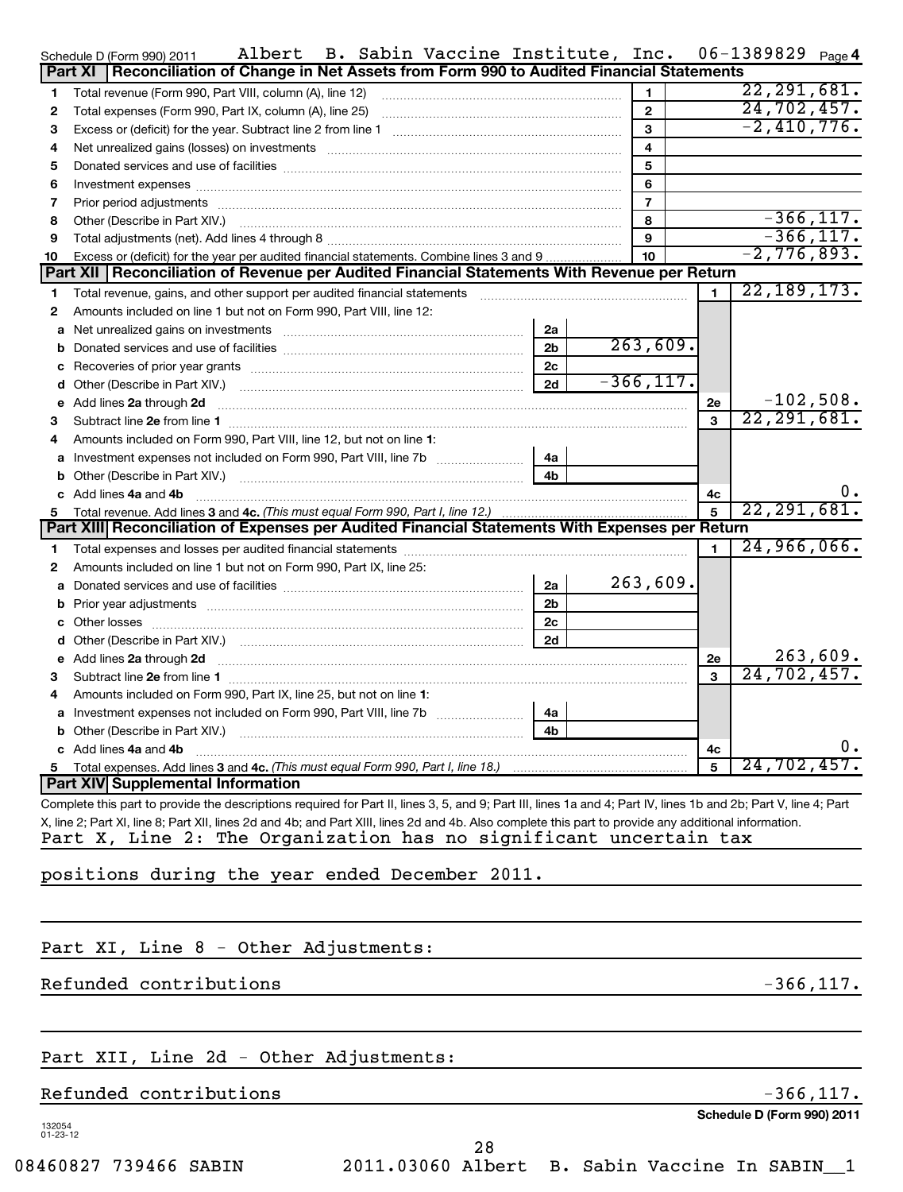Schedule D (Form 990) 2011 Albert B. Sabin Vaccine Institute, Inc. 06-1389829 Page 4

## Part XI Reconciliation of Change in Net Assets from Form 990 to Audited Financial Statements

| | | | |
|---|---|---|---|
| 1 | Total revenue (Form 990, Part VIII, column (A), line 12) | 1 | 22,291,681. |
| 2 | Total expenses (Form 990, Part IX, column (A), line 25) | 2 | 24,702,457. |
| 3 | Excess or (deficit) for the year. Subtract line 2 from line 1 | 3 | -2,410,776. |
| 4 | Net unrealized gains (losses) on investments | 4 | |
| 5 | Donated services and use of facilities | 5 | |
| 6 | Investment expenses | 6 | |
| 7 | Prior period adjustments | 7 | |
| 8 | Other (Describe in Part XIV.) | 8 | -366,117. |
| 9 | Total adjustments (net). Add lines 4 through 8 | 9 | -366,117. |
| 10 | Excess or (deficit) for the year per audited financial statements. Combine lines 3 and 9 | 10 | -2,776,893. |

## Part XII Reconciliation of Revenue per Audited Financial Statements With Revenue per Return

| | | | | | |
|---|---|---|---|---|---|
| 1 | Total revenue, gains, and other support per audited financial statements | | | 1 | 22,189,173. |
| 2 | Amounts included on line 1 but not on Form 990, Part VIII, line 12: | | | | |
| a | Net unrealized gains on investments | 2a | | | |
| b | Donated services and use of facilities | 2b | 263,609. | | |
| c | Recoveries of prior year grants | 2c | | | |
| d | Other (Describe in Part XIV.) | 2d | -366,117. | | |
| e | Add lines 2a through 2d | | | 2e | -102,508. |
| 3 | Subtract line 2e from line 1 | | | 3 | 22,291,681. |
| 4 | Amounts included on Form 990, Part VIII, line 12, but not on line 1: | | | | |
| a | Investment expenses not included on Form 990, Part VIII, line 7b | 4a | | | |
| b | Other (Describe in Part XIV.) | 4b | | | |
| c | Add lines 4a and 4b | | | 4c | 0. |
| 5 | Total revenue. Add lines 3 and 4c. *(This must equal Form 990, Part I, line 12.)* | | | 5 | 22,291,681. |

## Part XIII Reconciliation of Expenses per Audited Financial Statements With Expenses per Return

| | | | | | |
|---|---|---|---|---|---|
| 1 | Total expenses and losses per audited financial statements | | | 1 | 24,966,066. |
| 2 | Amounts included on line 1 but not on Form 990, Part IX, line 25: | | | | |
| a | Donated services and use of facilities | 2a | 263,609. | | |
| b | Prior year adjustments | 2b | | | |
| c | Other losses | 2c | | | |
| d | Other (Describe in Part XIV.) | 2d | | | |
| e | Add lines 2a through 2d | | | 2e | 263,609. |
| 3 | Subtract line 2e from line 1 | | | 3 | 24,702,457. |
| 4 | Amounts included on Form 990, Part IX, line 25, but not on line 1: | | | | |
| a | Investment expenses not included on Form 990, Part VIII, line 7b | 4a | | | |
| b | Other (Describe in Part XIV.) | 4b | | | |
| c | Add lines 4a and 4b | | | 4c | 0. |
| 5 | Total expenses. Add lines 3 and 4c. *(This must equal Form 990, Part I, line 18.)* | | | 5 | 24,702,457. |

## Part XIV Supplemental Information

Complete this part to provide the descriptions required for Part II, lines 3, 5, and 9; Part III, lines 1a and 4; Part IV, lines 1b and 2b; Part V, line 4; Part X, line 2; Part XI, line 8; Part XII, lines 2d and 4b; and Part XIII, lines 2d and 4b. Also complete this part to provide any additional information.

Part X, Line 2: The Organization has no significant uncertain tax positions during the year ended December 2011.

Part XI, Line 8 - Other Adjustments:

Refunded contributions -366,117.

Part XII, Line 2d - Other Adjustments:

Refunded contributions -366,117.

Schedule D (Form 990) 2011

132054 01-23-12

08460827 739466 SABIN 2011.03060 Albert B. Sabin Vaccine In SABIN__1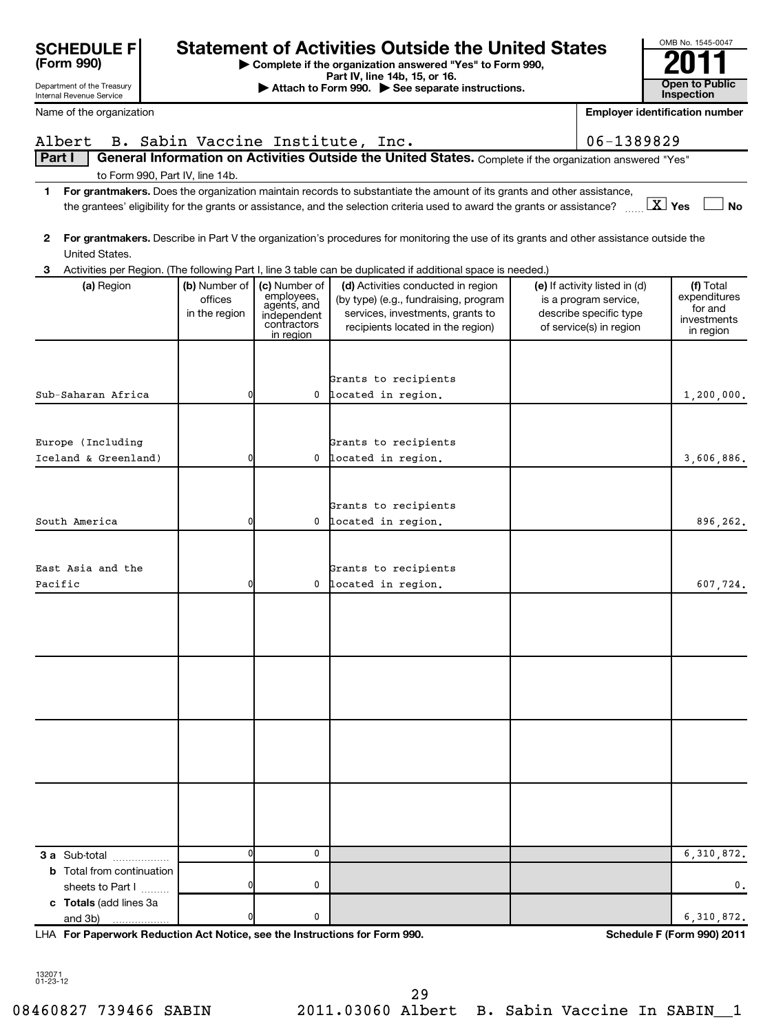**SCHEDULE F (Form 990)**

Department of the Treasury
Internal Revenue Service

# Statement of Activities Outside the United States

▶ Complete if the organization answered "Yes" to Form 990, Part IV, line 14b, 15, or 16.
▶ Attach to Form 990. ▶ See separate instructions.

OMB No. 1545-0047

**2011**

**Open to Public Inspection**

Name of the organization: Albert B. Sabin Vaccine Institute, Inc.

Employer identification number: 06-1389829

**Part I** **General Information on Activities Outside the United States.** Complete if the organization answered "Yes" to Form 990, Part IV, line 14b.

1 **For grantmakers.** Does the organization maintain records to substantiate the amount of its grants and other assistance, the grantees' eligibility for the grants or assistance, and the selection criteria used to award the grants or assistance? [X] Yes [ ] No

2 **For grantmakers.** Describe in Part V the organization's procedures for monitoring the use of its grants and other assistance outside the United States.

3 Activities per Region. (The following Part I, line 3 table can be duplicated if additional space is needed.)

| (a) Region | (b) Number of offices in the region | (c) Number of employees, agents, and independent contractors in region | (d) Activities conducted in region (by type) (e.g., fundraising, program services, investments, grants to recipients located in the region) | (e) If activity listed in (d) is a program service, describe specific type of service(s) in region | (f) Total expenditures for and investments in region |
|---|---|---|---|---|---|
| Sub-Saharan Africa | 0 | 0 | Grants to recipients located in region. | | 1,200,000. |
| Europe (Including Iceland & Greenland) | 0 | 0 | Grants to recipients located in region. | | 3,606,886. |
| South America | 0 | 0 | Grants to recipients located in region. | | 896,262. |
| East Asia and the Pacific | 0 | 0 | Grants to recipients located in region. | | 607,724. |
| | | | | | |
| | | | | | |
| | | | | | |
| | | | | | |
| **3 a** Sub-total | 0 | 0 | | | 6,310,872. |
| **b** Total from continuation sheets to Part I | 0 | 0 | | | 0. |
| **c Totals** (add lines 3a and 3b) | 0 | 0 | | | 6,310,872. |

LHA **For Paperwork Reduction Act Notice, see the Instructions for Form 990.** **Schedule F (Form 990) 2011**

132071
01-23-12

08460827 739466 SABIN 2011.03060 Albert B. Sabin Vaccine In SABIN__1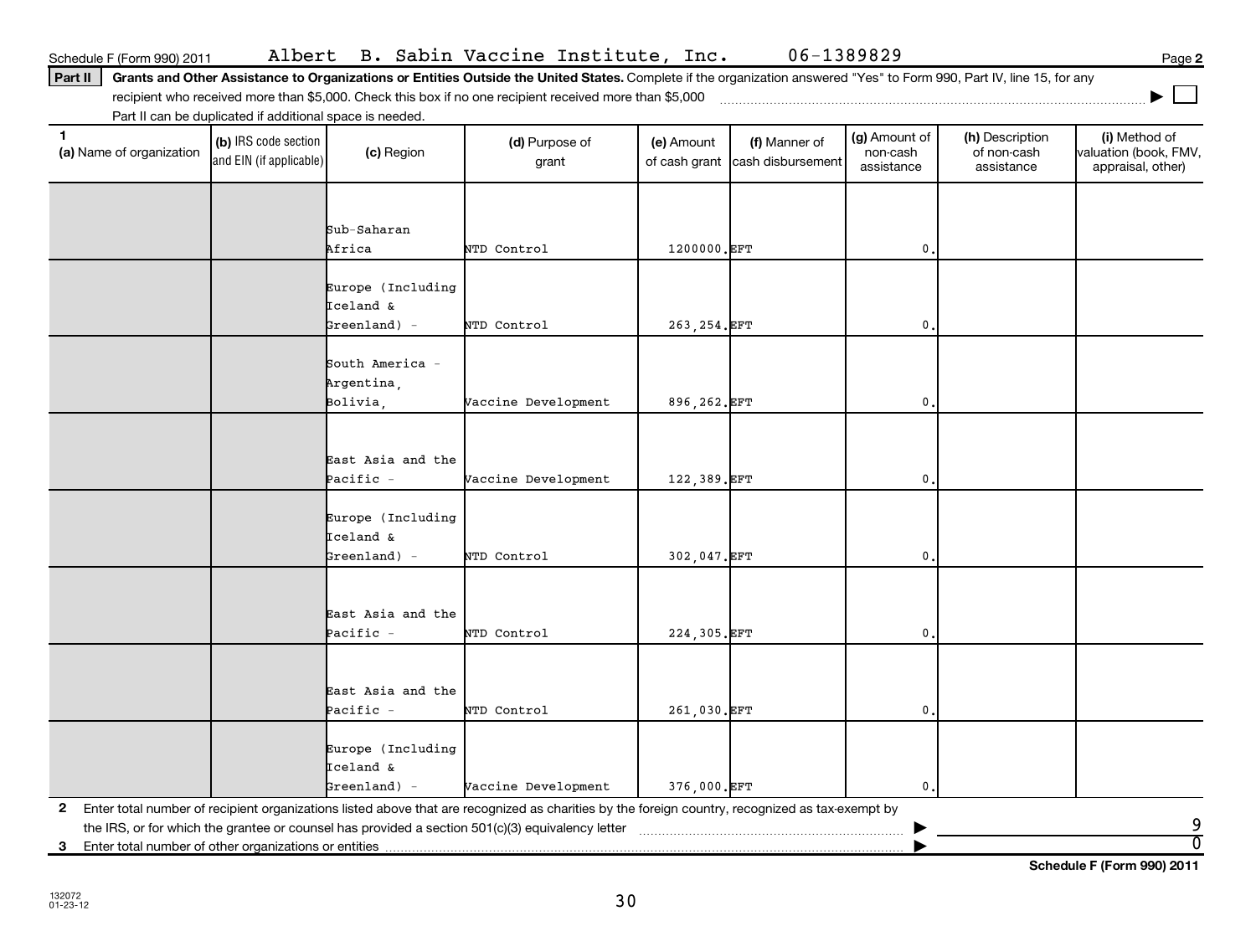Schedule F (Form 990) 2011 Albert B. Sabin Vaccine Institute, Inc. 06-1389829 Page 2

**Part II** **Grants and Other Assistance to Organizations or Entities Outside the United States.** Complete if the organization answered "Yes" to Form 990, Part IV, line 15, for any recipient who received more than $5,000. Check this box if no one recipient received more than $5,000 ☐

Part II can be duplicated if additional space is needed.

| 1 (a) Name of organization | (b) IRS code section and EIN (if applicable) | (c) Region | (d) Purpose of grant | (e) Amount of cash grant | (f) Manner of cash disbursement | (g) Amount of non-cash assistance | (h) Description of non-cash assistance | (i) Method of valuation (book, FMV, appraisal, other) |
|---|---|---|---|---|---|---|---|---|
| | | Sub-Saharan Africa | NTD Control | 1200000. | EFT | 0. | | |
| | | Europe (Including Iceland & Greenland) - | NTD Control | 263,254. | EFT | 0. | | |
| | | South America - Argentina, Bolivia, | Vaccine Development | 896,262. | EFT | 0. | | |
| | | East Asia and the Pacific - | Vaccine Development | 122,389. | EFT | 0. | | |
| | | Europe (Including Iceland & Greenland) - | NTD Control | 302,047. | EFT | 0. | | |
| | | East Asia and the Pacific - | NTD Control | 224,305. | EFT | 0. | | |
| | | East Asia and the Pacific - | NTD Control | 261,030. | EFT | 0. | | |
| | | Europe (Including Iceland & Greenland) - | Vaccine Development | 376,000. | EFT | 0. | | |

2 Enter total number of recipient organizations listed above that are recognized as charities by the foreign country, recognized as tax-exempt by the IRS, or for which the grantee or counsel has provided a section 501(c)(3) equivalency letter ▶ 9

3 Enter total number of other organizations or entities ▶ 0

**Schedule F (Form 990) 2011**

132072
01-23-12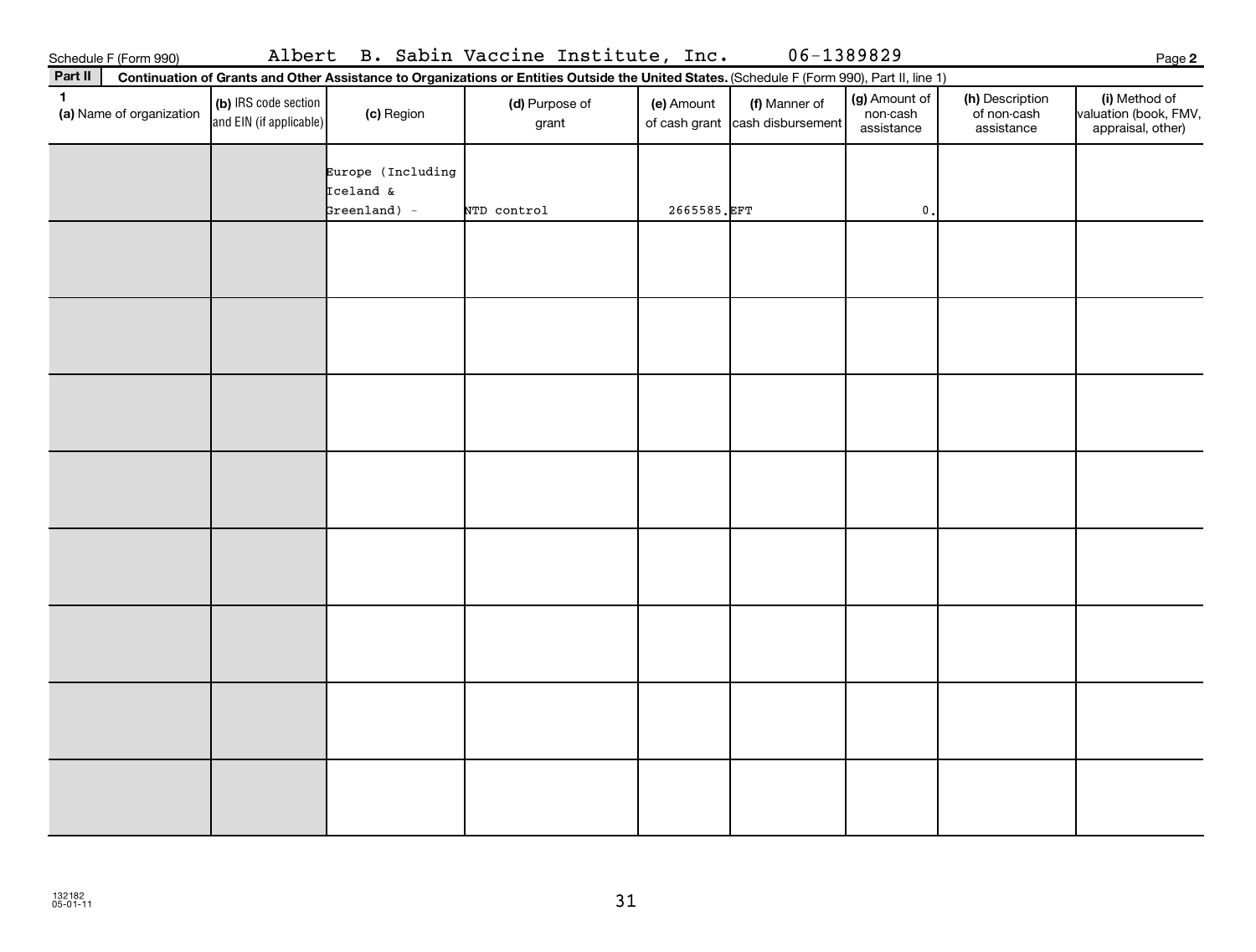Schedule F (Form 990) Albert B. Sabin Vaccine Institute, Inc. 06-1389829 Page 2

**Part II** **Continuation of Grants and Other Assistance to Organizations or Entities Outside the United States.** (Schedule F (Form 990), Part II, line 1)

| 1 (a) Name of organization | (b) IRS code section and EIN (if applicable) | (c) Region | (d) Purpose of grant | (e) Amount of cash grant | (f) Manner of cash disbursement | (g) Amount of non-cash assistance | (h) Description of non-cash assistance | (i) Method of valuation (book, FMV, appraisal, other) |
|---|---|---|---|---|---|---|---|---|
| | | Europe (Including Iceland & Greenland) - | NTD control | 2665585. | EFT | 0. | | |
| | | | | | | | | |
| | | | | | | | | |
| | | | | | | | | |
| | | | | | | | | |
| | | | | | | | | |
| | | | | | | | | |
| | | | | | | | | |
| | | | | | | | | |

132182
05-01-11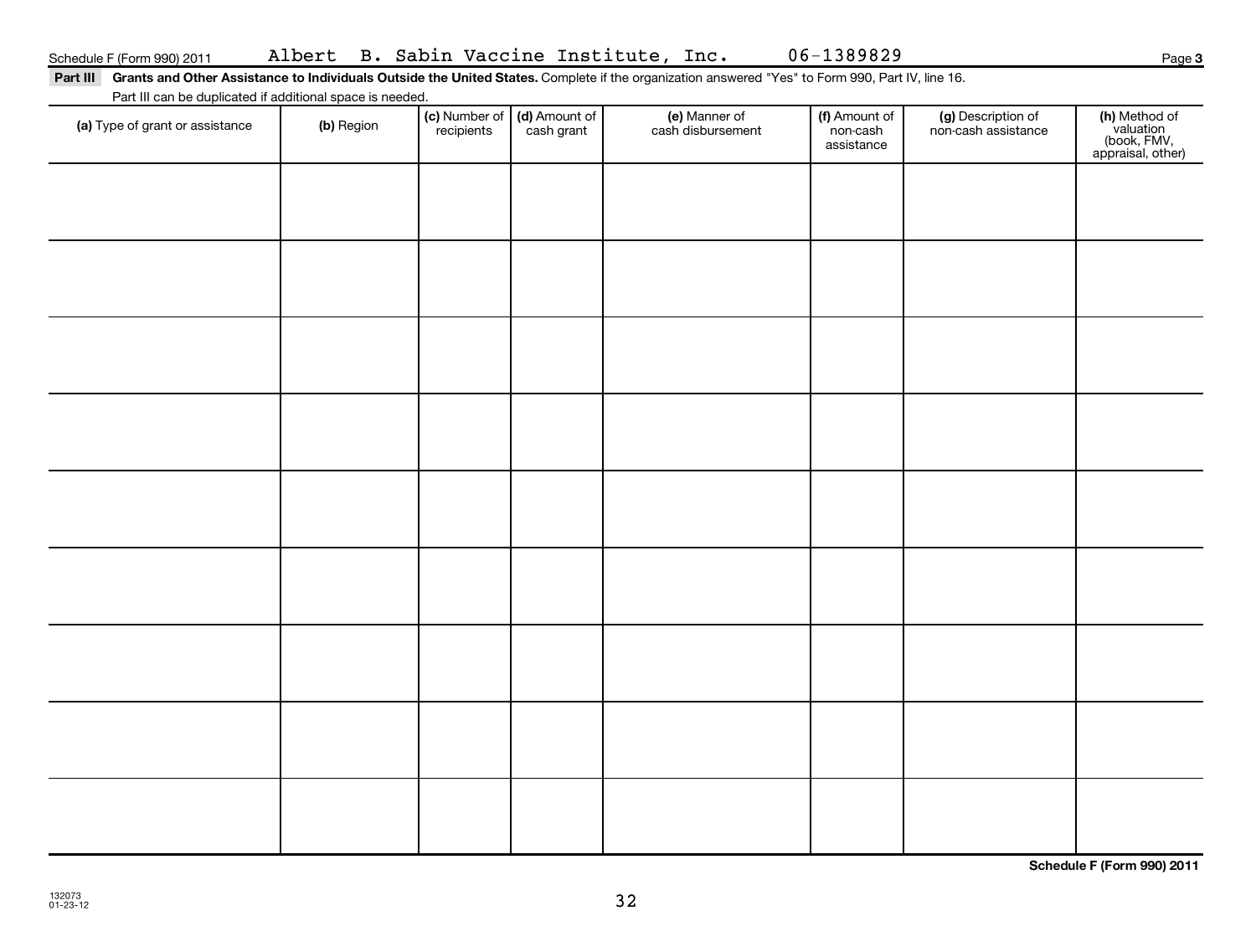Schedule F (Form 990) 2011 Albert B. Sabin Vaccine Institute, Inc. 06-1389829 Page 3

**Part III Grants and Other Assistance to Individuals Outside the United States.** Complete if the organization answered "Yes" to Form 990, Part IV, line 16.

Part III can be duplicated if additional space is needed.

| (a) Type of grant or assistance | (b) Region | (c) Number of recipients | (d) Amount of cash grant | (e) Manner of cash disbursement | (f) Amount of non-cash assistance | (g) Description of non-cash assistance | (h) Method of valuation (book, FMV, appraisal, other) |
|---|---|---|---|---|---|---|---|
| | | | | | | | |
| | | | | | | | |
| | | | | | | | |
| | | | | | | | |
| | | | | | | | |
| | | | | | | | |
| | | | | | | | |
| | | | | | | | |
| | | | | | | | |

**Schedule F (Form 990) 2011**

132073
01-23-12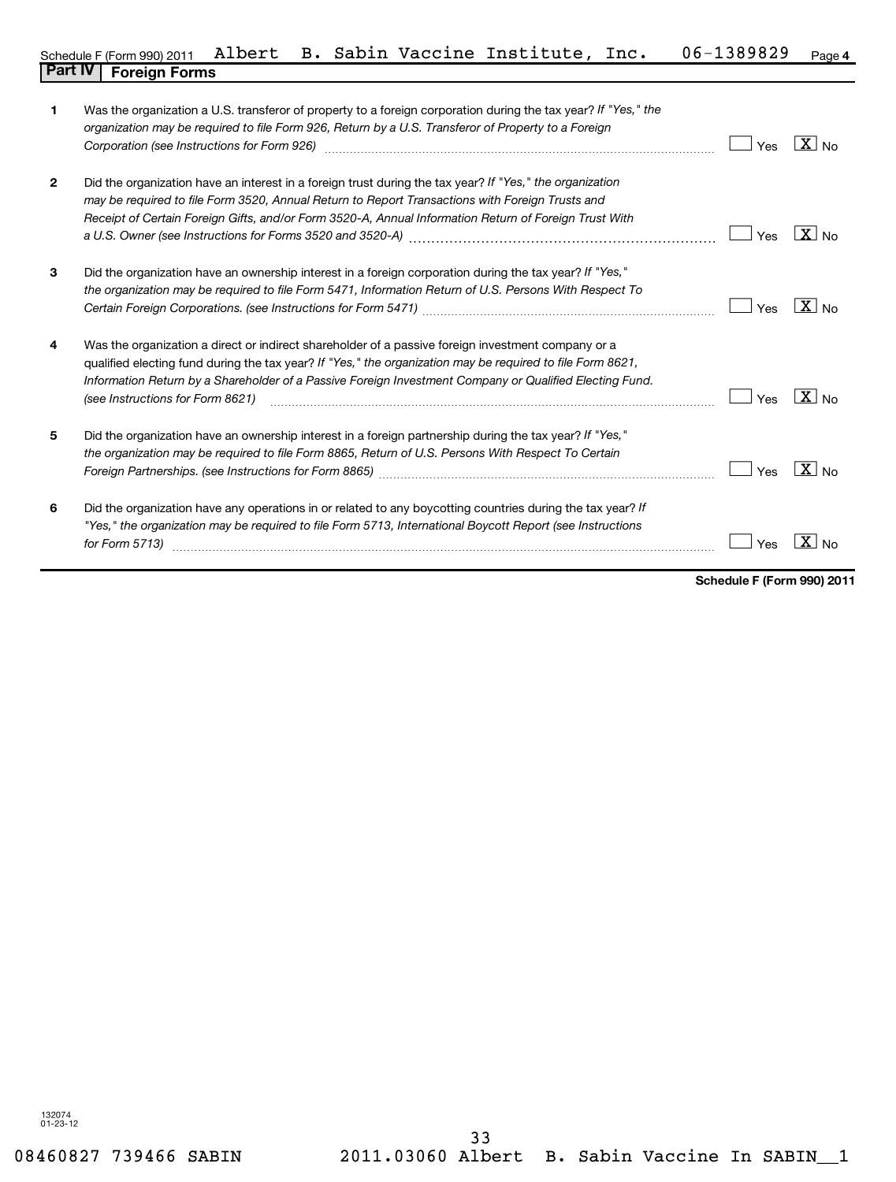Schedule F (Form 990) 2011 Albert B. Sabin Vaccine Institute, Inc. 06-1389829 Page 4

## Part IV | Foreign Forms

| | | Yes | No |
|---|---|---|---|
| 1 | Was the organization a U.S. transferor of property to a foreign corporation during the tax year? *If "Yes," the organization may be required to file Form 926, Return by a U.S. Transferor of Property to a Foreign Corporation (see Instructions for Form 926)* | | X |
| 2 | Did the organization have an interest in a foreign trust during the tax year? *If "Yes," the organization may be required to file Form 3520, Annual Return to Report Transactions with Foreign Trusts and Receipt of Certain Foreign Gifts, and/or Form 3520-A, Annual Information Return of Foreign Trust With a U.S. Owner (see Instructions for Forms 3520 and 3520-A)* | | X |
| 3 | Did the organization have an ownership interest in a foreign corporation during the tax year? *If "Yes," the organization may be required to file Form 5471, Information Return of U.S. Persons With Respect To Certain Foreign Corporations. (see Instructions for Form 5471)* | | X |
| 4 | Was the organization a direct or indirect shareholder of a passive foreign investment company or a qualified electing fund during the tax year? *If "Yes," the organization may be required to file Form 8621, Information Return by a Shareholder of a Passive Foreign Investment Company or Qualified Electing Fund. (see Instructions for Form 8621)* | | X |
| 5 | Did the organization have an ownership interest in a foreign partnership during the tax year? *If "Yes," the organization may be required to file Form 8865, Return of U.S. Persons With Respect To Certain Foreign Partnerships. (see Instructions for Form 8865)* | | X |
| 6 | Did the organization have any operations in or related to any boycotting countries during the tax year? *If "Yes," the organization may be required to file Form 5713, International Boycott Report (see Instructions for Form 5713)* | | X |

**Schedule F (Form 990) 2011**

132074
01-23-12

08460827 739466 SABIN 2011.03060 Albert B. Sabin Vaccine In SABIN__1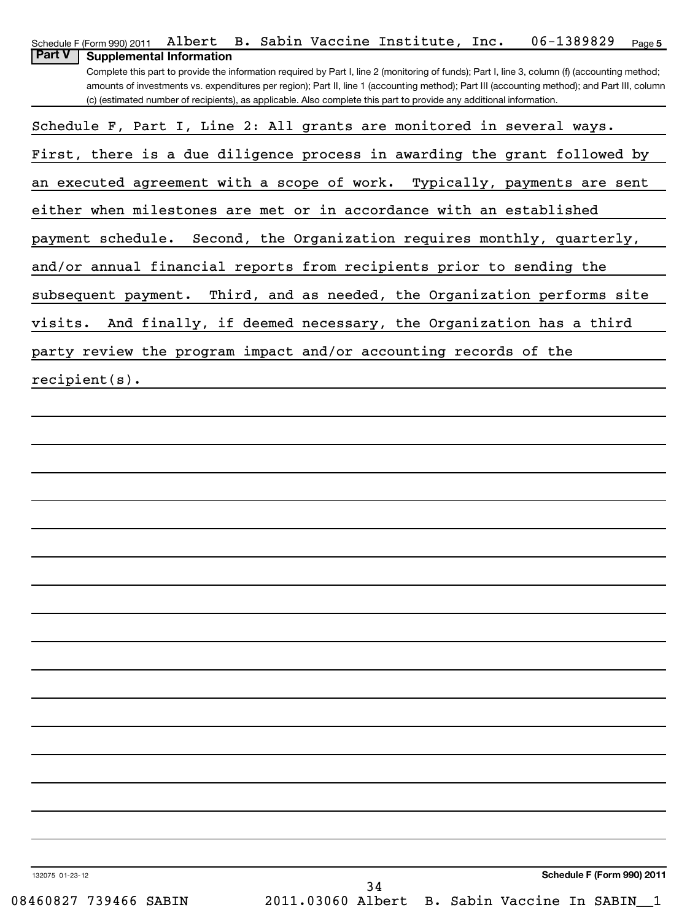Schedule F (Form 990) 2011 Albert B. Sabin Vaccine Institute, Inc. 06-1389829 Page 5

**Part V Supplemental Information**

Complete this part to provide the information required by Part I, line 2 (monitoring of funds); Part I, line 3, column (f) (accounting method; amounts of investments vs. expenditures per region); Part II, line 1 (accounting method); Part III (accounting method); and Part III, column (c) (estimated number of recipients), as applicable. Also complete this part to provide any additional information.

Schedule F, Part I, Line 2: All grants are monitored in several ways. First, there is a due diligence process in awarding the grant followed by an executed agreement with a scope of work. Typically, payments are sent either when milestones are met or in accordance with an established payment schedule. Second, the Organization requires monthly, quarterly, and/or annual financial reports from recipients prior to sending the subsequent payment. Third, and as needed, the Organization performs site visits. And finally, if deemed necessary, the Organization has a third party review the program impact and/or accounting records of the recipient(s).

132075 01-23-12 **Schedule F (Form 990) 2011**

08460827 739466 SABIN 2011.03060 Albert B. Sabin Vaccine In SABIN__1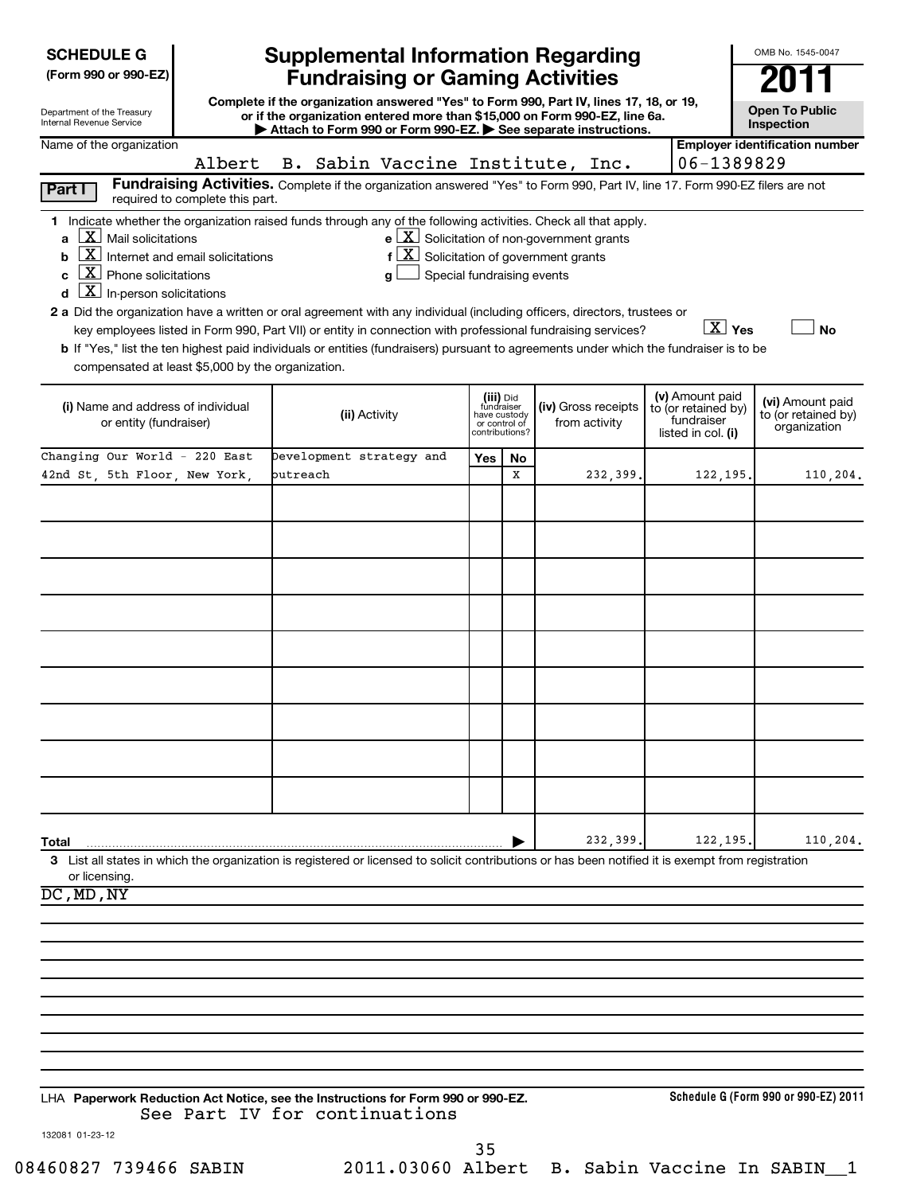**SCHEDULE G**
**(Form 990 or 990-EZ)**

Department of the Treasury
Internal Revenue Service

# Supplemental Information Regarding Fundraising or Gaming Activities

**Complete if the organization answered "Yes" to Form 990, Part IV, lines 17, 18, or 19, or if the organization entered more than $15,000 on Form 990-EZ, line 6a.**
**▶ Attach to Form 990 or Form 990-EZ. ▶ See separate instructions.**

OMB No. 1545-0047

**2011**

**Open To Public Inspection**

Name of the organization: Albert B. Sabin Vaccine Institute, Inc.

Employer identification number: 06-1389829

**Part I** **Fundraising Activities.** Complete if the organization answered "Yes" to Form 990, Part IV, line 17. Form 990-EZ filers are not required to complete this part.

1 Indicate whether the organization raised funds through any of the following activities. Check all that apply.

- a [X] Mail solicitations
- b [X] Internet and email solicitations
- c [X] Phone solicitations
- d [X] In-person solicitations
- e [X] Solicitation of non-government grants
- f [X] Solicitation of government grants
- g [ ] Special fundraising events

2 a Did the organization have a written or oral agreement with any individual (including officers, directors, trustees or key employees listed in Form 990, Part VII) or entity in connection with professional fundraising services? [X] Yes [ ] No

b If "Yes," list the ten highest paid individuals or entities (fundraisers) pursuant to agreements under which the fundraiser is to be compensated at least $5,000 by the organization.

| (i) Name and address of individual or entity (fundraiser) | (ii) Activity | (iii) Did fundraiser have custody or control of contributions? Yes | No | (iv) Gross receipts from activity | (v) Amount paid to (or retained by) fundraiser listed in col. (i) | (vi) Amount paid to (or retained by) organization |
|---|---|---|---|---|---|---|
| Changing Our World - 220 East 42nd St, 5th Floor, New York, | Development strategy and outreach | | X | 232,399. | 122,195. | 110,204. |
| | | | | | | |
| | | | | | | |
| | | | | | | |
| | | | | | | |
| | | | | | | |
| | | | | | | |
| | | | | | | |
| | | | | | | |
| | | | | | | |
| **Total** | | | ▶ | 232,399. | 122,195. | 110,204. |

3 List all states in which the organization is registered or licensed to solicit contributions or has been notified it is exempt from registration or licensing.

DC,MD,NY

LHA **Paperwork Reduction Act Notice, see the Instructions for Form 990 or 990-EZ.**

**Schedule G (Form 990 or 990-EZ) 2011**

See Part IV for continuations

132081 01-23-12

08460827 739466 SABIN 2011.03060 Albert B. Sabin Vaccine In SABIN__1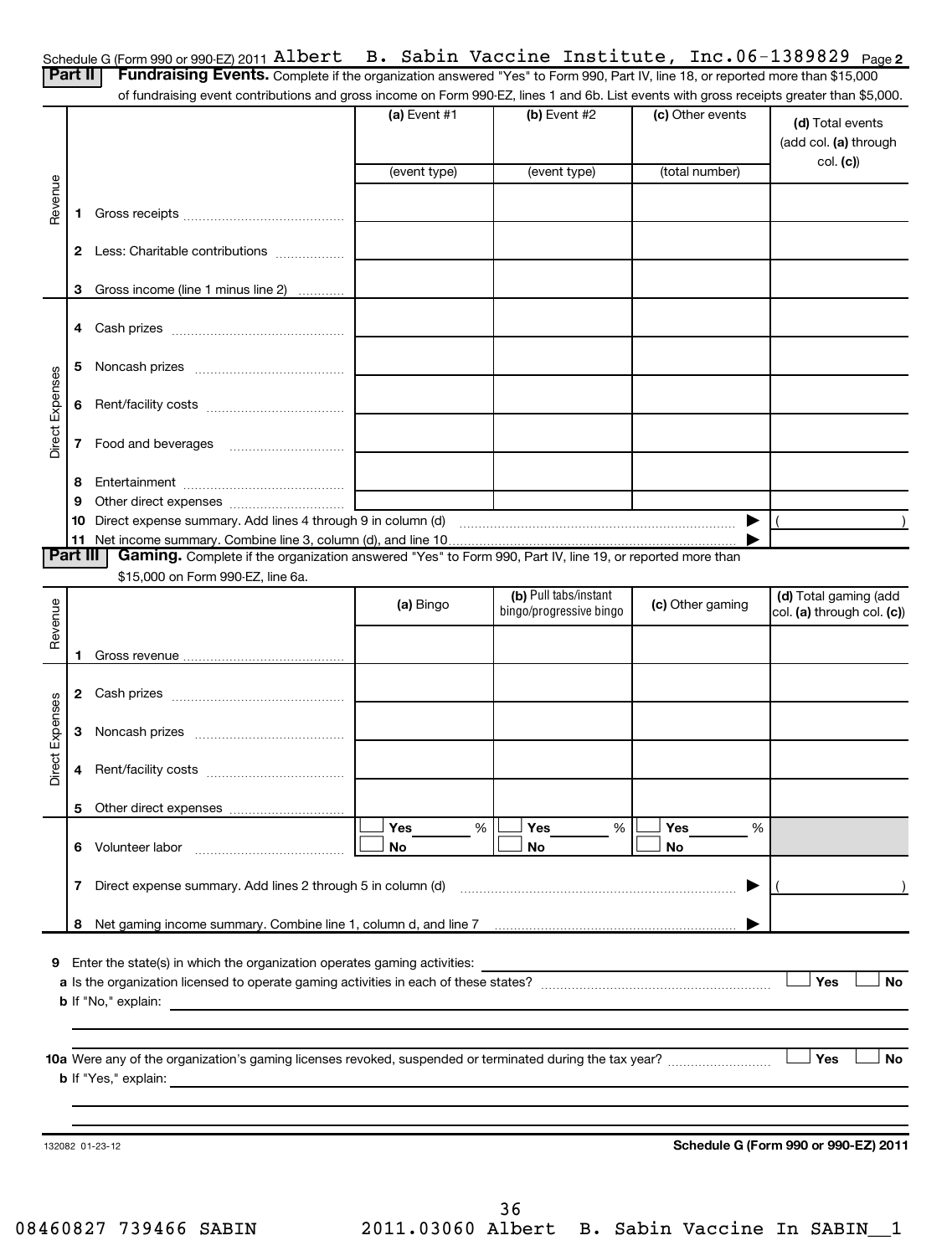Schedule G (Form 990 or 990-EZ) 2011 Albert B. Sabin Vaccine Institute, Inc.06-1389829 Page **2**

**Part II** **Fundraising Events.** Complete if the organization answered "Yes" to Form 990, Part IV, line 18, or reported more than $15,000 of fundraising event contributions and gross income on Form 990-EZ, lines 1 and 6b. List events with gross receipts greater than $5,000.

| | | (a) Event #1 | (b) Event #2 | (c) Other events | (d) Total events (add col. (a) through col. (c)) |
|---|---|---|---|---|---|
| | | (event type) | (event type) | (total number) | |
| Revenue | 1 Gross receipts | | | | |
| | 2 Less: Charitable contributions | | | | |
| | 3 Gross income (line 1 minus line 2) | | | | |
| Direct Expenses | 4 Cash prizes | | | | |
| | 5 Noncash prizes | | | | |
| | 6 Rent/facility costs | | | | |
| | 7 Food and beverages | | | | |
| | 8 Entertainment | | | | |
| | 9 Other direct expenses | | | | |
| | 10 Direct expense summary. Add lines 4 through 9 in column (d) | | | ▶ | ( ) |
| | 11 Net income summary. Combine line 3, column (d), and line 10 | | | ▶ | |

**Part III** **Gaming.** Complete if the organization answered "Yes" to Form 990, Part IV, line 19, or reported more than $15,000 on Form 990-EZ, line 6a.

| | | (a) Bingo | (b) Pull tabs/instant bingo/progressive bingo | (c) Other gaming | (d) Total gaming (add col. (a) through col. (c)) |
|---|---|---|---|---|---|
| Revenue | 1 Gross revenue | | | | |
| Direct Expenses | 2 Cash prizes | | | | |
| | 3 Noncash prizes | | | | |
| | 4 Rent/facility costs | | | | |
| | 5 Other direct expenses | | | | |
| | 6 Volunteer labor | ☐ Yes ___ % ☐ No | ☐ Yes ___ % ☐ No | ☐ Yes ___ % ☐ No | |
| | 7 Direct expense summary. Add lines 2 through 5 in column (d) | | | ▶ | ( ) |
| | 8 Net gaming income summary. Combine line 1, column d, and line 7 | | | ▶ | |

**9** Enter the state(s) in which the organization operates gaming activities:

**a** Is the organization licensed to operate gaming activities in each of these states? ☐ Yes ☐ No

**b** If "No," explain:

**10a** Were any of the organization's gaming licenses revoked, suspended or terminated during the tax year? ☐ Yes ☐ No

**b** If "Yes," explain:

132082 01-23-12 **Schedule G (Form 990 or 990-EZ) 2011**

08460827 739466 SABIN 2011.03060 Albert B. Sabin Vaccine In SABIN__1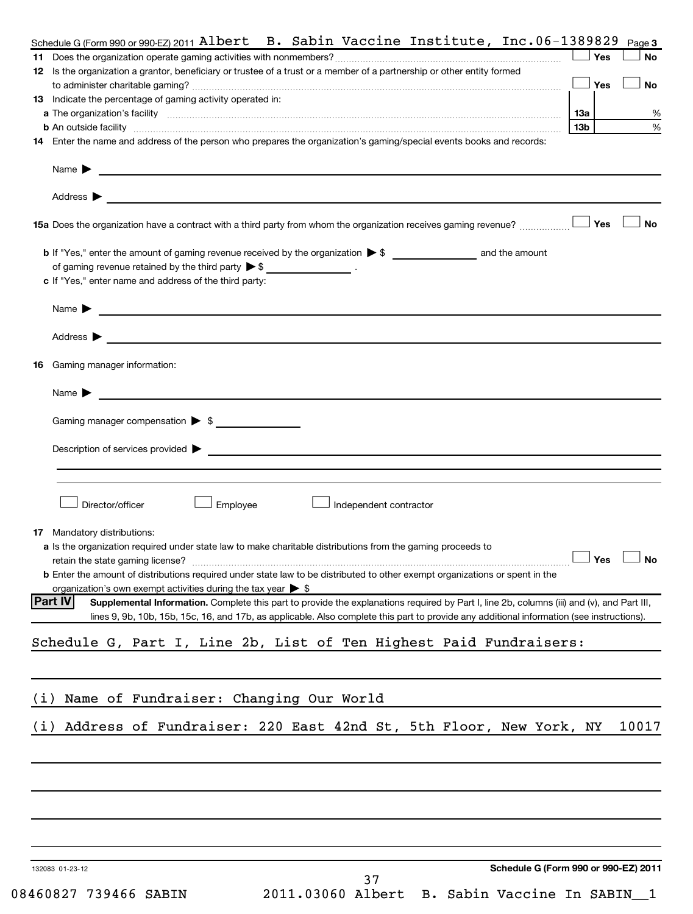Schedule G (Form 990 or 990-EZ) 2011 Albert B. Sabin Vaccine Institute, Inc. 06-1389829 Page 3

**11** Does the organization operate gaming activities with nonmembers? ☐ Yes ☐ No

**12** Is the organization a grantor, beneficiary or trustee of a trust or a member of a partnership or other entity formed to administer charitable gaming? ☐ Yes ☐ No

**13** Indicate the percentage of gaming activity operated in:

**a** The organization's facility **13a** %

**b** An outside facility **13b** %

**14** Enter the name and address of the person who prepares the organization's gaming/special events books and records:

Name ▶

Address ▶

**15a** Does the organization have a contract with a third party from whom the organization receives gaming revenue? ☐ Yes ☐ No

**b** If "Yes," enter the amount of gaming revenue received by the organization ▶ $ ______ and the amount of gaming revenue retained by the third party ▶ $ ______ .

**c** If "Yes," enter name and address of the third party:

Name ▶

Address ▶

**16** Gaming manager information:

Name ▶

Gaming manager compensation ▶ $

Description of services provided ▶

☐ Director/officer ☐ Employee ☐ Independent contractor

**17** Mandatory distributions:

**a** Is the organization required under state law to make charitable distributions from the gaming proceeds to retain the state gaming license? ☐ Yes ☐ No

**b** Enter the amount of distributions required under state law to be distributed to other exempt organizations or spent in the organization's own exempt activities during the tax year ▶ $

**Part IV** **Supplemental Information.** Complete this part to provide the explanations required by Part I, line 2b, columns (iii) and (v), and Part III, lines 9, 9b, 10b, 15b, 15c, 16, and 17b, as applicable. Also complete this part to provide any additional information (see instructions).

Schedule G, Part I, Line 2b, List of Ten Highest Paid Fundraisers:

(i) Name of Fundraiser: Changing Our World

(i) Address of Fundraiser: 220 East 42nd St, 5th Floor, New York, NY 10017

132083 01-23-12 **Schedule G (Form 990 or 990-EZ) 2011**

08460827 739466 SABIN 2011.03060 Albert B. Sabin Vaccine In SABIN__1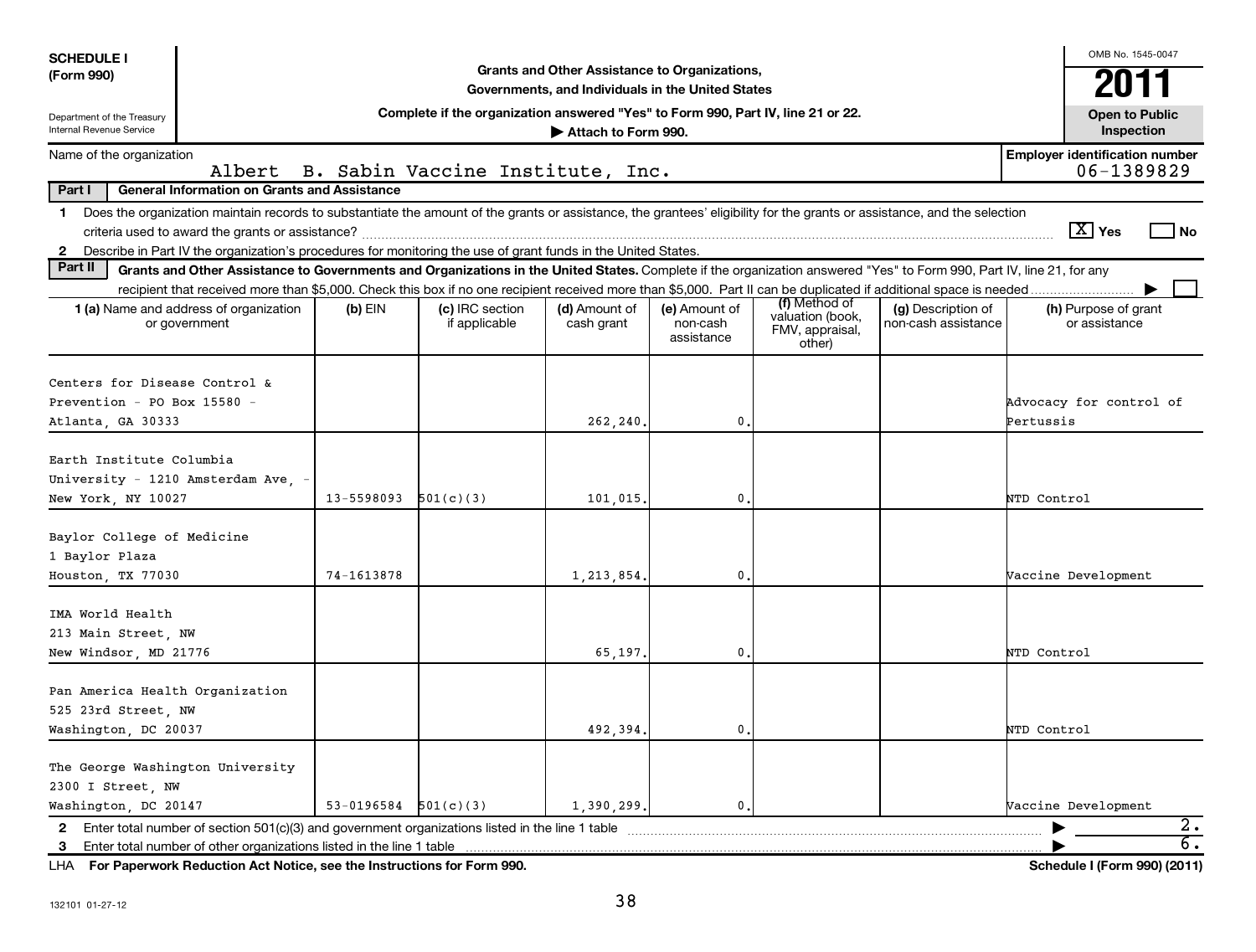**SCHEDULE I**
**(Form 990)**

Department of the Treasury
Internal Revenue Service

**Grants and Other Assistance to Organizations, Governments, and Individuals in the United States**

**Complete if the organization answered "Yes" to Form 990, Part IV, line 21 or 22.**

**▶ Attach to Form 990.**

OMB No. 1545-0047

**2011**

**Open to Public Inspection**

Name of the organization: Albert B. Sabin Vaccine Institute, Inc.

**Employer identification number**: 06-1389829

**Part I General Information on Grants and Assistance**

1 Does the organization maintain records to substantiate the amount of the grants or assistance, the grantees' eligibility for the grants or assistance, and the selection criteria used to award the grants or assistance? [X] Yes [ ] No

2 Describe in Part IV the organization's procedures for monitoring the use of grant funds in the United States.

**Part II Grants and Other Assistance to Governments and Organizations in the United States.** Complete if the organization answered "Yes" to Form 990, Part IV, line 21, for any recipient that received more than $5,000. Check this box if no one recipient received more than $5,000. Part II can be duplicated if additional space is needed ▶ [ ]

| 1 (a) Name and address of organization or government | (b) EIN | (c) IRC section if applicable | (d) Amount of cash grant | (e) Amount of non-cash assistance | (f) Method of valuation (book, FMV, appraisal, other) | (g) Description of non-cash assistance | (h) Purpose of grant or assistance |
|---|---|---|---|---|---|---|---|
| Centers for Disease Control & Prevention - PO Box 15580 - Atlanta, GA 30333 | | | 262,240. | 0. | | | Advocacy for control of Pertussis |
| Earth Institute Columbia University - 1210 Amsterdam Ave, - New York, NY 10027 | 13-5598093 | 501(c)(3) | 101,015. | 0. | | | NTD Control |
| Baylor College of Medicine 1 Baylor Plaza Houston, TX 77030 | 74-1613878 | | 1,213,854. | 0. | | | Vaccine Development |
| IMA World Health 213 Main Street, NW New Windsor, MD 21776 | | | 65,197. | 0. | | | NTD Control |
| Pan America Health Organization 525 23rd Street, NW Washington, DC 20037 | | | 492,394. | 0. | | | NTD Control |
| The George Washington University 2300 I Street, NW Washington, DC 20147 | 53-0196584 | 501(c)(3) | 1,390,299. | 0. | | | Vaccine Development |

2 Enter total number of section 501(c)(3) and government organizations listed in the line 1 table ▶ 2.

3 Enter total number of other organizations listed in the line 1 table ▶ 6.

LHA **For Paperwork Reduction Act Notice, see the Instructions for Form 990.** **Schedule I (Form 990) (2011)**

132101 01-27-12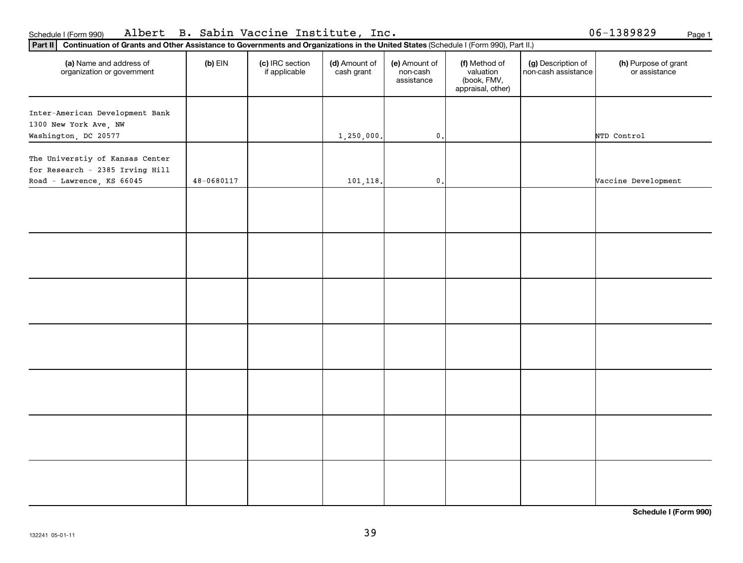Schedule I (Form 990) Albert B. Sabin Vaccine Institute, Inc. 06-1389829

**Part II** **Continuation of Grants and Other Assistance to Governments and Organizations in the United States** (Schedule I (Form 990), Part II.)

| (a) Name and address of organization or government | (b) EIN | (c) IRC section if applicable | (d) Amount of cash grant | (e) Amount of non-cash assistance | (f) Method of valuation (book, FMV, appraisal, other) | (g) Description of non-cash assistance | (h) Purpose of grant or assistance |
|---|---|---|---|---|---|---|---|
| Inter-American Development Bank 1300 New York Ave, NW Washington, DC 20577 | | | 1,250,000. | 0. | | | NTD Control |
| The Universtiy of Kansas Center for Research - 2385 Irving Hill Road - Lawrence, KS 66045 | 48-0680117 | | 101,118. | 0. | | | Vaccine Development |
| | | | | | | | |
| | | | | | | | |
| | | | | | | | |
| | | | | | | | |
| | | | | | | | |
| | | | | | | | |
| | | | | | | | |

**Schedule I (Form 990)**

132241 05-01-11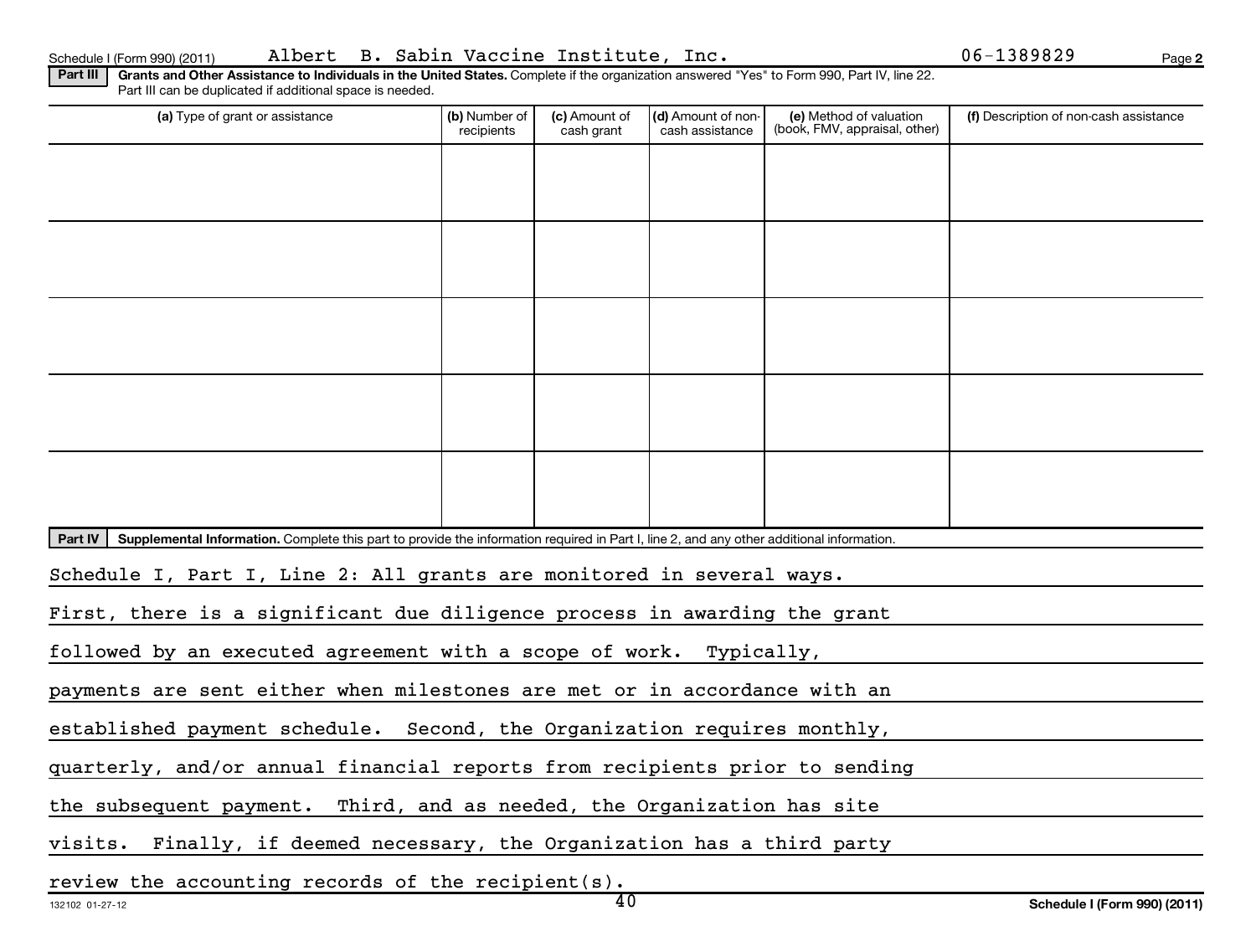Schedule I (Form 990) (2011) Albert B. Sabin Vaccine Institute, Inc. 06-1389829

**Part III** **Grants and Other Assistance to Individuals in the United States.** Complete if the organization answered "Yes" to Form 990, Part IV, line 22. Part III can be duplicated if additional space is needed.

| (a) Type of grant or assistance | (b) Number of recipients | (c) Amount of cash grant | (d) Amount of non-cash assistance | (e) Method of valuation (book, FMV, appraisal, other) | (f) Description of non-cash assistance |
|---|---|---|---|---|---|
| | | | | | |
| | | | | | |
| | | | | | |
| | | | | | |
| | | | | | |

**Part IV** **Supplemental Information.** Complete this part to provide the information required in Part I, line 2, and any other additional information.

Schedule I, Part I, Line 2: All grants are monitored in several ways. First, there is a significant due diligence process in awarding the grant followed by an executed agreement with a scope of work. Typically, payments are sent either when milestones are met or in accordance with an established payment schedule. Second, the Organization requires monthly, quarterly, and/or annual financial reports from recipients prior to sending the subsequent payment. Third, and as needed, the Organization has site visits. Finally, if deemed necessary, the Organization has a third party review the accounting records of the recipient(s).

132102 01-27-12 **Schedule I (Form 990) (2011)**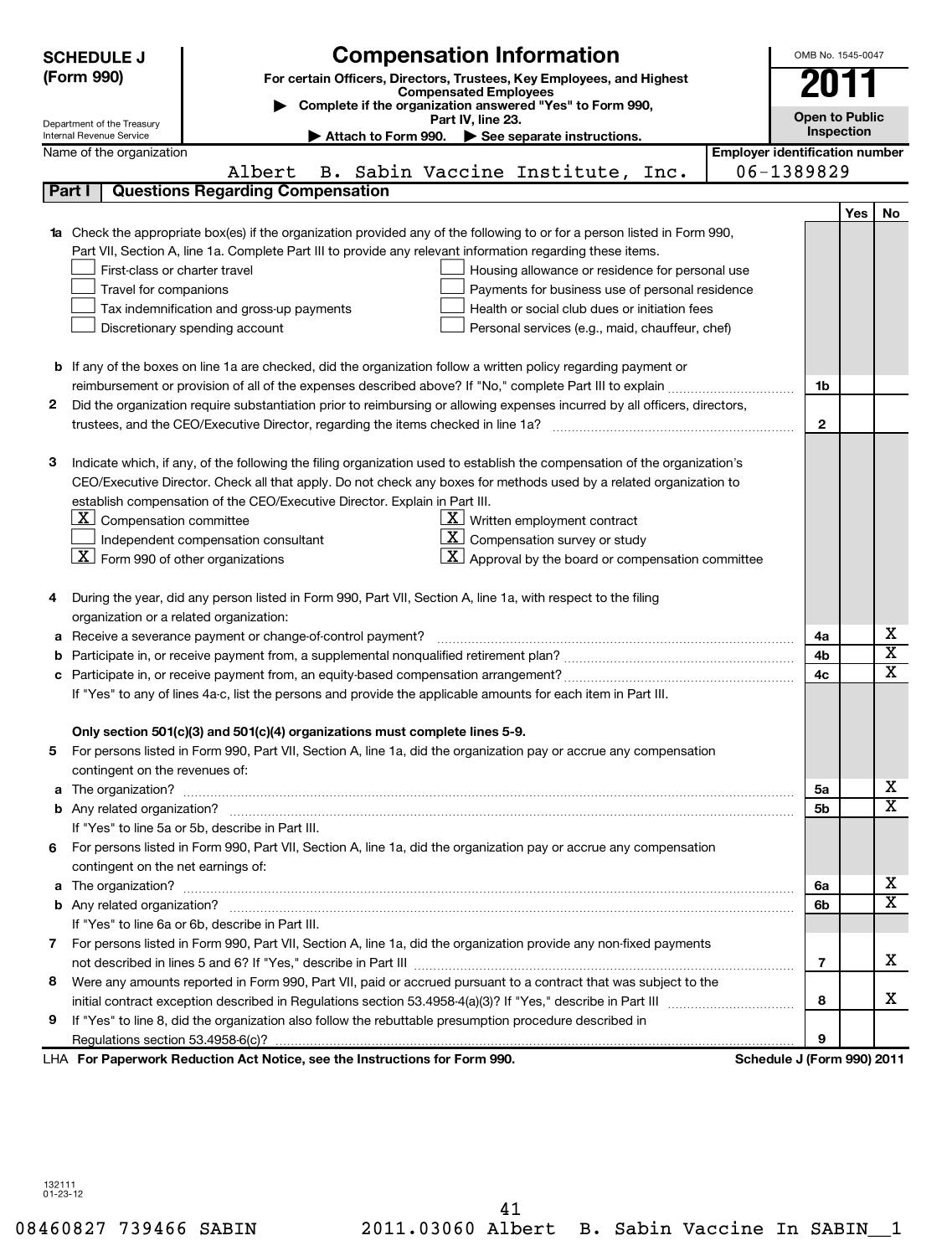**SCHEDULE J (Form 990)**

# Compensation Information

**For certain Officers, Directors, Trustees, Key Employees, and Highest Compensated Employees**

▶ Complete if the organization answered "Yes" to Form 990, Part IV, line 23.

▶ Attach to Form 990. ▶ See separate instructions.

Department of the Treasury
Internal Revenue Service

OMB No. 1545-0047

**2011**

**Open to Public Inspection**

Name of the organization: Albert B. Sabin Vaccine Institute, Inc.

Employer identification number: 06-1389829

## Part I Questions Regarding Compensation

| | | | Yes | No |
|---|---|---|---|---|
| **1a** | Check the appropriate box(es) if the organization provided any of the following to or for a person listed in Form 990, Part VII, Section A, line 1a. Complete Part III to provide any relevant information regarding these items.<br>☐ First-class or charter travel ☐ Housing allowance or residence for personal use<br>☐ Travel for companions ☐ Payments for business use of personal residence<br>☐ Tax indemnification and gross-up payments ☐ Health or social club dues or initiation fees<br>☐ Discretionary spending account ☐ Personal services (e.g., maid, chauffeur, chef) | | | |
| **b** | If any of the boxes on line 1a are checked, did the organization follow a written policy regarding payment or reimbursement or provision of all of the expenses described above? If "No," complete Part III to explain | 1b | | |
| **2** | Did the organization require substantiation prior to reimbursing or allowing expenses incurred by all officers, directors, trustees, and the CEO/Executive Director, regarding the items checked in line 1a? | 2 | | |
| **3** | Indicate which, if any, of the following the filing organization used to establish the compensation of the organization's CEO/Executive Director. Check all that apply. Do not check any boxes for methods used by a related organization to establish compensation of the CEO/Executive Director. Explain in Part III.<br>☒ Compensation committee ☒ Written employment contract<br>☐ Independent compensation consultant ☒ Compensation survey or study<br>☒ Form 990 of other organizations ☒ Approval by the board or compensation committee | | | |
| **4** | During the year, did any person listed in Form 990, Part VII, Section A, line 1a, with respect to the filing organization or a related organization: | | | |
| **a** | Receive a severance payment or change-of-control payment? | 4a | | X |
| **b** | Participate in, or receive payment from, a supplemental nonqualified retirement plan? | 4b | | X |
| **c** | Participate in, or receive payment from, an equity-based compensation arrangement? | 4c | | X |
| | If "Yes" to any of lines 4a-c, list the persons and provide the applicable amounts for each item in Part III. | | | |
| | **Only section 501(c)(3) and 501(c)(4) organizations must complete lines 5-9.** | | | |
| **5** | For persons listed in Form 990, Part VII, Section A, line 1a, did the organization pay or accrue any compensation contingent on the revenues of: | | | |
| **a** | The organization? | 5a | | X |
| **b** | Any related organization? | 5b | | X |
| | If "Yes" to line 5a or 5b, describe in Part III. | | | |
| **6** | For persons listed in Form 990, Part VII, Section A, line 1a, did the organization pay or accrue any compensation contingent on the net earnings of: | | | |
| **a** | The organization? | 6a | | X |
| **b** | Any related organization? | 6b | | X |
| | If "Yes" to line 6a or 6b, describe in Part III. | | | |
| **7** | For persons listed in Form 990, Part VII, Section A, line 1a, did the organization provide any non-fixed payments not described in lines 5 and 6? If "Yes," describe in Part III | 7 | | X |
| **8** | Were any amounts reported in Form 990, Part VII, paid or accrued pursuant to a contract that was subject to the initial contract exception described in Regulations section 53.4958-4(a)(3)? If "Yes," describe in Part III | 8 | | X |
| **9** | If "Yes" to line 8, did the organization also follow the rebuttable presumption procedure described in Regulations section 53.4958-6(c)? | 9 | | |

LHA **For Paperwork Reduction Act Notice, see the Instructions for Form 990.** **Schedule J (Form 990) 2011**

132111
01-23-12

08460827 739466 SABIN 2011.03060 Albert B. Sabin Vaccine In SABIN__1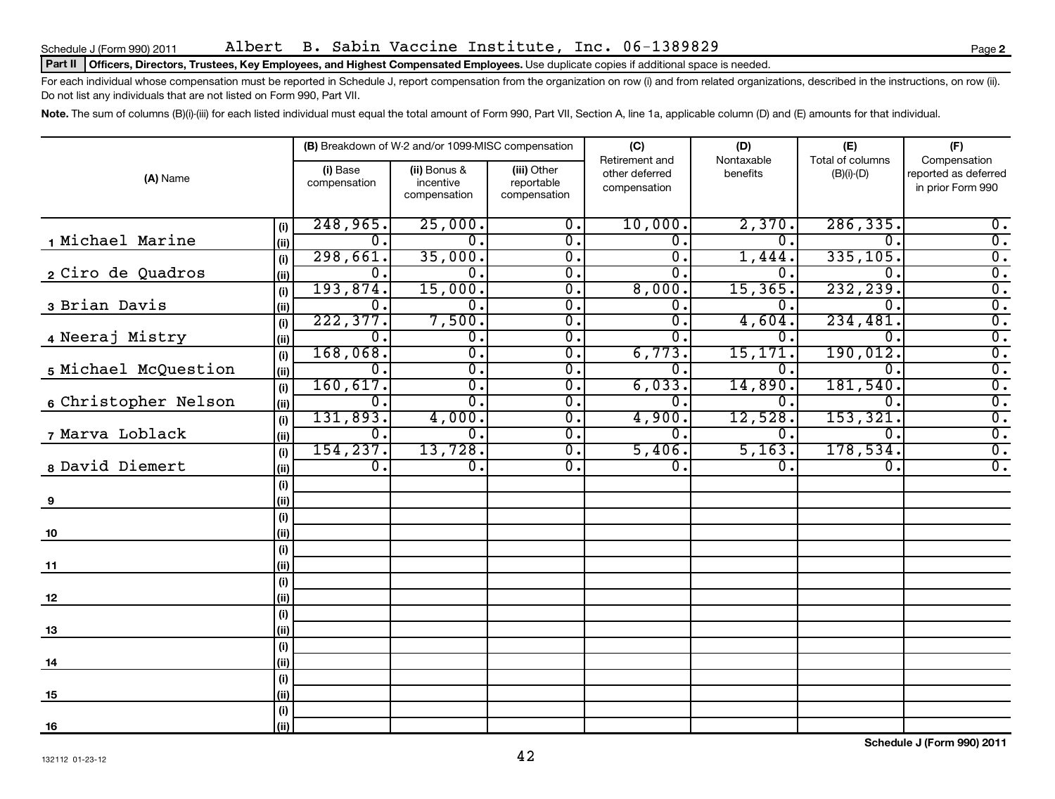Schedule J (Form 990) 2011 Albert B. Sabin Vaccine Institute, Inc. 06-1389829

**Part II Officers, Directors, Trustees, Key Employees, and Highest Compensated Employees.** Use duplicate copies if additional space is needed.

For each individual whose compensation must be reported in Schedule J, report compensation from the organization on row (i) and from related organizations, described in the instructions, on row (ii). Do not list any individuals that are not listed on Form 990, Part VII.

**Note.** The sum of columns (B)(i)-(iii) for each listed individual must equal the total amount of Form 990, Part VII, Section A, line 1a, applicable column (D) and (E) amounts for that individual.

| (A) Name | | (B) Breakdown of W-2 and/or 1099-MISC compensation | | | (C) Retirement and other deferred compensation | (D) Nontaxable benefits | (E) Total of columns (B)(i)-(D) | (F) Compensation reported as deferred in prior Form 990 |
|---|---|---|---|---|---|---|---|---|
| | | (i) Base compensation | (ii) Bonus & incentive compensation | (iii) Other reportable compensation | | | | |
| 1 Michael Marine | (i) | 248,965. | 25,000. | 0. | 10,000. | 2,370. | 286,335. | 0. |
| | (ii) | 0. | 0. | 0. | 0. | 0. | 0. | 0. |
| 2 Ciro de Quadros | (i) | 298,661. | 35,000. | 0. | 0. | 1,444. | 335,105. | 0. |
| | (ii) | 0. | 0. | 0. | 0. | 0. | 0. | 0. |
| 3 Brian Davis | (i) | 193,874. | 15,000. | 0. | 8,000. | 15,365. | 232,239. | 0. |
| | (ii) | 0. | 0. | 0. | 0. | 0. | 0. | 0. |
| 4 Neeraj Mistry | (i) | 222,377. | 7,500. | 0. | 0. | 4,604. | 234,481. | 0. |
| | (ii) | 0. | 0. | 0. | 0. | 0. | 0. | 0. |
| 5 Michael McQuestion | (i) | 168,068. | 0. | 0. | 6,773. | 15,171. | 190,012. | 0. |
| | (ii) | 0. | 0. | 0. | 0. | 0. | 0. | 0. |
| 6 Christopher Nelson | (i) | 160,617. | 0. | 0. | 6,033. | 14,890. | 181,540. | 0. |
| | (ii) | 0. | 0. | 0. | 0. | 0. | 0. | 0. |
| 7 Marva Loblack | (i) | 131,893. | 4,000. | 0. | 4,900. | 12,528. | 153,321. | 0. |
| | (ii) | 0. | 0. | 0. | 0. | 0. | 0. | 0. |
| 8 David Diemert | (i) | 154,237. | 13,728. | 0. | 5,406. | 5,163. | 178,534. | 0. |
| | (ii) | 0. | 0. | 0. | 0. | 0. | 0. | 0. |
| 9 | (i) | | | | | | | |
| | (ii) | | | | | | | |
| 10 | (i) | | | | | | | |
| | (ii) | | | | | | | |
| 11 | (i) | | | | | | | |
| | (ii) | | | | | | | |
| 12 | (i) | | | | | | | |
| | (ii) | | | | | | | |
| 13 | (i) | | | | | | | |
| | (ii) | | | | | | | |
| 14 | (i) | | | | | | | |
| | (ii) | | | | | | | |
| 15 | (i) | | | | | | | |
| | (ii) | | | | | | | |
| 16 | (i) | | | | | | | |
| | (ii) | | | | | | | |

132112 01-23-12

Schedule J (Form 990) 2011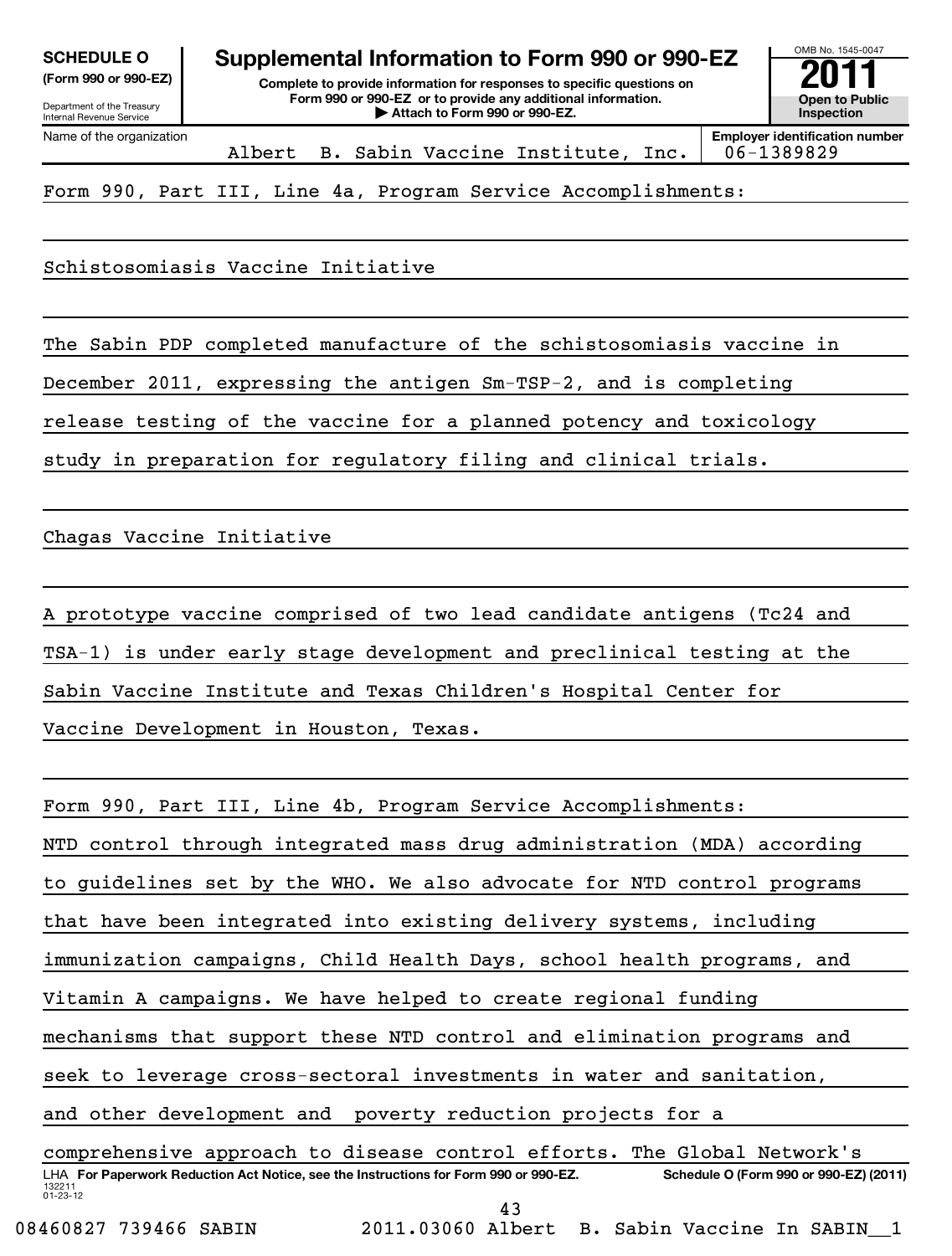**SCHEDULE O (Form 990 or 990-EZ)**
Department of the Treasury
Internal Revenue Service

# Supplemental Information to Form 990 or 990-EZ

**Complete to provide information for responses to specific questions on Form 990 or 990-EZ or to provide any additional information.**
**▶ Attach to Form 990 or 990-EZ.**

OMB No. 1545-0047
**2011**
**Open to Public Inspection**

Name of the organization: Albert B. Sabin Vaccine Institute, Inc.
**Employer identification number:** 06-1389829

Form 990, Part III, Line 4a, Program Service Accomplishments:

Schistosomiasis Vaccine Initiative

The Sabin PDP completed manufacture of the schistosomiasis vaccine in December 2011, expressing the antigen Sm-TSP-2, and is completing release testing of the vaccine for a planned potency and toxicology study in preparation for regulatory filing and clinical trials.

Chagas Vaccine Initiative

A prototype vaccine comprised of two lead candidate antigens (Tc24 and TSA-1) is under early stage development and preclinical testing at the Sabin Vaccine Institute and Texas Children's Hospital Center for Vaccine Development in Houston, Texas.

Form 990, Part III, Line 4b, Program Service Accomplishments:

NTD control through integrated mass drug administration (MDA) according to guidelines set by the WHO. We also advocate for NTD control programs that have been integrated into existing delivery systems, including immunization campaigns, Child Health Days, school health programs, and Vitamin A campaigns. We have helped to create regional funding mechanisms that support these NTD control and elimination programs and seek to leverage cross-sectoral investments in water and sanitation, and other development and poverty reduction projects for a comprehensive approach to disease control efforts. The Global Network's

LHA **For Paperwork Reduction Act Notice, see the Instructions for Form 990 or 990-EZ.** **Schedule O (Form 990 or 990-EZ) (2011)**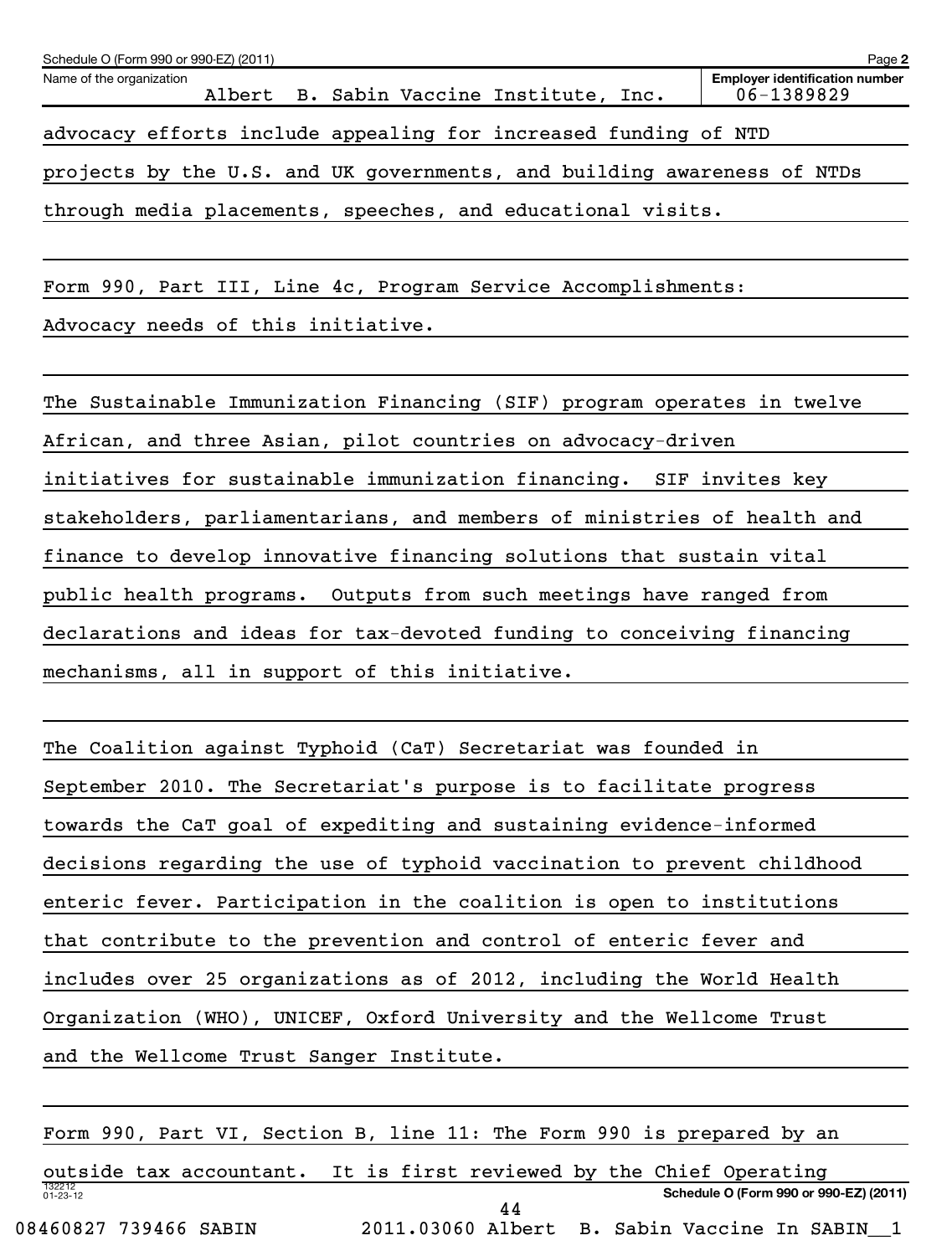Name of the organization: Albert B. Sabin Vaccine Institute, Inc.

Employer identification number: 06-1389829

advocacy efforts include appealing for increased funding of NTD projects by the U.S. and UK governments, and building awareness of NTDs through media placements, speeches, and educational visits.

Form 990, Part III, Line 4c, Program Service Accomplishments: Advocacy needs of this initiative.

The Sustainable Immunization Financing (SIF) program operates in twelve African, and three Asian, pilot countries on advocacy-driven initiatives for sustainable immunization financing. SIF invites key stakeholders, parliamentarians, and members of ministries of health and finance to develop innovative financing solutions that sustain vital public health programs. Outputs from such meetings have ranged from declarations and ideas for tax-devoted funding to conceiving financing mechanisms, all in support of this initiative.

The Coalition against Typhoid (CaT) Secretariat was founded in September 2010. The Secretariat's purpose is to facilitate progress towards the CaT goal of expediting and sustaining evidence-informed decisions regarding the use of typhoid vaccination to prevent childhood enteric fever. Participation in the coalition is open to institutions that contribute to the prevention and control of enteric fever and includes over 25 organizations as of 2012, including the World Health Organization (WHO), UNICEF, Oxford University and the Wellcome Trust and the Wellcome Trust Sanger Institute.

Form 990, Part VI, Section B, line 11: The Form 990 is prepared by an outside tax accountant. It is first reviewed by the Chief Operating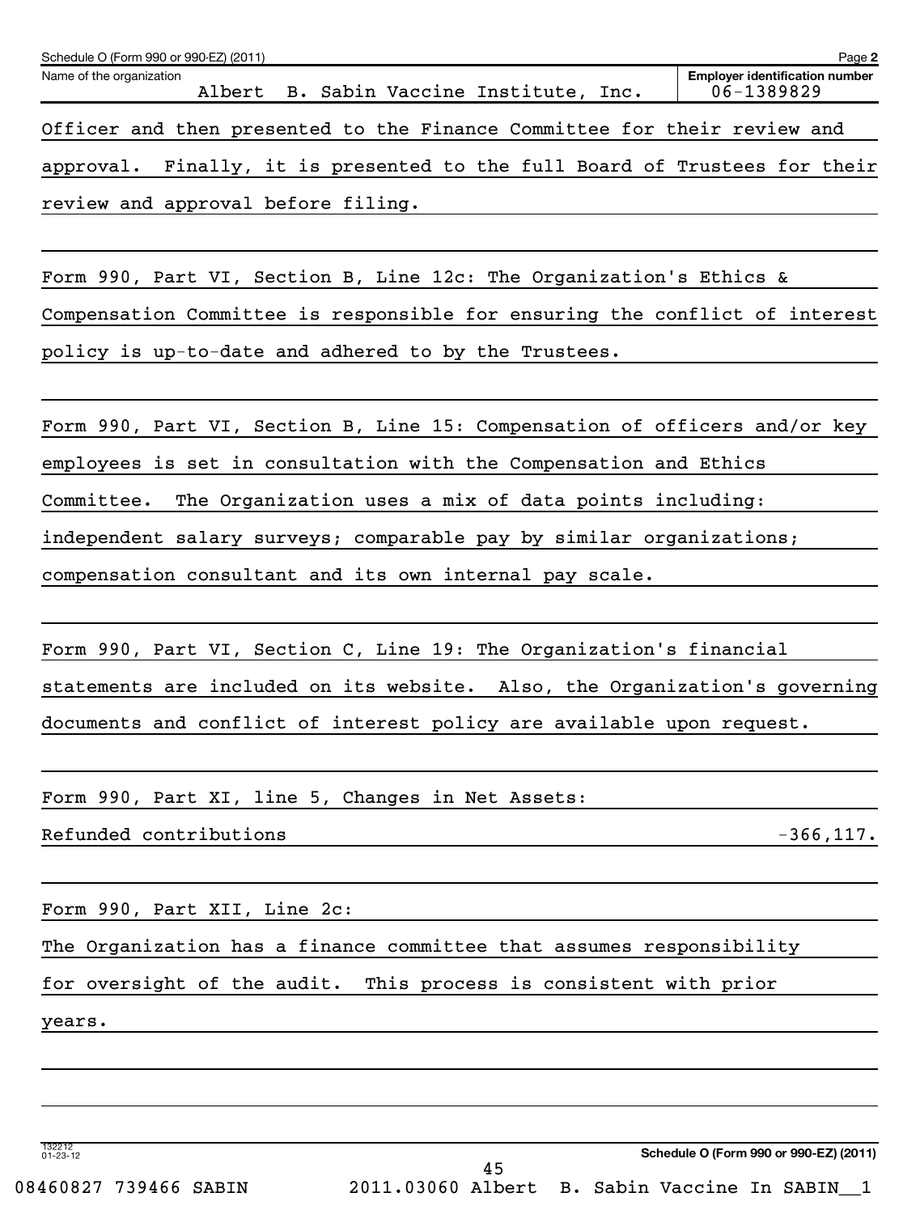Schedule O (Form 990 or 990-EZ) (2011)

Name of the organization: Albert B. Sabin Vaccine Institute, Inc.

Employer identification number: 06-1389829

Officer and then presented to the Finance Committee for their review and approval. Finally, it is presented to the full Board of Trustees for their review and approval before filing.

Form 990, Part VI, Section B, Line 12c: The Organization's Ethics & Compensation Committee is responsible for ensuring the conflict of interest policy is up-to-date and adhered to by the Trustees.

Form 990, Part VI, Section B, Line 15: Compensation of officers and/or key employees is set in consultation with the Compensation and Ethics Committee. The Organization uses a mix of data points including: independent salary surveys; comparable pay by similar organizations; compensation consultant and its own internal pay scale.

Form 990, Part VI, Section C, Line 19: The Organization's financial statements are included on its website. Also, the Organization's governing documents and conflict of interest policy are available upon request.

Form 990, Part XI, line 5, Changes in Net Assets:

| | |
|---|---|
| Refunded contributions | -366,117. |

Form 990, Part XII, Line 2c:

The Organization has a finance committee that assumes responsibility for oversight of the audit. This process is consistent with prior years.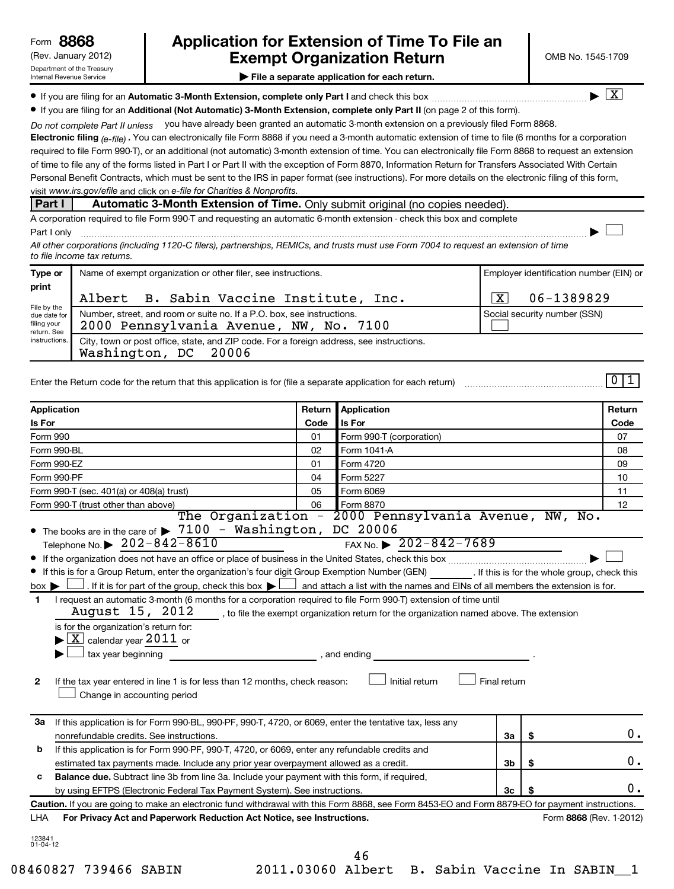Form **8868** (Rev. January 2012)
Department of the Treasury
Internal Revenue Service

# Application for Extension of Time To File an Exempt Organization Return

OMB No. 1545-1709

▶ **File a separate application for each return.**

- If you are filing for an **Automatic 3-Month Extension, complete only Part I** and check this box ▶ [X]
- If you are filing for an **Additional (Not Automatic) 3-Month Extension, complete only Part II** (on page 2 of this form).

*Do not complete Part II unless* you have already been granted an automatic 3-month extension on a previously filed Form 8868.

**Electronic filing** *(e-file)*. You can electronically file Form 8868 if you need a 3-month automatic extension of time to file (6 months for a corporation required to file Form 990-T), or an additional (not automatic) 3-month extension of time. You can electronically file Form 8868 to request an extension of time to file any of the forms listed in Part I or Part II with the exception of Form 8870, Information Return for Transfers Associated With Certain Personal Benefit Contracts, which must be sent to the IRS in paper format (see instructions). For more details on the electronic filing of this form, visit *www.irs.gov/efile* and click on *e-file for Charities & Nonprofits.*

## Part I — Automatic 3-Month Extension of Time. Only submit original (no copies needed).

A corporation required to file Form 990-T and requesting an automatic 6-month extension - check this box and complete Part I only ▶ [ ]

*All other corporations (including 1120-C filers), partnerships, REMICs, and trusts must use Form 7004 to request an extension of time to file income tax returns.*

| Type or print | Name of exempt organization or other filer, see instructions. | Employer identification number (EIN) or |
|---|---|---|
| | Albert B. Sabin Vaccine Institute, Inc. | [X] 06-1389829 |
| File by the due date for filing your return. See instructions. | Number, street, and room or suite no. If a P.O. box, see instructions. 2000 Pennsylvania Avenue, NW, No. 7100 | Social security number (SSN) [ ] |
| | City, town or post office, state, and ZIP code. For a foreign address, see instructions. Washington, DC 20006 | |

Enter the Return code for the return that this application is for (file a separate application for each return) **0 1**

| Application Is For | Return Code | Application Is For | Return Code |
|---|---|---|---|
| Form 990 | 01 | Form 990-T (corporation) | 07 |
| Form 990-BL | 02 | Form 1041-A | 08 |
| Form 990-EZ | 01 | Form 4720 | 09 |
| Form 990-PF | 04 | Form 5227 | 10 |
| Form 990-T (sec. 401(a) or 408(a) trust) | 05 | Form 6069 | 11 |
| Form 990-T (trust other than above) | 06 | Form 8870 | 12 |

- The books are in the care of ▶ The Organization - 2000 Pennsylvania Avenue, NW, No. 7100 - Washington, DC 20006
  Telephone No. ▶ 202-842-8610 FAX No. ▶ 202-842-7689
- If the organization does not have an office or place of business in the United States, check this box ▶ [ ]
- If this is for a Group Return, enter the organization's four digit Group Exemption Number (GEN) ______ . If this is for the whole group, check this box ▶ [ ] . If it is for part of the group, check this box ▶ [ ] and attach a list with the names and EINs of all members the extension is for.

**1** I request an automatic 3-month (6 months for a corporation required to file Form 990-T) extension of time until August 15, 2012 , to file the exempt organization return for the organization named above. The extension is for the organization's return for:
▶ [X] calendar year 2011 or
▶ [ ] tax year beginning ______________ , and ending ______________ .

**2** If the tax year entered in line 1 is for less than 12 months, check reason: [ ] Initial return [ ] Final return [ ] Change in accounting period

| | | | |
|---|---|---|---|
| **3a** | If this application is for Form 990-BL, 990-PF, 990-T, 4720, or 6069, enter the tentative tax, less any nonrefundable credits. See instructions. | 3a | $ 0. |
| **b** | If this application is for Form 990-PF, 990-T, 4720, or 6069, enter any refundable credits and estimated tax payments made. Include any prior year overpayment allowed as a credit. | 3b | $ 0. |
| **c** | **Balance due.** Subtract line 3b from line 3a. Include your payment with this form, if required, by using EFTPS (Electronic Federal Tax Payment System). See instructions. | 3c | $ 0. |

**Caution.** If you are going to make an electronic fund withdrawal with this Form 8868, see Form 8453-EO and Form 8879-EO for payment instructions.

LHA **For Privacy Act and Paperwork Reduction Act Notice, see Instructions.** Form **8868** (Rev. 1-2012)

123841 01-04-12

08460827 739466 SABIN 2011.03060 Albert B. Sabin Vaccine In SABIN__1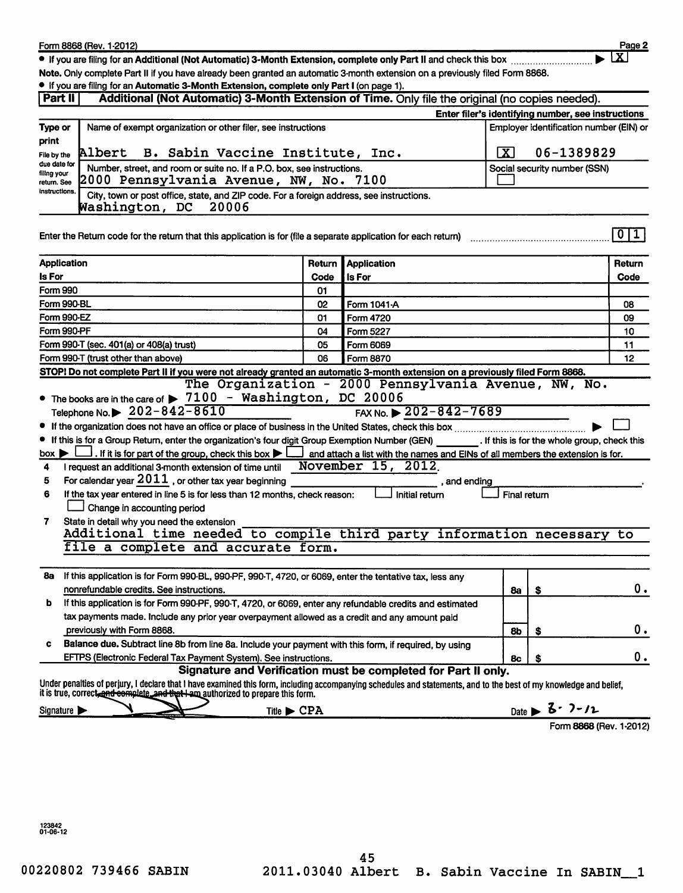Form 8868 (Rev. 1-2012)

- If you are filing for an **Additional (Not Automatic) 3-Month Extension, complete only Part II** and check this box ▶ [X]

**Note.** Only complete Part II if you have already been granted an automatic 3-month extension on a previously filed Form 8868.

- If you are filing for an **Automatic 3-Month Extension, complete only Part I** (on page 1).

## Part II Additional (Not Automatic) 3-Month Extension of Time. Only file the original (no copies needed).

**Enter filer's identifying number, see instructions**

| Type or print | Name of exempt organization or other filer, see instructions | Employer identification number (EIN) or |
|---|---|---|
| File by the due date for filing your return. See instructions. | Albert B. Sabin Vaccine Institute, Inc. | [X] 06-1389829 |
| | Number, street, and room or suite no. If a P.O. box, see instructions. 2000 Pennsylvania Avenue, NW, No. 7100 | Social security number (SSN) [ ] |
| | City, town or post office, state, and ZIP code. For a foreign address, see instructions. Washington, DC 20006 | |

Enter the Return code for the return that this application is for (file a separate application for each return) 0 1

| Application Is For | Return Code | Application Is For | Return Code |
|---|---|---|---|
| Form 990 | 01 | | |
| Form 990-BL | 02 | Form 1041-A | 08 |
| Form 990-EZ | 01 | Form 4720 | 09 |
| Form 990-PF | 04 | Form 5227 | 10 |
| Form 990-T (sec. 401(a) or 408(a) trust) | 05 | Form 6069 | 11 |
| Form 990-T (trust other than above) | 06 | Form 8870 | 12 |

**STOP! Do not complete Part II if you were not already granted an automatic 3-month extension on a previously filed Form 8868.**

- The books are in the care of ▶ The Organization - 2000 Pennsylvania Avenue, NW, No. 7100 - Washington, DC 20006

  Telephone No. ▶ 202-842-8610 FAX No. ▶ 202-842-7689

- If the organization does not have an office or place of business in the United States, check this box ▶ [ ]
- If this is for a Group Return, enter the organization's four digit Group Exemption Number (GEN) _______ . If this is for the whole group, check this box ▶ [ ] . If it is for part of the group, check this box ▶ [ ] and attach a list with the names and EINs of all members the extension is for.

4 I request an additional 3-month extension of time until November 15, 2012.

5 For calendar year 2011 , or other tax year beginning ____________, and ending ____________.

6 If the tax year entered in line 5 is for less than 12 months, check reason: [ ] Initial return [ ] Final return [ ] Change in accounting period

7 State in detail why you need the extension
Additional time needed to compile third party information necessary to file a complete and accurate form.

| | | | |
|---|---|---|---|
| **8a** | If this application is for Form 990-BL, 990-PF, 990-T, 4720, or 6069, enter the tentative tax, less any nonrefundable credits. See instructions. | 8a | $ 0. |
| **b** | If this application is for Form 990-PF, 990-T, 4720, or 6069, enter any refundable credits and estimated tax payments made. Include any prior year overpayment allowed as a credit and any amount paid previously with Form 8868. | 8b | $ 0. |
| **c** | **Balance due.** Subtract line 8b from line 8a. Include your payment with this form, if required, by using EFTPS (Electronic Federal Tax Payment System). See instructions. | 8c | $ 0. |

**Signature and Verification must be completed for Part II only.**

Under penalties of perjury, I declare that I have examined this form, including accompanying schedules and statements, and to the best of my knowledge and belief, it is true, correct, and complete, and that I am authorized to prepare this form.

Signature ▶ [signature] Title ▶ CPA Date ▶ 8-7-12

Form 8868 (Rev. 1-2012)

123842
01-06-12

00220802 739466 SABIN 2011.03040 Albert B. Sabin Vaccine In SABIN__1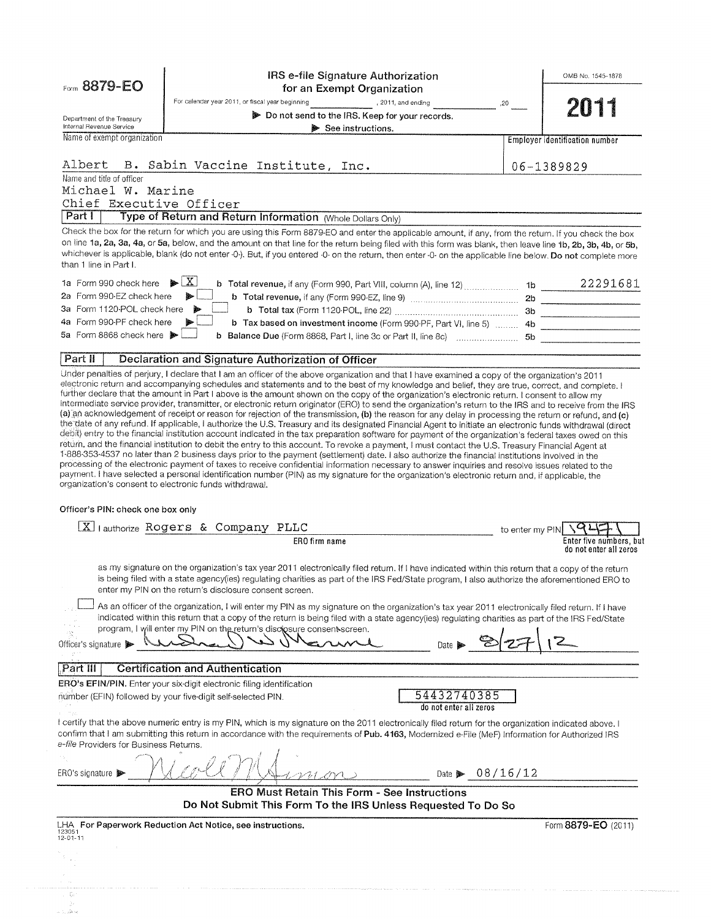Form **8879-EO**

Department of the Treasury
Internal Revenue Service

# IRS e-file Signature Authorization for an Exempt Organization

For calendar year 2011, or fiscal year beginning ____________, 2011, and ending ____________, 20___

▶ Do not send to the IRS. Keep for your records.

▶ See instructions.

OMB No. 1545-1878

**2011**

| Name of exempt organization | Employer identification number |
|---|---|
| Albert B. Sabin Vaccine Institute, Inc. | 06-1389829 |

Name and title of officer
Michael W. Marine
Chief Executive Officer

## Part I — Type of Return and Return Information (Whole Dollars Only)

Check the box for the return for which you are using this Form 8879-EO and enter the applicable amount, if any, from the return. If you check the box on line 1a, 2a, 3a, 4a, or 5a, below, and the amount on that line for the return being filed with this form was blank, then leave line 1b, 2b, 3b, 4b, or 5b, whichever is applicable, blank (do not enter -0-). But, if you entered -0- on the return, then enter -0- on the applicable line below. **Do not** complete more than 1 line in Part I.

| | | | |
|---|---|---|---|
| 1a Form 990 check here ▶ [X] | **b Total revenue,** if any (Form 990, Part VIII, column (A), line 12) | 1b | 22291681 |
| 2a Form 990-EZ check here ▶ [ ] | **b Total revenue,** if any (Form 990-EZ, line 9) | 2b | |
| 3a Form 1120-POL check here ▶ [ ] | **b Total tax** (Form 1120-POL, line 22) | 3b | |
| 4a Form 990-PF check here ▶ [ ] | **b Tax based on investment income** (Form 990-PF, Part VI, line 5) | 4b | |
| 5a Form 8868 check here ▶ [ ] | **b Balance Due** (Form 8868, Part I, line 3c or Part II, line 8c) | 5b | |

## Part II — Declaration and Signature Authorization of Officer

Under penalties of perjury, I declare that I am an officer of the above organization and that I have examined a copy of the organization's 2011 electronic return and accompanying schedules and statements and to the best of my knowledge and belief, they are true, correct, and complete. I further declare that the amount in Part I above is the amount shown on the copy of the organization's electronic return. I consent to allow my intermediate service provider, transmitter, or electronic return originator (ERO) to send the organization's return to the IRS and to receive from the IRS (a) an acknowledgement of receipt or reason for rejection of the transmission, (b) the reason for any delay in processing the return or refund, and (c) the date of any refund. If applicable, I authorize the U.S. Treasury and its designated Financial Agent to initiate an electronic funds withdrawal (direct debit) entry to the financial institution account indicated in the tax preparation software for payment of the organization's federal taxes owed on this return, and the financial institution to debit the entry to this account. To revoke a payment, I must contact the U.S. Treasury Financial Agent at 1-888-353-4537 no later than 2 business days prior to the payment (settlement) date. I also authorize the financial institutions involved in the processing of the electronic payment of taxes to receive confidential information necessary to answer inquiries and resolve issues related to the payment. I have selected a personal identification number (PIN) as my signature for the organization's electronic return and, if applicable, the organization's consent to electronic funds withdrawal.

**Officer's PIN: check one box only**

[X] I authorize Rogers & Company PLLC (ERO firm name) to enter my PIN 19471 (Enter five numbers, but do not enter all zeros)

as my signature on the organization's tax year 2011 electronically filed return. If I have indicated within this return that a copy of the return is being filed with a state agency(ies) regulating charities as part of the IRS Fed/State program, I also authorize the aforementioned ERO to enter my PIN on the return's disclosure consent screen.

[ ] As an officer of the organization, I will enter my PIN as my signature on the organization's tax year 2011 electronically filed return. If I have indicated within this return that a copy of the return is being filed with a state agency(ies) regulating charities as part of the IRS Fed/State program, I will enter my PIN on the return's disclosure consent screen.

Officer's signature ▶ [signature] Date ▶ 8/27/12

## Part III — Certification and Authentication

**ERO's EFIN/PIN.** Enter your six-digit electronic filing identification number (EFIN) followed by your five-digit self-selected PIN. 54432740385 (do not enter all zeros)

I certify that the above numeric entry is my PIN, which is my signature on the 2011 electronically filed return for the organization indicated above. I confirm that I am submitting this return in accordance with the requirements of **Pub. 4163**, Modernized e-File (MeF) Information for Authorized IRS *e-file* Providers for Business Returns.

ERO's signature ▶ [signature] Date ▶ 08/16/12

**ERO Must Retain This Form - See Instructions**
**Do Not Submit This Form To the IRS Unless Requested To Do So**

LHA For Paperwork Reduction Act Notice, see instructions.
123051
12-01-11

Form **8879-EO** (2011)